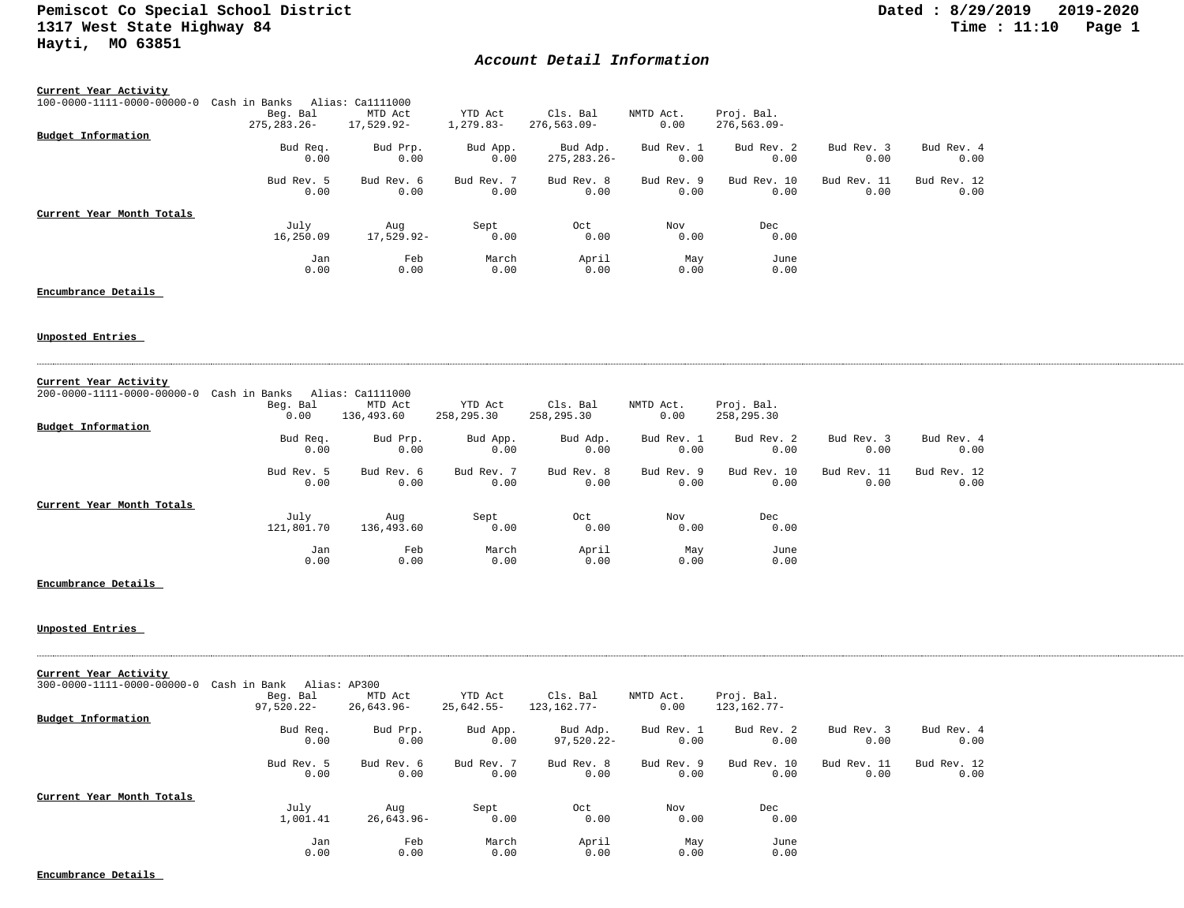Pemiscot Co Special School District
1317 West State Highway 84
Hayti, MO 63851

Dated : 8/29/2019 2019-2020
Time : 11:10

## *Account Detail Information*

**Current Year Activity**

100-0000-1111-0000-00000-0 Cash in Banks Alias: Ca1111000

| Beg. Bal | MTD Act | YTD Act | Cls. Bal | NMTD Act. | Proj. Bal. |
|---|---|---|---|---|---|
| 275,283.26- | 17,529.92- | 1,279.83- | 276,563.09- | 0.00 | 276,563.09- |

**Budget Information**

| Bud Req. | Bud Prp. | Bud App. | Bud Adp. | Bud Rev. 1 | Bud Rev. 2 | Bud Rev. 3 | Bud Rev. 4 |
|---|---|---|---|---|---|---|---|
| 0.00 | 0.00 | 0.00 | 275,283.26- | 0.00 | 0.00 | 0.00 | 0.00 |

| Bud Rev. 5 | Bud Rev. 6 | Bud Rev. 7 | Bud Rev. 8 | Bud Rev. 9 | Bud Rev. 10 | Bud Rev. 11 | Bud Rev. 12 |
|---|---|---|---|---|---|---|---|
| 0.00 | 0.00 | 0.00 | 0.00 | 0.00 | 0.00 | 0.00 | 0.00 |

**Current Year Month Totals**

| July | Aug | Sept | Oct | Nov | Dec |
|---|---|---|---|---|---|
| 16,250.09 | 17,529.92- | 0.00 | 0.00 | 0.00 | 0.00 |

| Jan | Feb | March | April | May | June |
|---|---|---|---|---|---|
| 0.00 | 0.00 | 0.00 | 0.00 | 0.00 | 0.00 |

**Encumbrance Details**

**Unposted Entries**

---

**Current Year Activity**

200-0000-1111-0000-00000-0 Cash in Banks Alias: Ca1111000

| Beg. Bal | MTD Act | YTD Act | Cls. Bal | NMTD Act. | Proj. Bal. |
|---|---|---|---|---|---|
| 0.00 | 136,493.60 | 258,295.30 | 258,295.30 | 0.00 | 258,295.30 |

**Budget Information**

| Bud Req. | Bud Prp. | Bud App. | Bud Adp. | Bud Rev. 1 | Bud Rev. 2 | Bud Rev. 3 | Bud Rev. 4 |
|---|---|---|---|---|---|---|---|
| 0.00 | 0.00 | 0.00 | 0.00 | 0.00 | 0.00 | 0.00 | 0.00 |

| Bud Rev. 5 | Bud Rev. 6 | Bud Rev. 7 | Bud Rev. 8 | Bud Rev. 9 | Bud Rev. 10 | Bud Rev. 11 | Bud Rev. 12 |
|---|---|---|---|---|---|---|---|
| 0.00 | 0.00 | 0.00 | 0.00 | 0.00 | 0.00 | 0.00 | 0.00 |

**Current Year Month Totals**

| July | Aug | Sept | Oct | Nov | Dec |
|---|---|---|---|---|---|
| 121,801.70 | 136,493.60 | 0.00 | 0.00 | 0.00 | 0.00 |

| Jan | Feb | March | April | May | June |
|---|---|---|---|---|---|
| 0.00 | 0.00 | 0.00 | 0.00 | 0.00 | 0.00 |

**Encumbrance Details**

**Unposted Entries**

---

**Current Year Activity**

300-0000-1111-0000-00000-0 Cash in Bank Alias: AP300

| Beg. Bal | MTD Act | YTD Act | Cls. Bal | NMTD Act. | Proj. Bal. |
|---|---|---|---|---|---|
| 97,520.22- | 26,643.96- | 25,642.55- | 123,162.77- | 0.00 | 123,162.77- |

**Budget Information**

| Bud Req. | Bud Prp. | Bud App. | Bud Adp. | Bud Rev. 1 | Bud Rev. 2 | Bud Rev. 3 | Bud Rev. 4 |
|---|---|---|---|---|---|---|---|
| 0.00 | 0.00 | 0.00 | 97,520.22- | 0.00 | 0.00 | 0.00 | 0.00 |

| Bud Rev. 5 | Bud Rev. 6 | Bud Rev. 7 | Bud Rev. 8 | Bud Rev. 9 | Bud Rev. 10 | Bud Rev. 11 | Bud Rev. 12 |
|---|---|---|---|---|---|---|---|
| 0.00 | 0.00 | 0.00 | 0.00 | 0.00 | 0.00 | 0.00 | 0.00 |

**Current Year Month Totals**

| July | Aug | Sept | Oct | Nov | Dec |
|---|---|---|---|---|---|
| 1,001.41 | 26,643.96- | 0.00 | 0.00 | 0.00 | 0.00 |

| Jan | Feb | March | April | May | June |
|---|---|---|---|---|---|
| 0.00 | 0.00 | 0.00 | 0.00 | 0.00 | 0.00 |

**Encumbrance Details**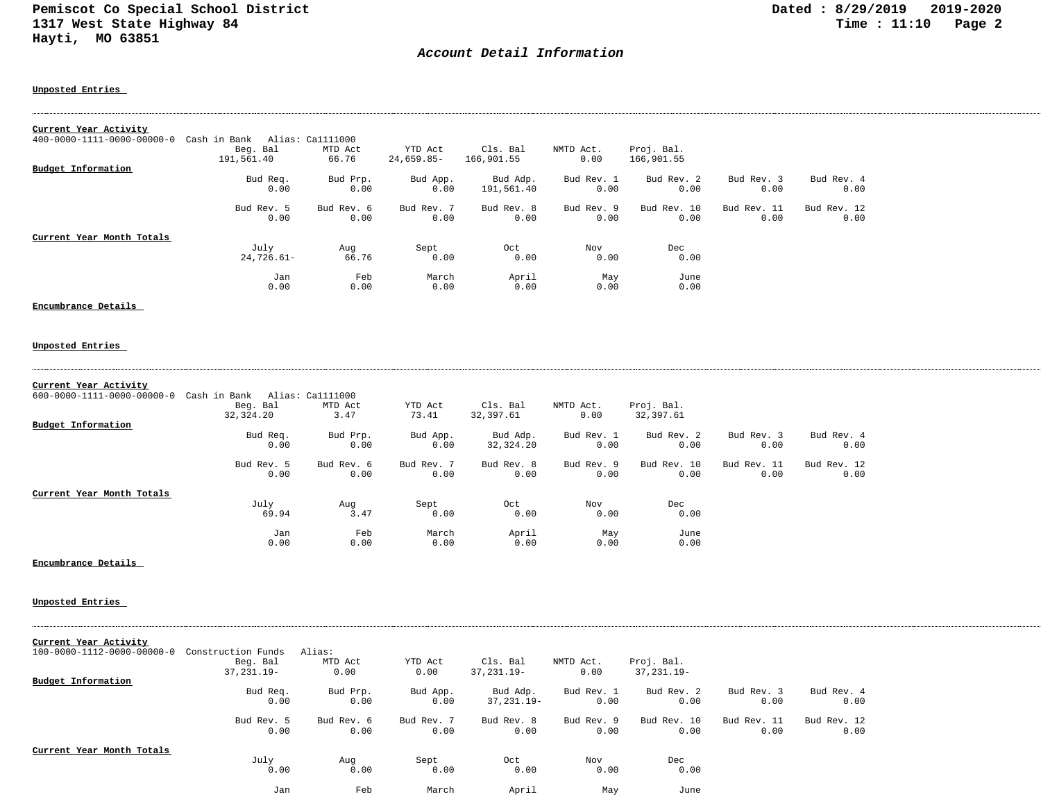# Account Detail Information

**Unposted Entries**

---

**Current Year Activity**

400-0000-1111-0000-00000-0 Cash in Bank Alias: Ca1111000

| Beg. Bal | MTD Act | YTD Act | Cls. Bal | NMTD Act. | Proj. Bal. |
|---|---|---|---|---|---|
| 191,561.40 | 66.76 | 24,659.85- | 166,901.55 | 0.00 | 166,901.55 |

**Budget Information**

| Bud Req. | Bud Prp. | Bud App. | Bud Adp. | Bud Rev. 1 | Bud Rev. 2 | Bud Rev. 3 | Bud Rev. 4 |
|---|---|---|---|---|---|---|---|
| 0.00 | 0.00 | 0.00 | 191,561.40 | 0.00 | 0.00 | 0.00 | 0.00 |

| Bud Rev. 5 | Bud Rev. 6 | Bud Rev. 7 | Bud Rev. 8 | Bud Rev. 9 | Bud Rev. 10 | Bud Rev. 11 | Bud Rev. 12 |
|---|---|---|---|---|---|---|---|
| 0.00 | 0.00 | 0.00 | 0.00 | 0.00 | 0.00 | 0.00 | 0.00 |

**Current Year Month Totals**

| July | Aug | Sept | Oct | Nov | Dec |
|---|---|---|---|---|---|
| 24,726.61- | 66.76 | 0.00 | 0.00 | 0.00 | 0.00 |

| Jan | Feb | March | April | May | June |
|---|---|---|---|---|---|
| 0.00 | 0.00 | 0.00 | 0.00 | 0.00 | 0.00 |

**Encumbrance Details**

**Unposted Entries**

---

**Current Year Activity**

600-0000-1111-0000-00000-0 Cash in Bank Alias: Ca1111000

| Beg. Bal | MTD Act | YTD Act | Cls. Bal | NMTD Act. | Proj. Bal. |
|---|---|---|---|---|---|
| 32,324.20 | 3.47 | 73.41 | 32,397.61 | 0.00 | 32,397.61 |

**Budget Information**

| Bud Req. | Bud Prp. | Bud App. | Bud Adp. | Bud Rev. 1 | Bud Rev. 2 | Bud Rev. 3 | Bud Rev. 4 |
|---|---|---|---|---|---|---|---|
| 0.00 | 0.00 | 0.00 | 32,324.20 | 0.00 | 0.00 | 0.00 | 0.00 |

| Bud Rev. 5 | Bud Rev. 6 | Bud Rev. 7 | Bud Rev. 8 | Bud Rev. 9 | Bud Rev. 10 | Bud Rev. 11 | Bud Rev. 12 |
|---|---|---|---|---|---|---|---|
| 0.00 | 0.00 | 0.00 | 0.00 | 0.00 | 0.00 | 0.00 | 0.00 |

**Current Year Month Totals**

| July | Aug | Sept | Oct | Nov | Dec |
|---|---|---|---|---|---|
| 69.94 | 3.47 | 0.00 | 0.00 | 0.00 | 0.00 |

| Jan | Feb | March | April | May | June |
|---|---|---|---|---|---|
| 0.00 | 0.00 | 0.00 | 0.00 | 0.00 | 0.00 |

**Encumbrance Details**

**Unposted Entries**

---

**Current Year Activity**

100-0000-1112-0000-00000-0 Construction Funds Alias:

| Beg. Bal | MTD Act | YTD Act | Cls. Bal | NMTD Act. | Proj. Bal. |
|---|---|---|---|---|---|
| 37,231.19- | 0.00 | 0.00 | 37,231.19- | 0.00 | 37,231.19- |

**Budget Information**

| Bud Req. | Bud Prp. | Bud App. | Bud Adp. | Bud Rev. 1 | Bud Rev. 2 | Bud Rev. 3 | Bud Rev. 4 |
|---|---|---|---|---|---|---|---|
| 0.00 | 0.00 | 0.00 | 37,231.19- | 0.00 | 0.00 | 0.00 | 0.00 |

| Bud Rev. 5 | Bud Rev. 6 | Bud Rev. 7 | Bud Rev. 8 | Bud Rev. 9 | Bud Rev. 10 | Bud Rev. 11 | Bud Rev. 12 |
|---|---|---|---|---|---|---|---|
| 0.00 | 0.00 | 0.00 | 0.00 | 0.00 | 0.00 | 0.00 | 0.00 |

**Current Year Month Totals**

| July | Aug | Sept | Oct | Nov | Dec |
|---|---|---|---|---|---|
| 0.00 | 0.00 | 0.00 | 0.00 | 0.00 | 0.00 |

| Jan | Feb | March | April | May | June |
|---|---|---|---|---|---|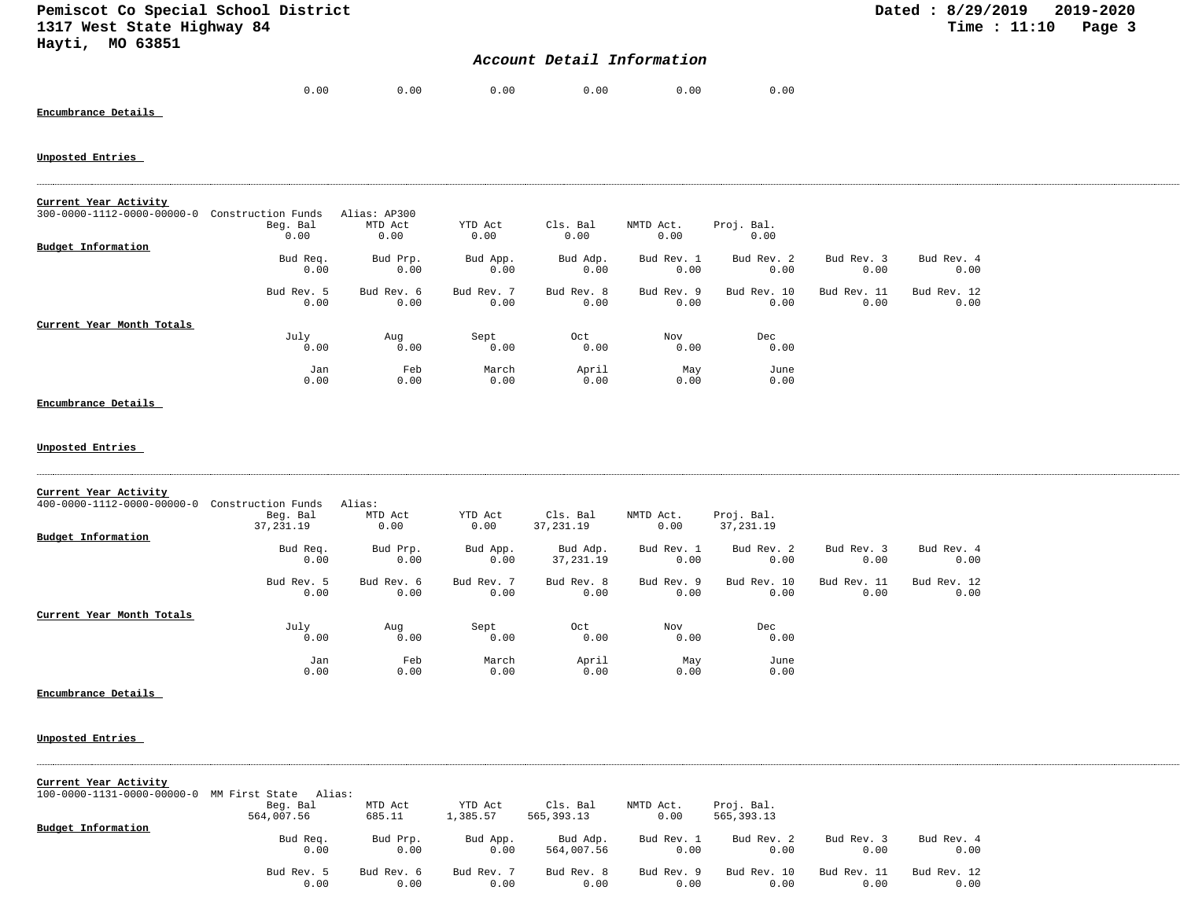## Account Detail Information

| 0.00 | 0.00 | 0.00 | 0.00 | 0.00 | 0.00 |
|---|---|---|---|---|---|

**Encumbrance Details**

**Unposted Entries**

---

**Current Year Activity**

300-0000-1112-0000-00000-0 Construction Funds Alias: AP300

| Beg. Bal | MTD Act | YTD Act | Cls. Bal | NMTD Act. | Proj. Bal. |
|---|---|---|---|---|---|
| 0.00 | 0.00 | 0.00 | 0.00 | 0.00 | 0.00 |

**Budget Information**

| Bud Req. | Bud Prp. | Bud App. | Bud Adp. | Bud Rev. 1 | Bud Rev. 2 | Bud Rev. 3 | Bud Rev. 4 |
|---|---|---|---|---|---|---|---|
| 0.00 | 0.00 | 0.00 | 0.00 | 0.00 | 0.00 | 0.00 | 0.00 |
| **Bud Rev. 5** | **Bud Rev. 6** | **Bud Rev. 7** | **Bud Rev. 8** | **Bud Rev. 9** | **Bud Rev. 10** | **Bud Rev. 11** | **Bud Rev. 12** |
| 0.00 | 0.00 | 0.00 | 0.00 | 0.00 | 0.00 | 0.00 | 0.00 |

**Current Year Month Totals**

| July | Aug | Sept | Oct | Nov | Dec |
|---|---|---|---|---|---|
| 0.00 | 0.00 | 0.00 | 0.00 | 0.00 | 0.00 |
| **Jan** | **Feb** | **March** | **April** | **May** | **June** |
| 0.00 | 0.00 | 0.00 | 0.00 | 0.00 | 0.00 |

**Encumbrance Details**

**Unposted Entries**

---

**Current Year Activity**

400-0000-1112-0000-00000-0 Construction Funds Alias:

| Beg. Bal | MTD Act | YTD Act | Cls. Bal | NMTD Act. | Proj. Bal. |
|---|---|---|---|---|---|
| 37,231.19 | 0.00 | 0.00 | 37,231.19 | 0.00 | 37,231.19 |

**Budget Information**

| Bud Req. | Bud Prp. | Bud App. | Bud Adp. | Bud Rev. 1 | Bud Rev. 2 | Bud Rev. 3 | Bud Rev. 4 |
|---|---|---|---|---|---|---|---|
| 0.00 | 0.00 | 0.00 | 37,231.19 | 0.00 | 0.00 | 0.00 | 0.00 |
| **Bud Rev. 5** | **Bud Rev. 6** | **Bud Rev. 7** | **Bud Rev. 8** | **Bud Rev. 9** | **Bud Rev. 10** | **Bud Rev. 11** | **Bud Rev. 12** |
| 0.00 | 0.00 | 0.00 | 0.00 | 0.00 | 0.00 | 0.00 | 0.00 |

**Current Year Month Totals**

| July | Aug | Sept | Oct | Nov | Dec |
|---|---|---|---|---|---|
| 0.00 | 0.00 | 0.00 | 0.00 | 0.00 | 0.00 |
| **Jan** | **Feb** | **March** | **April** | **May** | **June** |
| 0.00 | 0.00 | 0.00 | 0.00 | 0.00 | 0.00 |

**Encumbrance Details**

**Unposted Entries**

---

**Current Year Activity**

100-0000-1131-0000-00000-0 MM First State Alias:

| Beg. Bal | MTD Act | YTD Act | Cls. Bal | NMTD Act. | Proj. Bal. |
|---|---|---|---|---|---|
| 564,007.56 | 685.11 | 1,385.57 | 565,393.13 | 0.00 | 565,393.13 |

**Budget Information**

| Bud Req. | Bud Prp. | Bud App. | Bud Adp. | Bud Rev. 1 | Bud Rev. 2 | Bud Rev. 3 | Bud Rev. 4 |
|---|---|---|---|---|---|---|---|
| 0.00 | 0.00 | 0.00 | 564,007.56 | 0.00 | 0.00 | 0.00 | 0.00 |
| **Bud Rev. 5** | **Bud Rev. 6** | **Bud Rev. 7** | **Bud Rev. 8** | **Bud Rev. 9** | **Bud Rev. 10** | **Bud Rev. 11** | **Bud Rev. 12** |
| 0.00 | 0.00 | 0.00 | 0.00 | 0.00 | 0.00 | 0.00 | 0.00 |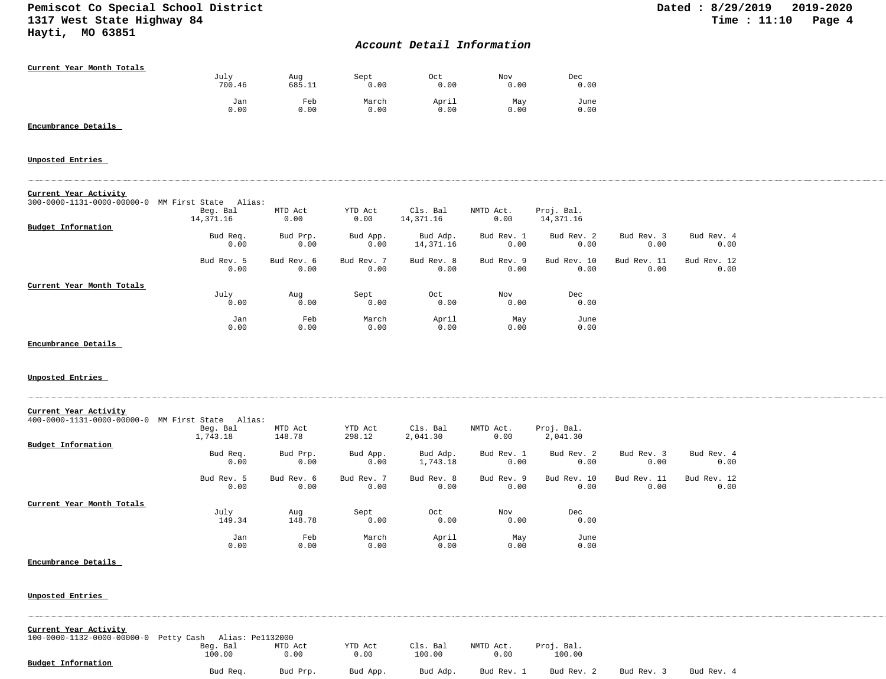**Current Year Month Totals**

| July | Aug | Sept | Oct | Nov | Dec |
|---|---|---|---|---|---|
| 700.46 | 685.11 | 0.00 | 0.00 | 0.00 | 0.00 |

| Jan | Feb | March | April | May | June |
|---|---|---|---|---|---|
| 0.00 | 0.00 | 0.00 | 0.00 | 0.00 | 0.00 |

**Encumbrance Details**

**Unposted Entries**

---

**Current Year Activity**

300-0000-1131-0000-00000-0 MM First State Alias:

| Beg. Bal | MTD Act | YTD Act | Cls. Bal | NMTD Act. | Proj. Bal. |
|---|---|---|---|---|---|
| 14,371.16 | 0.00 | 0.00 | 14,371.16 | 0.00 | 14,371.16 |

**Budget Information**

| Bud Req. | Bud Prp. | Bud App. | Bud Adp. | Bud Rev. 1 | Bud Rev. 2 | Bud Rev. 3 | Bud Rev. 4 |
|---|---|---|---|---|---|---|---|
| 0.00 | 0.00 | 0.00 | 14,371.16 | 0.00 | 0.00 | 0.00 | 0.00 |

| Bud Rev. 5 | Bud Rev. 6 | Bud Rev. 7 | Bud Rev. 8 | Bud Rev. 9 | Bud Rev. 10 | Bud Rev. 11 | Bud Rev. 12 |
|---|---|---|---|---|---|---|---|
| 0.00 | 0.00 | 0.00 | 0.00 | 0.00 | 0.00 | 0.00 | 0.00 |

**Current Year Month Totals**

| July | Aug | Sept | Oct | Nov | Dec |
|---|---|---|---|---|---|
| 0.00 | 0.00 | 0.00 | 0.00 | 0.00 | 0.00 |

| Jan | Feb | March | April | May | June |
|---|---|---|---|---|---|
| 0.00 | 0.00 | 0.00 | 0.00 | 0.00 | 0.00 |

**Encumbrance Details**

**Unposted Entries**

---

**Current Year Activity**

400-0000-1131-0000-00000-0 MM First State Alias:

| Beg. Bal | MTD Act | YTD Act | Cls. Bal | NMTD Act. | Proj. Bal. |
|---|---|---|---|---|---|
| 1,743.18 | 148.78 | 298.12 | 2,041.30 | 0.00 | 2,041.30 |

**Budget Information**

| Bud Req. | Bud Prp. | Bud App. | Bud Adp. | Bud Rev. 1 | Bud Rev. 2 | Bud Rev. 3 | Bud Rev. 4 |
|---|---|---|---|---|---|---|---|
| 0.00 | 0.00 | 0.00 | 1,743.18 | 0.00 | 0.00 | 0.00 | 0.00 |

| Bud Rev. 5 | Bud Rev. 6 | Bud Rev. 7 | Bud Rev. 8 | Bud Rev. 9 | Bud Rev. 10 | Bud Rev. 11 | Bud Rev. 12 |
|---|---|---|---|---|---|---|---|
| 0.00 | 0.00 | 0.00 | 0.00 | 0.00 | 0.00 | 0.00 | 0.00 |

**Current Year Month Totals**

| July | Aug | Sept | Oct | Nov | Dec |
|---|---|---|---|---|---|
| 149.34 | 148.78 | 0.00 | 0.00 | 0.00 | 0.00 |

| Jan | Feb | March | April | May | June |
|---|---|---|---|---|---|
| 0.00 | 0.00 | 0.00 | 0.00 | 0.00 | 0.00 |

**Encumbrance Details**

**Unposted Entries**

---

**Current Year Activity**

100-0000-1132-0000-00000-0 Petty Cash Alias: Pe1132000

| Beg. Bal | MTD Act | YTD Act | Cls. Bal | NMTD Act. | Proj. Bal. |
|---|---|---|---|---|---|
| 100.00 | 0.00 | 0.00 | 100.00 | 0.00 | 100.00 |

**Budget Information**

| Bud Req. | Bud Prp. | Bud App. | Bud Adp. | Bud Rev. 1 | Bud Rev. 2 | Bud Rev. 3 | Bud Rev. 4 |
|---|---|---|---|---|---|---|---|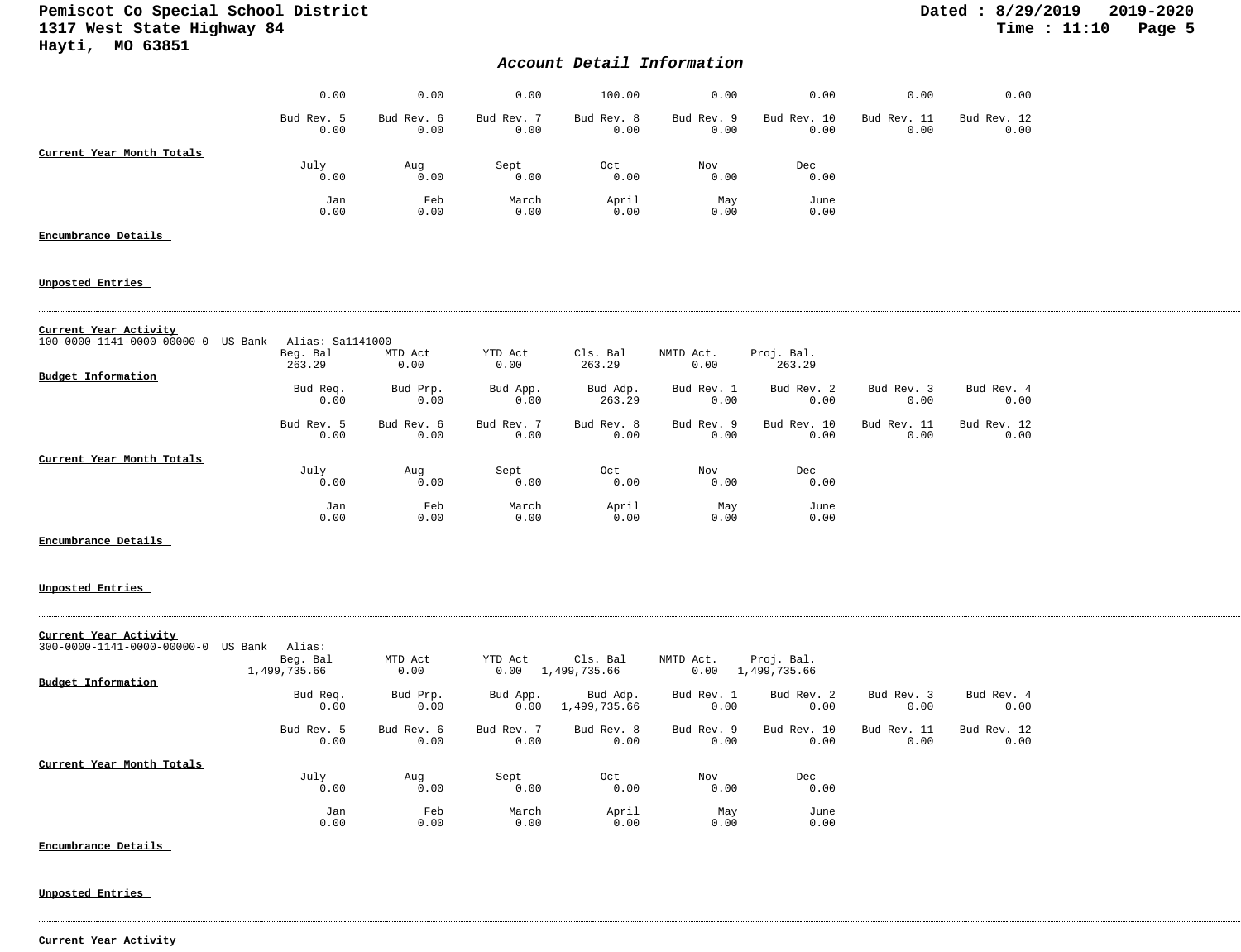## Account Detail Information

| | | | | | | | |
|---|---|---|---|---|---|---|---|
| 0.00 | 0.00 | 0.00 | 100.00 | 0.00 | 0.00 | 0.00 | 0.00 |

| Bud Rev. 5 | Bud Rev. 6 | Bud Rev. 7 | Bud Rev. 8 | Bud Rev. 9 | Bud Rev. 10 | Bud Rev. 11 | Bud Rev. 12 |
|---|---|---|---|---|---|---|---|
| 0.00 | 0.00 | 0.00 | 0.00 | 0.00 | 0.00 | 0.00 | 0.00 |

**Current Year Month Totals**

| July | Aug | Sept | Oct | Nov | Dec |
|---|---|---|---|---|---|
| 0.00 | 0.00 | 0.00 | 0.00 | 0.00 | 0.00 |

| Jan | Feb | March | April | May | June |
|---|---|---|---|---|---|
| 0.00 | 0.00 | 0.00 | 0.00 | 0.00 | 0.00 |

**Encumbrance Details**

**Unposted Entries**

---

**Current Year Activity**

100-0000-1141-0000-00000-0 US Bank Alias: Sa1141000

| Beg. Bal | MTD Act | YTD Act | Cls. Bal | NMTD Act. | Proj. Bal. |
|---|---|---|---|---|---|
| 263.29 | 0.00 | 0.00 | 263.29 | 0.00 | 263.29 |

**Budget Information**

| Bud Req. | Bud Prp. | Bud App. | Bud Adp. | Bud Rev. 1 | Bud Rev. 2 | Bud Rev. 3 | Bud Rev. 4 |
|---|---|---|---|---|---|---|---|
| 0.00 | 0.00 | 0.00 | 263.29 | 0.00 | 0.00 | 0.00 | 0.00 |

| Bud Rev. 5 | Bud Rev. 6 | Bud Rev. 7 | Bud Rev. 8 | Bud Rev. 9 | Bud Rev. 10 | Bud Rev. 11 | Bud Rev. 12 |
|---|---|---|---|---|---|---|---|
| 0.00 | 0.00 | 0.00 | 0.00 | 0.00 | 0.00 | 0.00 | 0.00 |

**Current Year Month Totals**

| July | Aug | Sept | Oct | Nov | Dec |
|---|---|---|---|---|---|
| 0.00 | 0.00 | 0.00 | 0.00 | 0.00 | 0.00 |

| Jan | Feb | March | April | May | June |
|---|---|---|---|---|---|
| 0.00 | 0.00 | 0.00 | 0.00 | 0.00 | 0.00 |

**Encumbrance Details**

**Unposted Entries**

---

**Current Year Activity**

300-0000-1141-0000-00000-0 US Bank Alias:

| Beg. Bal | MTD Act | YTD Act | Cls. Bal | NMTD Act. | Proj. Bal. |
|---|---|---|---|---|---|
| 1,499,735.66 | 0.00 | 0.00 | 1,499,735.66 | 0.00 | 1,499,735.66 |

**Budget Information**

| Bud Req. | Bud Prp. | Bud App. | Bud Adp. | Bud Rev. 1 | Bud Rev. 2 | Bud Rev. 3 | Bud Rev. 4 |
|---|---|---|---|---|---|---|---|
| 0.00 | 0.00 | 0.00 | 1,499,735.66 | 0.00 | 0.00 | 0.00 | 0.00 |

| Bud Rev. 5 | Bud Rev. 6 | Bud Rev. 7 | Bud Rev. 8 | Bud Rev. 9 | Bud Rev. 10 | Bud Rev. 11 | Bud Rev. 12 |
|---|---|---|---|---|---|---|---|
| 0.00 | 0.00 | 0.00 | 0.00 | 0.00 | 0.00 | 0.00 | 0.00 |

**Current Year Month Totals**

| July | Aug | Sept | Oct | Nov | Dec |
|---|---|---|---|---|---|
| 0.00 | 0.00 | 0.00 | 0.00 | 0.00 | 0.00 |

| Jan | Feb | March | April | May | June |
|---|---|---|---|---|---|
| 0.00 | 0.00 | 0.00 | 0.00 | 0.00 | 0.00 |

**Encumbrance Details**

**Unposted Entries**

---

**Current Year Activity**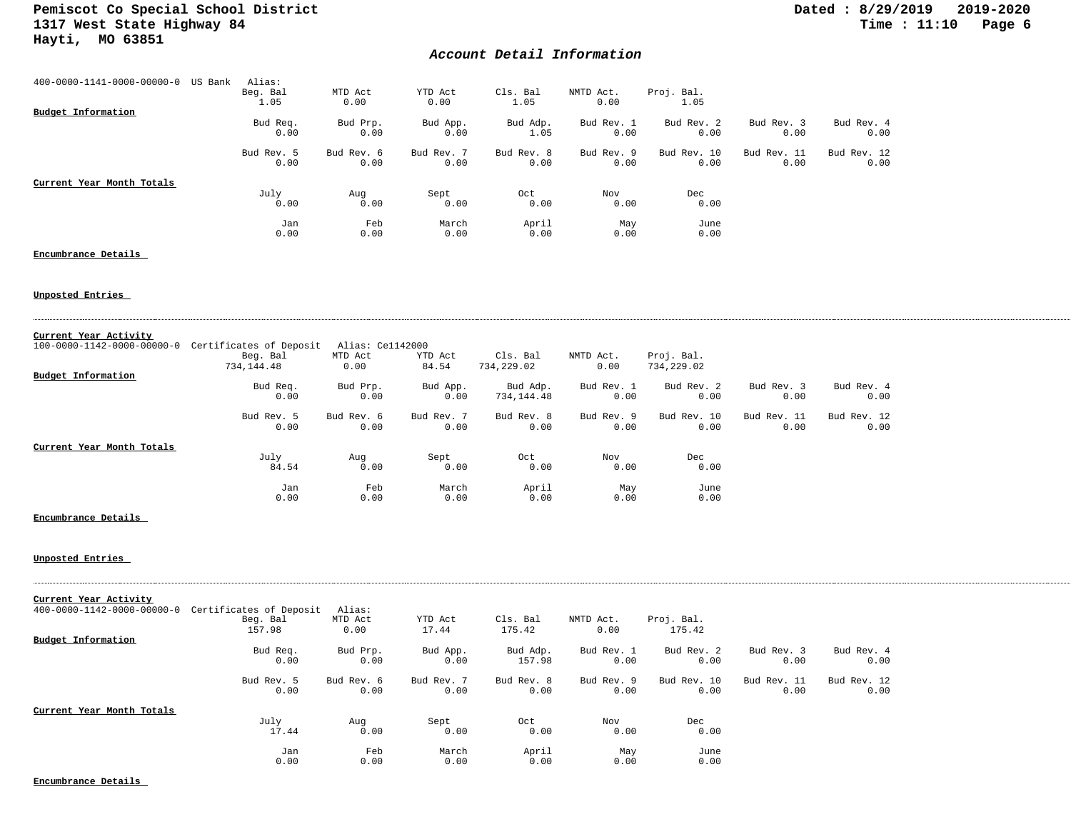## Account Detail Information

400-0000-1141-0000-00000-0 US Bank Alias:

| Beg. Bal | MTD Act | YTD Act | Cls. Bal | NMTD Act. | Proj. Bal. |
|---|---|---|---|---|---|
| 1.05 | 0.00 | 0.00 | 1.05 | 0.00 | 1.05 |

**Budget Information**

| Bud Req. | Bud Prp. | Bud App. | Bud Adp. | Bud Rev. 1 | Bud Rev. 2 | Bud Rev. 3 | Bud Rev. 4 |
|---|---|---|---|---|---|---|---|
| 0.00 | 0.00 | 0.00 | 1.05 | 0.00 | 0.00 | 0.00 | 0.00 |

| Bud Rev. 5 | Bud Rev. 6 | Bud Rev. 7 | Bud Rev. 8 | Bud Rev. 9 | Bud Rev. 10 | Bud Rev. 11 | Bud Rev. 12 |
|---|---|---|---|---|---|---|---|
| 0.00 | 0.00 | 0.00 | 0.00 | 0.00 | 0.00 | 0.00 | 0.00 |

**Current Year Month Totals**

| July | Aug | Sept | Oct | Nov | Dec |
|---|---|---|---|---|---|
| 0.00 | 0.00 | 0.00 | 0.00 | 0.00 | 0.00 |

| Jan | Feb | March | April | May | June |
|---|---|---|---|---|---|
| 0.00 | 0.00 | 0.00 | 0.00 | 0.00 | 0.00 |

**Encumbrance Details**

**Unposted Entries**

---

**Current Year Activity**

100-0000-1142-0000-00000-0 Certificates of Deposit Alias: Ce1142000

| Beg. Bal | MTD Act | YTD Act | Cls. Bal | NMTD Act. | Proj. Bal. |
|---|---|---|---|---|---|
| 734,144.48 | 0.00 | 84.54 | 734,229.02 | 0.00 | 734,229.02 |

**Budget Information**

| Bud Req. | Bud Prp. | Bud App. | Bud Adp. | Bud Rev. 1 | Bud Rev. 2 | Bud Rev. 3 | Bud Rev. 4 |
|---|---|---|---|---|---|---|---|
| 0.00 | 0.00 | 0.00 | 734,144.48 | 0.00 | 0.00 | 0.00 | 0.00 |

| Bud Rev. 5 | Bud Rev. 6 | Bud Rev. 7 | Bud Rev. 8 | Bud Rev. 9 | Bud Rev. 10 | Bud Rev. 11 | Bud Rev. 12 |
|---|---|---|---|---|---|---|---|
| 0.00 | 0.00 | 0.00 | 0.00 | 0.00 | 0.00 | 0.00 | 0.00 |

**Current Year Month Totals**

| July | Aug | Sept | Oct | Nov | Dec |
|---|---|---|---|---|---|
| 84.54 | 0.00 | 0.00 | 0.00 | 0.00 | 0.00 |

| Jan | Feb | March | April | May | June |
|---|---|---|---|---|---|
| 0.00 | 0.00 | 0.00 | 0.00 | 0.00 | 0.00 |

**Encumbrance Details**

**Unposted Entries**

---

**Current Year Activity**

400-0000-1142-0000-00000-0 Certificates of Deposit Alias:

| Beg. Bal | MTD Act | YTD Act | Cls. Bal | NMTD Act. | Proj. Bal. |
|---|---|---|---|---|---|
| 157.98 | 0.00 | 17.44 | 175.42 | 0.00 | 175.42 |

**Budget Information**

| Bud Req. | Bud Prp. | Bud App. | Bud Adp. | Bud Rev. 1 | Bud Rev. 2 | Bud Rev. 3 | Bud Rev. 4 |
|---|---|---|---|---|---|---|---|
| 0.00 | 0.00 | 0.00 | 157.98 | 0.00 | 0.00 | 0.00 | 0.00 |

| Bud Rev. 5 | Bud Rev. 6 | Bud Rev. 7 | Bud Rev. 8 | Bud Rev. 9 | Bud Rev. 10 | Bud Rev. 11 | Bud Rev. 12 |
|---|---|---|---|---|---|---|---|
| 0.00 | 0.00 | 0.00 | 0.00 | 0.00 | 0.00 | 0.00 | 0.00 |

**Current Year Month Totals**

| July | Aug | Sept | Oct | Nov | Dec |
|---|---|---|---|---|---|
| 17.44 | 0.00 | 0.00 | 0.00 | 0.00 | 0.00 |

| Jan | Feb | March | April | May | June |
|---|---|---|---|---|---|
| 0.00 | 0.00 | 0.00 | 0.00 | 0.00 | 0.00 |

**Encumbrance Details**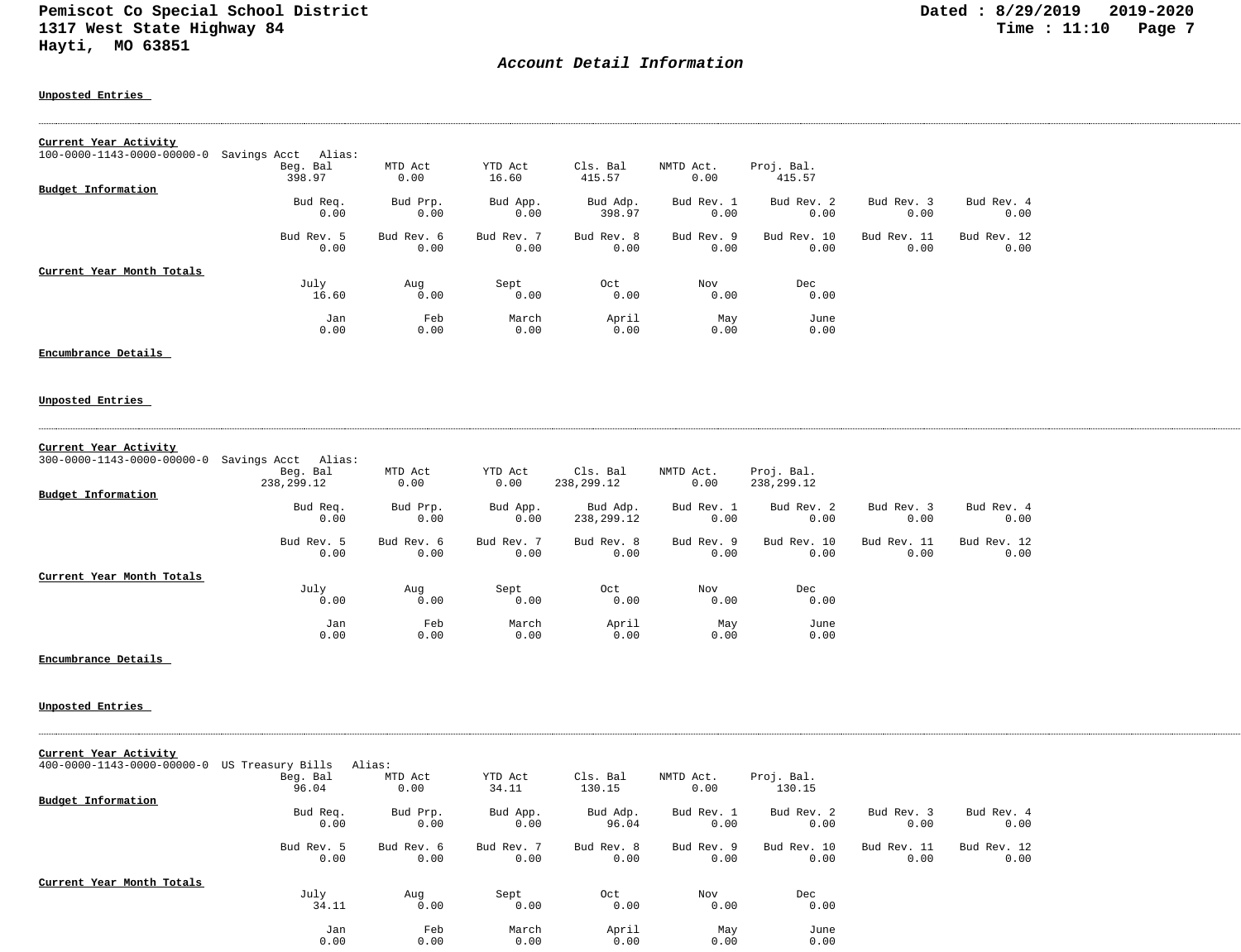Pemiscot Co Special School District
1317 West State Highway 84
Hayti, MO 63851

Dated : 8/29/2019 2019-2020
Time : 11:10

## *Account Detail Information*

**Unposted Entries**

---

**Current Year Activity**

100-0000-1143-0000-00000-0 Savings Acct Alias:

| Beg. Bal | MTD Act | YTD Act | Cls. Bal | NMTD Act. | Proj. Bal. |
|---|---|---|---|---|---|
| 398.97 | 0.00 | 16.60 | 415.57 | 0.00 | 415.57 |

**Budget Information**

| Bud Req. | Bud Prp. | Bud App. | Bud Adp. | Bud Rev. 1 | Bud Rev. 2 | Bud Rev. 3 | Bud Rev. 4 |
|---|---|---|---|---|---|---|---|
| 0.00 | 0.00 | 0.00 | 398.97 | 0.00 | 0.00 | 0.00 | 0.00 |
| **Bud Rev. 5** | **Bud Rev. 6** | **Bud Rev. 7** | **Bud Rev. 8** | **Bud Rev. 9** | **Bud Rev. 10** | **Bud Rev. 11** | **Bud Rev. 12** |
| 0.00 | 0.00 | 0.00 | 0.00 | 0.00 | 0.00 | 0.00 | 0.00 |

**Current Year Month Totals**

| July | Aug | Sept | Oct | Nov | Dec |
|---|---|---|---|---|---|
| 16.60 | 0.00 | 0.00 | 0.00 | 0.00 | 0.00 |
| **Jan** | **Feb** | **March** | **April** | **May** | **June** |
| 0.00 | 0.00 | 0.00 | 0.00 | 0.00 | 0.00 |

**Encumbrance Details**

**Unposted Entries**

---

**Current Year Activity**

300-0000-1143-0000-00000-0 Savings Acct Alias:

| Beg. Bal | MTD Act | YTD Act | Cls. Bal | NMTD Act. | Proj. Bal. |
|---|---|---|---|---|---|
| 238,299.12 | 0.00 | 0.00 | 238,299.12 | 0.00 | 238,299.12 |

**Budget Information**

| Bud Req. | Bud Prp. | Bud App. | Bud Adp. | Bud Rev. 1 | Bud Rev. 2 | Bud Rev. 3 | Bud Rev. 4 |
|---|---|---|---|---|---|---|---|
| 0.00 | 0.00 | 0.00 | 238,299.12 | 0.00 | 0.00 | 0.00 | 0.00 |
| **Bud Rev. 5** | **Bud Rev. 6** | **Bud Rev. 7** | **Bud Rev. 8** | **Bud Rev. 9** | **Bud Rev. 10** | **Bud Rev. 11** | **Bud Rev. 12** |
| 0.00 | 0.00 | 0.00 | 0.00 | 0.00 | 0.00 | 0.00 | 0.00 |

**Current Year Month Totals**

| July | Aug | Sept | Oct | Nov | Dec |
|---|---|---|---|---|---|
| 0.00 | 0.00 | 0.00 | 0.00 | 0.00 | 0.00 |
| **Jan** | **Feb** | **March** | **April** | **May** | **June** |
| 0.00 | 0.00 | 0.00 | 0.00 | 0.00 | 0.00 |

**Encumbrance Details**

**Unposted Entries**

---

**Current Year Activity**

400-0000-1143-0000-00000-0 US Treasury Bills Alias:

| Beg. Bal | MTD Act | YTD Act | Cls. Bal | NMTD Act. | Proj. Bal. |
|---|---|---|---|---|---|
| 96.04 | 0.00 | 34.11 | 130.15 | 0.00 | 130.15 |

**Budget Information**

| Bud Req. | Bud Prp. | Bud App. | Bud Adp. | Bud Rev. 1 | Bud Rev. 2 | Bud Rev. 3 | Bud Rev. 4 |
|---|---|---|---|---|---|---|---|
| 0.00 | 0.00 | 0.00 | 96.04 | 0.00 | 0.00 | 0.00 | 0.00 |
| **Bud Rev. 5** | **Bud Rev. 6** | **Bud Rev. 7** | **Bud Rev. 8** | **Bud Rev. 9** | **Bud Rev. 10** | **Bud Rev. 11** | **Bud Rev. 12** |
| 0.00 | 0.00 | 0.00 | 0.00 | 0.00 | 0.00 | 0.00 | 0.00 |

**Current Year Month Totals**

| July | Aug | Sept | Oct | Nov | Dec |
|---|---|---|---|---|---|
| 34.11 | 0.00 | 0.00 | 0.00 | 0.00 | 0.00 |
| **Jan** | **Feb** | **March** | **April** | **May** | **June** |
| 0.00 | 0.00 | 0.00 | 0.00 | 0.00 | 0.00 |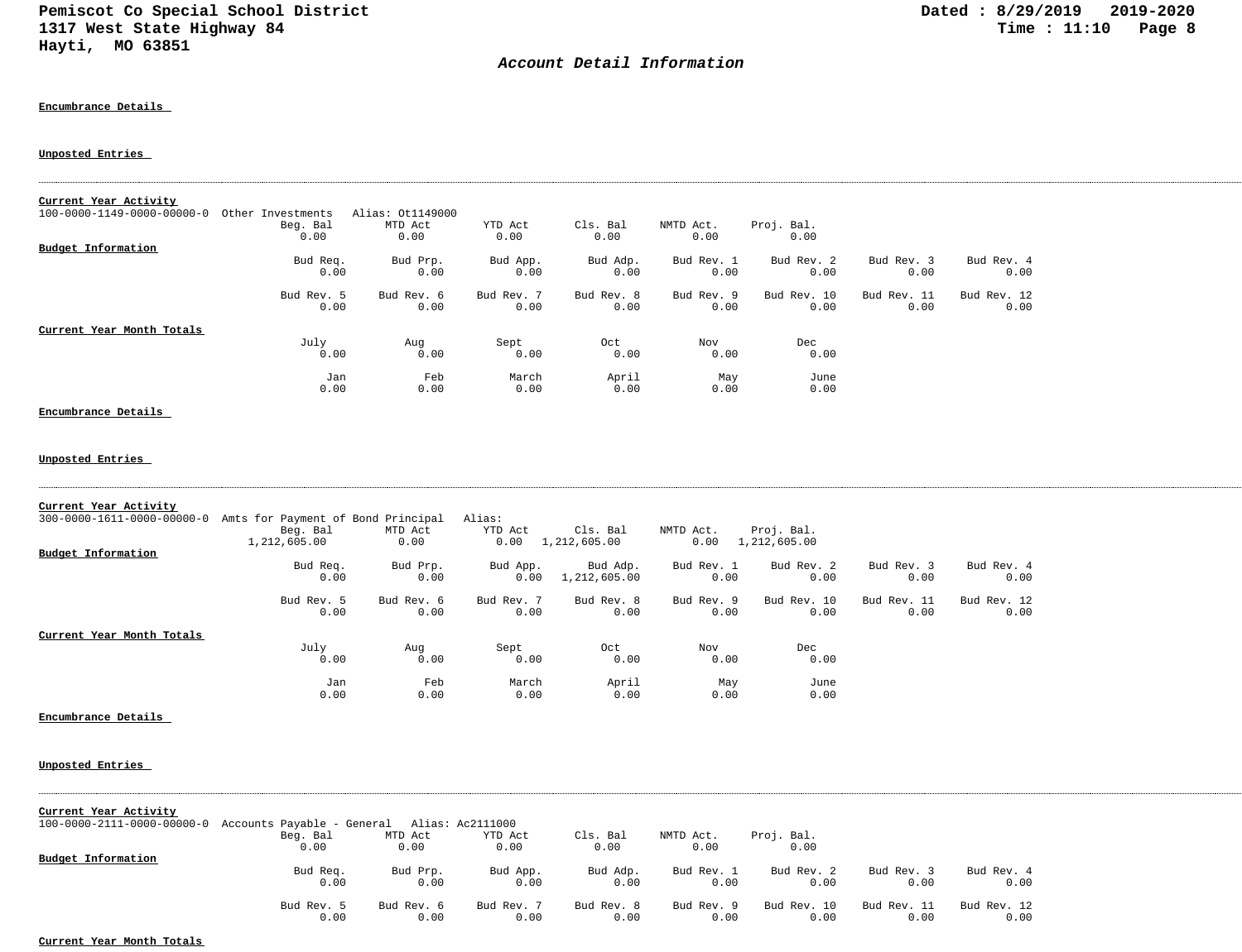## Account Detail Information

**Encumbrance Details**

**Unposted Entries**

---

**Current Year Activity**

100-0000-1149-0000-00000-0 Other Investments Alias: Ot1149000

| Beg. Bal | MTD Act | YTD Act | Cls. Bal | NMTD Act. | Proj. Bal. |
|---|---|---|---|---|---|
| 0.00 | 0.00 | 0.00 | 0.00 | 0.00 | 0.00 |

**Budget Information**

| Bud Req. | Bud Prp. | Bud App. | Bud Adp. | Bud Rev. 1 | Bud Rev. 2 | Bud Rev. 3 | Bud Rev. 4 |
|---|---|---|---|---|---|---|---|
| 0.00 | 0.00 | 0.00 | 0.00 | 0.00 | 0.00 | 0.00 | 0.00 |

| Bud Rev. 5 | Bud Rev. 6 | Bud Rev. 7 | Bud Rev. 8 | Bud Rev. 9 | Bud Rev. 10 | Bud Rev. 11 | Bud Rev. 12 |
|---|---|---|---|---|---|---|---|
| 0.00 | 0.00 | 0.00 | 0.00 | 0.00 | 0.00 | 0.00 | 0.00 |

**Current Year Month Totals**

| July | Aug | Sept | Oct | Nov | Dec |
|---|---|---|---|---|---|
| 0.00 | 0.00 | 0.00 | 0.00 | 0.00 | 0.00 |

| Jan | Feb | March | April | May | June |
|---|---|---|---|---|---|
| 0.00 | 0.00 | 0.00 | 0.00 | 0.00 | 0.00 |

**Encumbrance Details**

**Unposted Entries**

---

**Current Year Activity**

300-0000-1611-0000-00000-0 Amts for Payment of Bond Principal Alias:

| Beg. Bal | MTD Act | YTD Act | Cls. Bal | NMTD Act. | Proj. Bal. |
|---|---|---|---|---|---|
| 1,212,605.00 | 0.00 | 0.00 | 1,212,605.00 | 0.00 | 1,212,605.00 |

**Budget Information**

| Bud Req. | Bud Prp. | Bud App. | Bud Adp. | Bud Rev. 1 | Bud Rev. 2 | Bud Rev. 3 | Bud Rev. 4 |
|---|---|---|---|---|---|---|---|
| 0.00 | 0.00 | 0.00 | 1,212,605.00 | 0.00 | 0.00 | 0.00 | 0.00 |

| Bud Rev. 5 | Bud Rev. 6 | Bud Rev. 7 | Bud Rev. 8 | Bud Rev. 9 | Bud Rev. 10 | Bud Rev. 11 | Bud Rev. 12 |
|---|---|---|---|---|---|---|---|
| 0.00 | 0.00 | 0.00 | 0.00 | 0.00 | 0.00 | 0.00 | 0.00 |

**Current Year Month Totals**

| July | Aug | Sept | Oct | Nov | Dec |
|---|---|---|---|---|---|
| 0.00 | 0.00 | 0.00 | 0.00 | 0.00 | 0.00 |

| Jan | Feb | March | April | May | June |
|---|---|---|---|---|---|
| 0.00 | 0.00 | 0.00 | 0.00 | 0.00 | 0.00 |

**Encumbrance Details**

**Unposted Entries**

---

**Current Year Activity**

100-0000-2111-0000-00000-0 Accounts Payable - General Alias: Ac2111000

| Beg. Bal | MTD Act | YTD Act | Cls. Bal | NMTD Act. | Proj. Bal. |
|---|---|---|---|---|---|
| 0.00 | 0.00 | 0.00 | 0.00 | 0.00 | 0.00 |

**Budget Information**

| Bud Req. | Bud Prp. | Bud App. | Bud Adp. | Bud Rev. 1 | Bud Rev. 2 | Bud Rev. 3 | Bud Rev. 4 |
|---|---|---|---|---|---|---|---|
| 0.00 | 0.00 | 0.00 | 0.00 | 0.00 | 0.00 | 0.00 | 0.00 |

| Bud Rev. 5 | Bud Rev. 6 | Bud Rev. 7 | Bud Rev. 8 | Bud Rev. 9 | Bud Rev. 10 | Bud Rev. 11 | Bud Rev. 12 |
|---|---|---|---|---|---|---|---|
| 0.00 | 0.00 | 0.00 | 0.00 | 0.00 | 0.00 | 0.00 | 0.00 |

**Current Year Month Totals**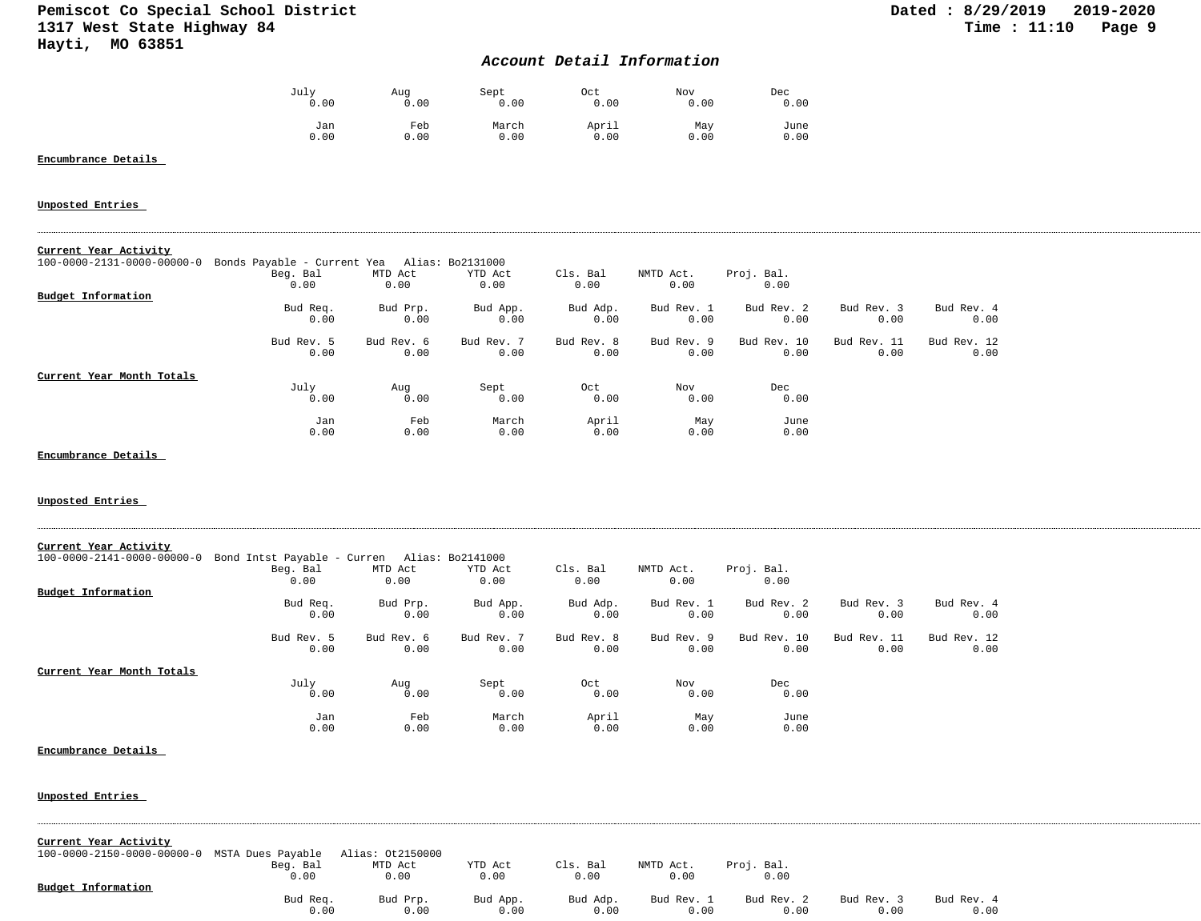## Account Detail Information

| July | Aug | Sept | Oct | Nov | Dec |
|---|---|---|---|---|---|
| 0.00 | 0.00 | 0.00 | 0.00 | 0.00 | 0.00 |

| Jan | Feb | March | April | May | June |
|---|---|---|---|---|---|
| 0.00 | 0.00 | 0.00 | 0.00 | 0.00 | 0.00 |

**Encumbrance Details**

**Unposted Entries**

---

**Current Year Activity**

100-0000-2131-0000-00000-0 Bonds Payable - Current Yea Alias: Bo2131000

| Beg. Bal | MTD Act | YTD Act | Cls. Bal | NMTD Act. | Proj. Bal. |
|---|---|---|---|---|---|
| 0.00 | 0.00 | 0.00 | 0.00 | 0.00 | 0.00 |

**Budget Information**

| Bud Req. | Bud Prp. | Bud App. | Bud Adp. | Bud Rev. 1 | Bud Rev. 2 | Bud Rev. 3 | Bud Rev. 4 |
|---|---|---|---|---|---|---|---|
| 0.00 | 0.00 | 0.00 | 0.00 | 0.00 | 0.00 | 0.00 | 0.00 |

| Bud Rev. 5 | Bud Rev. 6 | Bud Rev. 7 | Bud Rev. 8 | Bud Rev. 9 | Bud Rev. 10 | Bud Rev. 11 | Bud Rev. 12 |
|---|---|---|---|---|---|---|---|
| 0.00 | 0.00 | 0.00 | 0.00 | 0.00 | 0.00 | 0.00 | 0.00 |

**Current Year Month Totals**

| July | Aug | Sept | Oct | Nov | Dec |
|---|---|---|---|---|---|
| 0.00 | 0.00 | 0.00 | 0.00 | 0.00 | 0.00 |

| Jan | Feb | March | April | May | June |
|---|---|---|---|---|---|
| 0.00 | 0.00 | 0.00 | 0.00 | 0.00 | 0.00 |

**Encumbrance Details**

**Unposted Entries**

---

**Current Year Activity**

100-0000-2141-0000-00000-0 Bond Intst Payable - Curren Alias: Bo2141000

| Beg. Bal | MTD Act | YTD Act | Cls. Bal | NMTD Act. | Proj. Bal. |
|---|---|---|---|---|---|
| 0.00 | 0.00 | 0.00 | 0.00 | 0.00 | 0.00 |

**Budget Information**

| Bud Req. | Bud Prp. | Bud App. | Bud Adp. | Bud Rev. 1 | Bud Rev. 2 | Bud Rev. 3 | Bud Rev. 4 |
|---|---|---|---|---|---|---|---|
| 0.00 | 0.00 | 0.00 | 0.00 | 0.00 | 0.00 | 0.00 | 0.00 |

| Bud Rev. 5 | Bud Rev. 6 | Bud Rev. 7 | Bud Rev. 8 | Bud Rev. 9 | Bud Rev. 10 | Bud Rev. 11 | Bud Rev. 12 |
|---|---|---|---|---|---|---|---|
| 0.00 | 0.00 | 0.00 | 0.00 | 0.00 | 0.00 | 0.00 | 0.00 |

**Current Year Month Totals**

| July | Aug | Sept | Oct | Nov | Dec |
|---|---|---|---|---|---|
| 0.00 | 0.00 | 0.00 | 0.00 | 0.00 | 0.00 |

| Jan | Feb | March | April | May | June |
|---|---|---|---|---|---|
| 0.00 | 0.00 | 0.00 | 0.00 | 0.00 | 0.00 |

**Encumbrance Details**

**Unposted Entries**

---

**Current Year Activity**

100-0000-2150-0000-00000-0 MSTA Dues Payable Alias: Ot2150000

| Beg. Bal | MTD Act | YTD Act | Cls. Bal | NMTD Act. | Proj. Bal. |
|---|---|---|---|---|---|
| 0.00 | 0.00 | 0.00 | 0.00 | 0.00 | 0.00 |

**Budget Information**

| Bud Req. | Bud Prp. | Bud App. | Bud Adp. | Bud Rev. 1 | Bud Rev. 2 | Bud Rev. 3 | Bud Rev. 4 |
|---|---|---|---|---|---|---|---|
| 0.00 | 0.00 | 0.00 | 0.00 | 0.00 | 0.00 | 0.00 | 0.00 |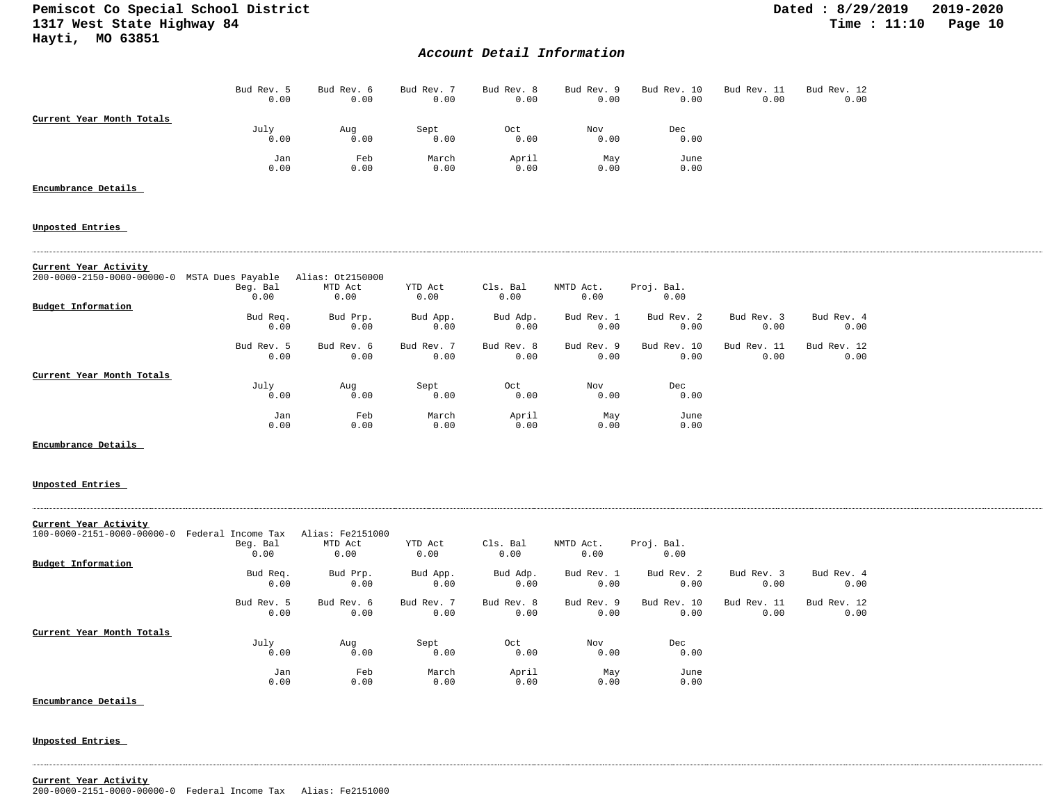| Bud Rev. 5 | Bud Rev. 6 | Bud Rev. 7 | Bud Rev. 8 | Bud Rev. 9 | Bud Rev. 10 | Bud Rev. 11 | Bud Rev. 12 |
|---|---|---|---|---|---|---|---|
| 0.00 | 0.00 | 0.00 | 0.00 | 0.00 | 0.00 | 0.00 | 0.00 |

**Current Year Month Totals**

| July | Aug | Sept | Oct | Nov | Dec |
|---|---|---|---|---|---|
| 0.00 | 0.00 | 0.00 | 0.00 | 0.00 | 0.00 |

| Jan | Feb | March | April | May | June |
|---|---|---|---|---|---|
| 0.00 | 0.00 | 0.00 | 0.00 | 0.00 | 0.00 |

**Encumbrance Details**

**Unposted Entries**

---

**Current Year Activity**

200-0000-2150-0000-00000-0 MSTA Dues Payable Alias: Ot2150000

| Beg. Bal | MTD Act | YTD Act | Cls. Bal | NMTD Act. | Proj. Bal. |
|---|---|---|---|---|---|
| 0.00 | 0.00 | 0.00 | 0.00 | 0.00 | 0.00 |

**Budget Information**

| Bud Req. | Bud Prp. | Bud App. | Bud Adp. | Bud Rev. 1 | Bud Rev. 2 | Bud Rev. 3 | Bud Rev. 4 |
|---|---|---|---|---|---|---|---|
| 0.00 | 0.00 | 0.00 | 0.00 | 0.00 | 0.00 | 0.00 | 0.00 |

| Bud Rev. 5 | Bud Rev. 6 | Bud Rev. 7 | Bud Rev. 8 | Bud Rev. 9 | Bud Rev. 10 | Bud Rev. 11 | Bud Rev. 12 |
|---|---|---|---|---|---|---|---|
| 0.00 | 0.00 | 0.00 | 0.00 | 0.00 | 0.00 | 0.00 | 0.00 |

**Current Year Month Totals**

| July | Aug | Sept | Oct | Nov | Dec |
|---|---|---|---|---|---|
| 0.00 | 0.00 | 0.00 | 0.00 | 0.00 | 0.00 |

| Jan | Feb | March | April | May | June |
|---|---|---|---|---|---|
| 0.00 | 0.00 | 0.00 | 0.00 | 0.00 | 0.00 |

**Encumbrance Details**

**Unposted Entries**

---

**Current Year Activity**

100-0000-2151-0000-00000-0 Federal Income Tax Alias: Fe2151000

| Beg. Bal | MTD Act | YTD Act | Cls. Bal | NMTD Act. | Proj. Bal. |
|---|---|---|---|---|---|
| 0.00 | 0.00 | 0.00 | 0.00 | 0.00 | 0.00 |

**Budget Information**

| Bud Req. | Bud Prp. | Bud App. | Bud Adp. | Bud Rev. 1 | Bud Rev. 2 | Bud Rev. 3 | Bud Rev. 4 |
|---|---|---|---|---|---|---|---|
| 0.00 | 0.00 | 0.00 | 0.00 | 0.00 | 0.00 | 0.00 | 0.00 |

| Bud Rev. 5 | Bud Rev. 6 | Bud Rev. 7 | Bud Rev. 8 | Bud Rev. 9 | Bud Rev. 10 | Bud Rev. 11 | Bud Rev. 12 |
|---|---|---|---|---|---|---|---|
| 0.00 | 0.00 | 0.00 | 0.00 | 0.00 | 0.00 | 0.00 | 0.00 |

**Current Year Month Totals**

| July | Aug | Sept | Oct | Nov | Dec |
|---|---|---|---|---|---|
| 0.00 | 0.00 | 0.00 | 0.00 | 0.00 | 0.00 |

| Jan | Feb | March | April | May | June |
|---|---|---|---|---|---|
| 0.00 | 0.00 | 0.00 | 0.00 | 0.00 | 0.00 |

**Encumbrance Details**

**Unposted Entries**

---

**Current Year Activity**

200-0000-2151-0000-00000-0 Federal Income Tax Alias: Fe2151000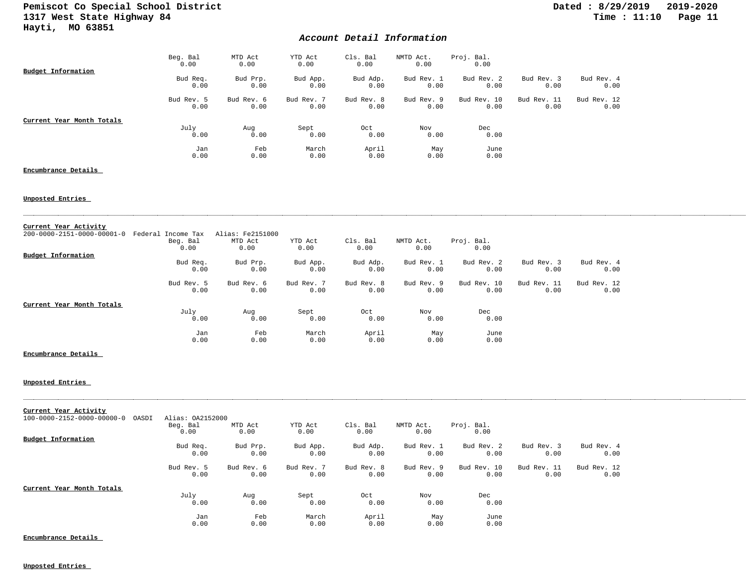## Account Detail Information

| Beg. Bal | MTD Act | YTD Act | Cls. Bal | NMTD Act. | Proj. Bal. |
|---|---|---|---|---|---|
| 0.00 | 0.00 | 0.00 | 0.00 | 0.00 | 0.00 |

**Budget Information**

| Bud Req. | Bud Prp. | Bud App. | Bud Adp. | Bud Rev. 1 | Bud Rev. 2 | Bud Rev. 3 | Bud Rev. 4 |
|---|---|---|---|---|---|---|---|
| 0.00 | 0.00 | 0.00 | 0.00 | 0.00 | 0.00 | 0.00 | 0.00 |
| **Bud Rev. 5** | **Bud Rev. 6** | **Bud Rev. 7** | **Bud Rev. 8** | **Bud Rev. 9** | **Bud Rev. 10** | **Bud Rev. 11** | **Bud Rev. 12** |
| 0.00 | 0.00 | 0.00 | 0.00 | 0.00 | 0.00 | 0.00 | 0.00 |

**Current Year Month Totals**

| July | Aug | Sept | Oct | Nov | Dec |
|---|---|---|---|---|---|
| 0.00 | 0.00 | 0.00 | 0.00 | 0.00 | 0.00 |
| **Jan** | **Feb** | **March** | **April** | **May** | **June** |
| 0.00 | 0.00 | 0.00 | 0.00 | 0.00 | 0.00 |

**Encumbrance Details**

**Unposted Entries**

---

**Current Year Activity**

200-0000-2151-0000-00001-0 Federal Income Tax Alias: Fe2151000

| Beg. Bal | MTD Act | YTD Act | Cls. Bal | NMTD Act. | Proj. Bal. |
|---|---|---|---|---|---|
| 0.00 | 0.00 | 0.00 | 0.00 | 0.00 | 0.00 |

**Budget Information**

| Bud Req. | Bud Prp. | Bud App. | Bud Adp. | Bud Rev. 1 | Bud Rev. 2 | Bud Rev. 3 | Bud Rev. 4 |
|---|---|---|---|---|---|---|---|
| 0.00 | 0.00 | 0.00 | 0.00 | 0.00 | 0.00 | 0.00 | 0.00 |
| **Bud Rev. 5** | **Bud Rev. 6** | **Bud Rev. 7** | **Bud Rev. 8** | **Bud Rev. 9** | **Bud Rev. 10** | **Bud Rev. 11** | **Bud Rev. 12** |
| 0.00 | 0.00 | 0.00 | 0.00 | 0.00 | 0.00 | 0.00 | 0.00 |

**Current Year Month Totals**

| July | Aug | Sept | Oct | Nov | Dec |
|---|---|---|---|---|---|
| 0.00 | 0.00 | 0.00 | 0.00 | 0.00 | 0.00 |
| **Jan** | **Feb** | **March** | **April** | **May** | **June** |
| 0.00 | 0.00 | 0.00 | 0.00 | 0.00 | 0.00 |

**Encumbrance Details**

**Unposted Entries**

---

**Current Year Activity**

100-0000-2152-0000-00000-0 OASDI Alias: OA2152000

| Beg. Bal | MTD Act | YTD Act | Cls. Bal | NMTD Act. | Proj. Bal. |
|---|---|---|---|---|---|
| 0.00 | 0.00 | 0.00 | 0.00 | 0.00 | 0.00 |

**Budget Information**

| Bud Req. | Bud Prp. | Bud App. | Bud Adp. | Bud Rev. 1 | Bud Rev. 2 | Bud Rev. 3 | Bud Rev. 4 |
|---|---|---|---|---|---|---|---|
| 0.00 | 0.00 | 0.00 | 0.00 | 0.00 | 0.00 | 0.00 | 0.00 |
| **Bud Rev. 5** | **Bud Rev. 6** | **Bud Rev. 7** | **Bud Rev. 8** | **Bud Rev. 9** | **Bud Rev. 10** | **Bud Rev. 11** | **Bud Rev. 12** |
| 0.00 | 0.00 | 0.00 | 0.00 | 0.00 | 0.00 | 0.00 | 0.00 |

**Current Year Month Totals**

| July | Aug | Sept | Oct | Nov | Dec |
|---|---|---|---|---|---|
| 0.00 | 0.00 | 0.00 | 0.00 | 0.00 | 0.00 |
| **Jan** | **Feb** | **March** | **April** | **May** | **June** |
| 0.00 | 0.00 | 0.00 | 0.00 | 0.00 | 0.00 |

**Encumbrance Details**

**Unposted Entries**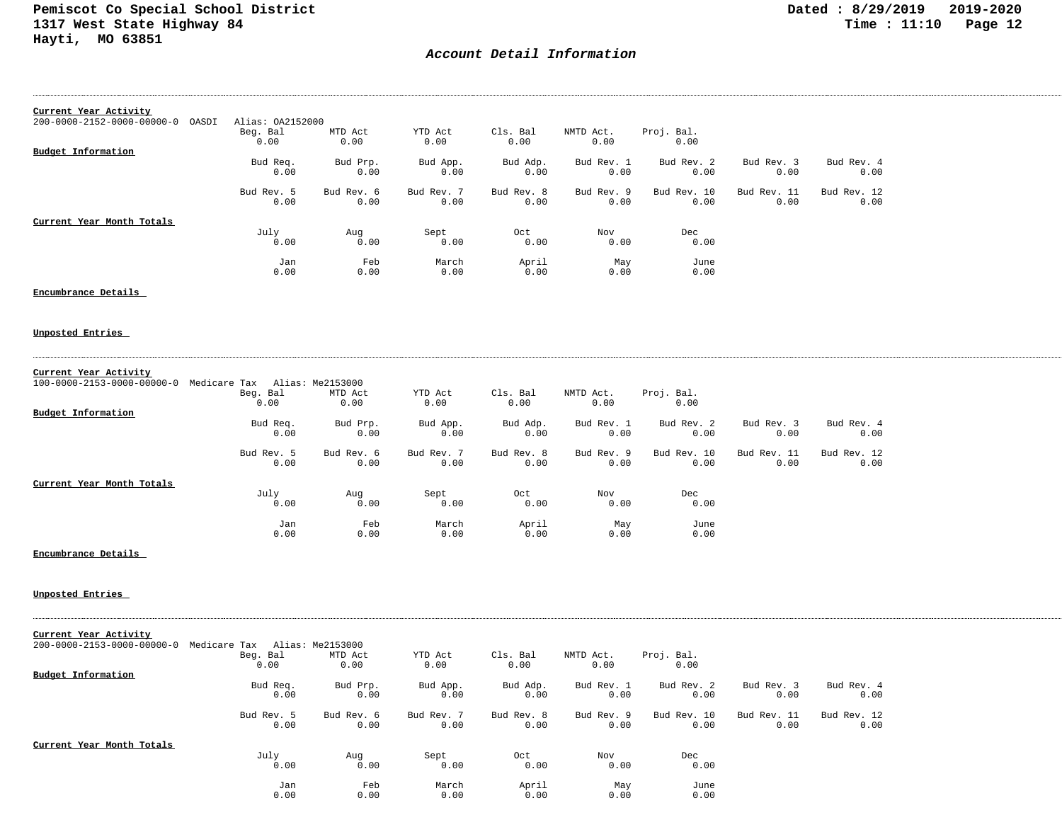## Account Detail Information

---

**Current Year Activity**

200-0000-2152-0000-00000-0 OASDI Alias: OA2152000

| Beg. Bal | MTD Act | YTD Act | Cls. Bal | NMTD Act. | Proj. Bal. |
|---|---|---|---|---|---|
| 0.00 | 0.00 | 0.00 | 0.00 | 0.00 | 0.00 |

**Budget Information**

| Bud Req. | Bud Prp. | Bud App. | Bud Adp. | Bud Rev. 1 | Bud Rev. 2 | Bud Rev. 3 | Bud Rev. 4 |
|---|---|---|---|---|---|---|---|
| 0.00 | 0.00 | 0.00 | 0.00 | 0.00 | 0.00 | 0.00 | 0.00 |

| Bud Rev. 5 | Bud Rev. 6 | Bud Rev. 7 | Bud Rev. 8 | Bud Rev. 9 | Bud Rev. 10 | Bud Rev. 11 | Bud Rev. 12 |
|---|---|---|---|---|---|---|---|
| 0.00 | 0.00 | 0.00 | 0.00 | 0.00 | 0.00 | 0.00 | 0.00 |

**Current Year Month Totals**

| July | Aug | Sept | Oct | Nov | Dec |
|---|---|---|---|---|---|
| 0.00 | 0.00 | 0.00 | 0.00 | 0.00 | 0.00 |

| Jan | Feb | March | April | May | June |
|---|---|---|---|---|---|
| 0.00 | 0.00 | 0.00 | 0.00 | 0.00 | 0.00 |

**Encumbrance Details**

**Unposted Entries**

---

**Current Year Activity**

100-0000-2153-0000-00000-0 Medicare Tax Alias: Me2153000

| Beg. Bal | MTD Act | YTD Act | Cls. Bal | NMTD Act. | Proj. Bal. |
|---|---|---|---|---|---|
| 0.00 | 0.00 | 0.00 | 0.00 | 0.00 | 0.00 |

**Budget Information**

| Bud Req. | Bud Prp. | Bud App. | Bud Adp. | Bud Rev. 1 | Bud Rev. 2 | Bud Rev. 3 | Bud Rev. 4 |
|---|---|---|---|---|---|---|---|
| 0.00 | 0.00 | 0.00 | 0.00 | 0.00 | 0.00 | 0.00 | 0.00 |

| Bud Rev. 5 | Bud Rev. 6 | Bud Rev. 7 | Bud Rev. 8 | Bud Rev. 9 | Bud Rev. 10 | Bud Rev. 11 | Bud Rev. 12 |
|---|---|---|---|---|---|---|---|
| 0.00 | 0.00 | 0.00 | 0.00 | 0.00 | 0.00 | 0.00 | 0.00 |

**Current Year Month Totals**

| July | Aug | Sept | Oct | Nov | Dec |
|---|---|---|---|---|---|
| 0.00 | 0.00 | 0.00 | 0.00 | 0.00 | 0.00 |

| Jan | Feb | March | April | May | June |
|---|---|---|---|---|---|
| 0.00 | 0.00 | 0.00 | 0.00 | 0.00 | 0.00 |

**Encumbrance Details**

**Unposted Entries**

---

**Current Year Activity**

200-0000-2153-0000-00000-0 Medicare Tax Alias: Me2153000

| Beg. Bal | MTD Act | YTD Act | Cls. Bal | NMTD Act. | Proj. Bal. |
|---|---|---|---|---|---|
| 0.00 | 0.00 | 0.00 | 0.00 | 0.00 | 0.00 |

**Budget Information**

| Bud Req. | Bud Prp. | Bud App. | Bud Adp. | Bud Rev. 1 | Bud Rev. 2 | Bud Rev. 3 | Bud Rev. 4 |
|---|---|---|---|---|---|---|---|
| 0.00 | 0.00 | 0.00 | 0.00 | 0.00 | 0.00 | 0.00 | 0.00 |

| Bud Rev. 5 | Bud Rev. 6 | Bud Rev. 7 | Bud Rev. 8 | Bud Rev. 9 | Bud Rev. 10 | Bud Rev. 11 | Bud Rev. 12 |
|---|---|---|---|---|---|---|---|
| 0.00 | 0.00 | 0.00 | 0.00 | 0.00 | 0.00 | 0.00 | 0.00 |

**Current Year Month Totals**

| July | Aug | Sept | Oct | Nov | Dec |
|---|---|---|---|---|---|
| 0.00 | 0.00 | 0.00 | 0.00 | 0.00 | 0.00 |

| Jan | Feb | March | April | May | June |
|---|---|---|---|---|---|
| 0.00 | 0.00 | 0.00 | 0.00 | 0.00 | 0.00 |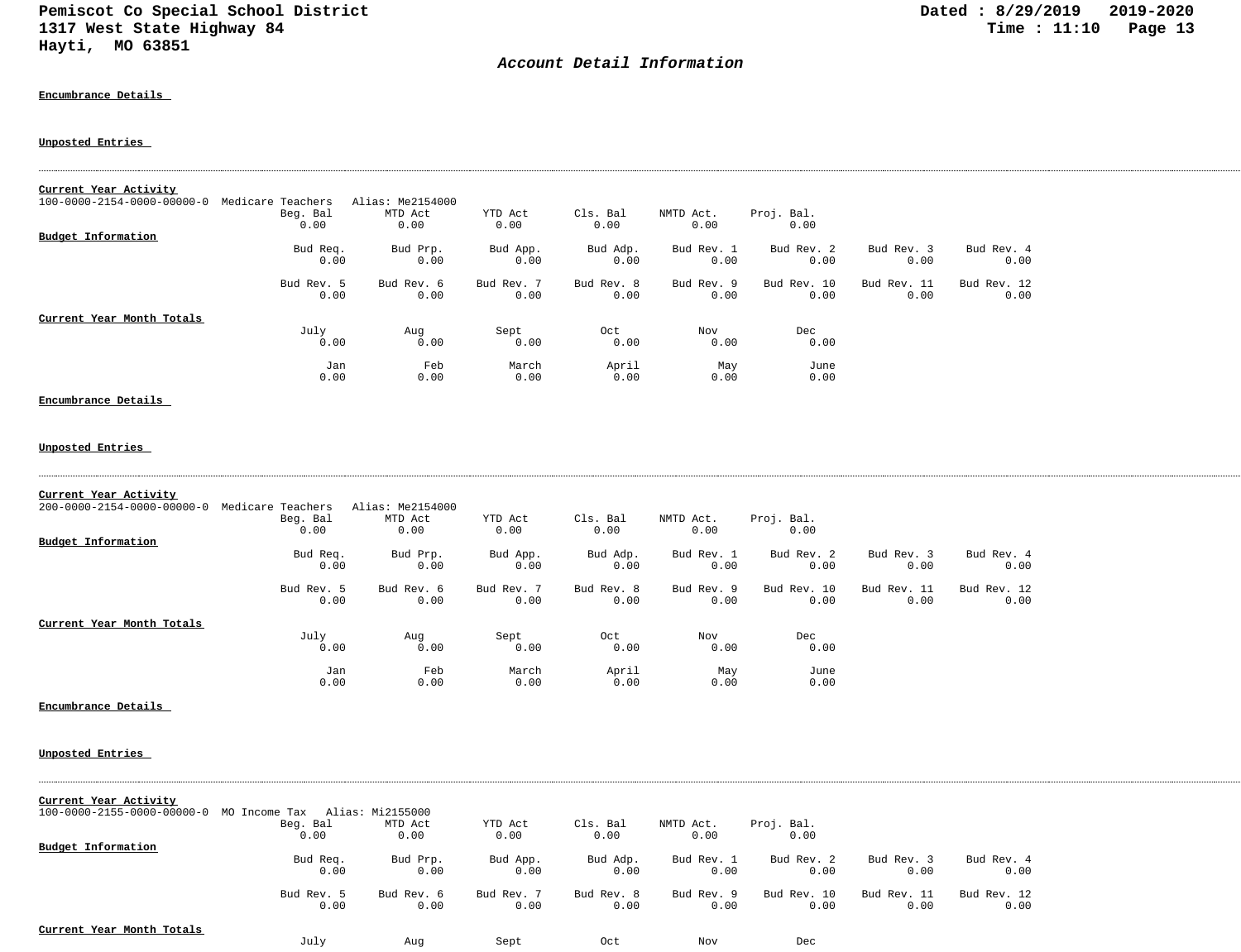## Account Detail Information

**Encumbrance Details**

**Unposted Entries**

---

**Current Year Activity**

100-0000-2154-0000-00000-0 Medicare Teachers Alias: Me2154000

| Beg. Bal | MTD Act | YTD Act | Cls. Bal | NMTD Act. | Proj. Bal. |
|---|---|---|---|---|---|
| 0.00 | 0.00 | 0.00 | 0.00 | 0.00 | 0.00 |

**Budget Information**

| Bud Req. | Bud Prp. | Bud App. | Bud Adp. | Bud Rev. 1 | Bud Rev. 2 | Bud Rev. 3 | Bud Rev. 4 |
|---|---|---|---|---|---|---|---|
| 0.00 | 0.00 | 0.00 | 0.00 | 0.00 | 0.00 | 0.00 | 0.00 |
| **Bud Rev. 5** | **Bud Rev. 6** | **Bud Rev. 7** | **Bud Rev. 8** | **Bud Rev. 9** | **Bud Rev. 10** | **Bud Rev. 11** | **Bud Rev. 12** |
| 0.00 | 0.00 | 0.00 | 0.00 | 0.00 | 0.00 | 0.00 | 0.00 |

**Current Year Month Totals**

| July | Aug | Sept | Oct | Nov | Dec |
|---|---|---|---|---|---|
| 0.00 | 0.00 | 0.00 | 0.00 | 0.00 | 0.00 |
| **Jan** | **Feb** | **March** | **April** | **May** | **June** |
| 0.00 | 0.00 | 0.00 | 0.00 | 0.00 | 0.00 |

**Encumbrance Details**

**Unposted Entries**

---

**Current Year Activity**

200-0000-2154-0000-00000-0 Medicare Teachers Alias: Me2154000

| Beg. Bal | MTD Act | YTD Act | Cls. Bal | NMTD Act. | Proj. Bal. |
|---|---|---|---|---|---|
| 0.00 | 0.00 | 0.00 | 0.00 | 0.00 | 0.00 |

**Budget Information**

| Bud Req. | Bud Prp. | Bud App. | Bud Adp. | Bud Rev. 1 | Bud Rev. 2 | Bud Rev. 3 | Bud Rev. 4 |
|---|---|---|---|---|---|---|---|
| 0.00 | 0.00 | 0.00 | 0.00 | 0.00 | 0.00 | 0.00 | 0.00 |
| **Bud Rev. 5** | **Bud Rev. 6** | **Bud Rev. 7** | **Bud Rev. 8** | **Bud Rev. 9** | **Bud Rev. 10** | **Bud Rev. 11** | **Bud Rev. 12** |
| 0.00 | 0.00 | 0.00 | 0.00 | 0.00 | 0.00 | 0.00 | 0.00 |

**Current Year Month Totals**

| July | Aug | Sept | Oct | Nov | Dec |
|---|---|---|---|---|---|
| 0.00 | 0.00 | 0.00 | 0.00 | 0.00 | 0.00 |
| **Jan** | **Feb** | **March** | **April** | **May** | **June** |
| 0.00 | 0.00 | 0.00 | 0.00 | 0.00 | 0.00 |

**Encumbrance Details**

**Unposted Entries**

---

**Current Year Activity**

100-0000-2155-0000-00000-0 MO Income Tax Alias: Mi2155000

| Beg. Bal | MTD Act | YTD Act | Cls. Bal | NMTD Act. | Proj. Bal. |
|---|---|---|---|---|---|
| 0.00 | 0.00 | 0.00 | 0.00 | 0.00 | 0.00 |

**Budget Information**

| Bud Req. | Bud Prp. | Bud App. | Bud Adp. | Bud Rev. 1 | Bud Rev. 2 | Bud Rev. 3 | Bud Rev. 4 |
|---|---|---|---|---|---|---|---|
| 0.00 | 0.00 | 0.00 | 0.00 | 0.00 | 0.00 | 0.00 | 0.00 |
| **Bud Rev. 5** | **Bud Rev. 6** | **Bud Rev. 7** | **Bud Rev. 8** | **Bud Rev. 9** | **Bud Rev. 10** | **Bud Rev. 11** | **Bud Rev. 12** |
| 0.00 | 0.00 | 0.00 | 0.00 | 0.00 | 0.00 | 0.00 | 0.00 |

**Current Year Month Totals**

| July | Aug | Sept | Oct | Nov | Dec |
|---|---|---|---|---|---|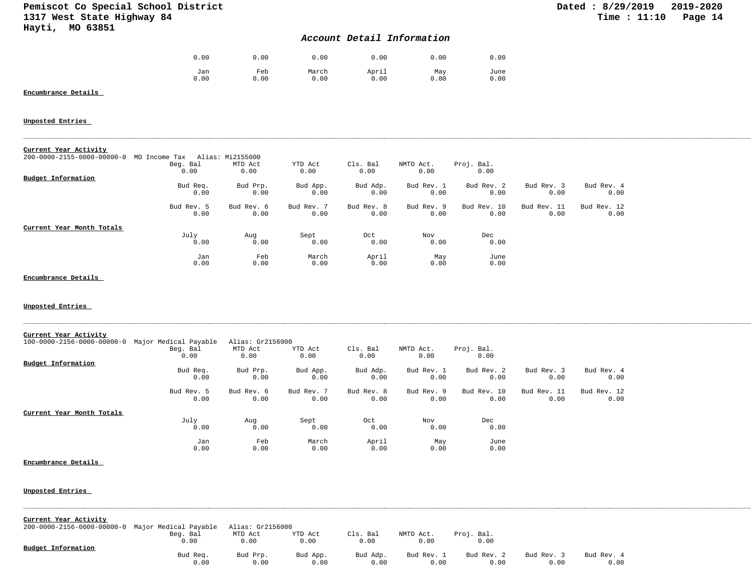## Account Detail Information

|  |  |  |  |  |  |
|---|---|---|---|---|---|
| 0.00 | 0.00 | 0.00 | 0.00 | 0.00 | 0.00 |
| Jan | Feb | March | April | May | June |
| 0.00 | 0.00 | 0.00 | 0.00 | 0.00 | 0.00 |

**Encumbrance Details**

**Unposted Entries**

---

**Current Year Activity**

200-0000-2155-0000-00000-0 MO Income Tax Alias: Mi2155000

| Beg. Bal | MTD Act | YTD Act | Cls. Bal | NMTD Act. | Proj. Bal. |
|---|---|---|---|---|---|
| 0.00 | 0.00 | 0.00 | 0.00 | 0.00 | 0.00 |

**Budget Information**

| Bud Req. | Bud Prp. | Bud App. | Bud Adp. | Bud Rev. 1 | Bud Rev. 2 | Bud Rev. 3 | Bud Rev. 4 |
|---|---|---|---|---|---|---|---|
| 0.00 | 0.00 | 0.00 | 0.00 | 0.00 | 0.00 | 0.00 | 0.00 |
| Bud Rev. 5 | Bud Rev. 6 | Bud Rev. 7 | Bud Rev. 8 | Bud Rev. 9 | Bud Rev. 10 | Bud Rev. 11 | Bud Rev. 12 |
| 0.00 | 0.00 | 0.00 | 0.00 | 0.00 | 0.00 | 0.00 | 0.00 |

**Current Year Month Totals**

| July | Aug | Sept | Oct | Nov | Dec |
|---|---|---|---|---|---|
| 0.00 | 0.00 | 0.00 | 0.00 | 0.00 | 0.00 |
| Jan | Feb | March | April | May | June |
| 0.00 | 0.00 | 0.00 | 0.00 | 0.00 | 0.00 |

**Encumbrance Details**

**Unposted Entries**

---

**Current Year Activity**

100-0000-2156-0000-00000-0 Major Medical Payable Alias: Gr2156000

| Beg. Bal | MTD Act | YTD Act | Cls. Bal | NMTD Act. | Proj. Bal. |
|---|---|---|---|---|---|
| 0.00 | 0.00 | 0.00 | 0.00 | 0.00 | 0.00 |

**Budget Information**

| Bud Req. | Bud Prp. | Bud App. | Bud Adp. | Bud Rev. 1 | Bud Rev. 2 | Bud Rev. 3 | Bud Rev. 4 |
|---|---|---|---|---|---|---|---|
| 0.00 | 0.00 | 0.00 | 0.00 | 0.00 | 0.00 | 0.00 | 0.00 |
| Bud Rev. 5 | Bud Rev. 6 | Bud Rev. 7 | Bud Rev. 8 | Bud Rev. 9 | Bud Rev. 10 | Bud Rev. 11 | Bud Rev. 12 |
| 0.00 | 0.00 | 0.00 | 0.00 | 0.00 | 0.00 | 0.00 | 0.00 |

**Current Year Month Totals**

| July | Aug | Sept | Oct | Nov | Dec |
|---|---|---|---|---|---|
| 0.00 | 0.00 | 0.00 | 0.00 | 0.00 | 0.00 |
| Jan | Feb | March | April | May | June |
| 0.00 | 0.00 | 0.00 | 0.00 | 0.00 | 0.00 |

**Encumbrance Details**

**Unposted Entries**

---

**Current Year Activity**

200-0000-2156-0000-00000-0 Major Medical Payable Alias: Gr2156000

| Beg. Bal | MTD Act | YTD Act | Cls. Bal | NMTD Act. | Proj. Bal. |
|---|---|---|---|---|---|
| 0.00 | 0.00 | 0.00 | 0.00 | 0.00 | 0.00 |

**Budget Information**

| Bud Req. | Bud Prp. | Bud App. | Bud Adp. | Bud Rev. 1 | Bud Rev. 2 | Bud Rev. 3 | Bud Rev. 4 |
|---|---|---|---|---|---|---|---|
| 0.00 | 0.00 | 0.00 | 0.00 | 0.00 | 0.00 | 0.00 | 0.00 |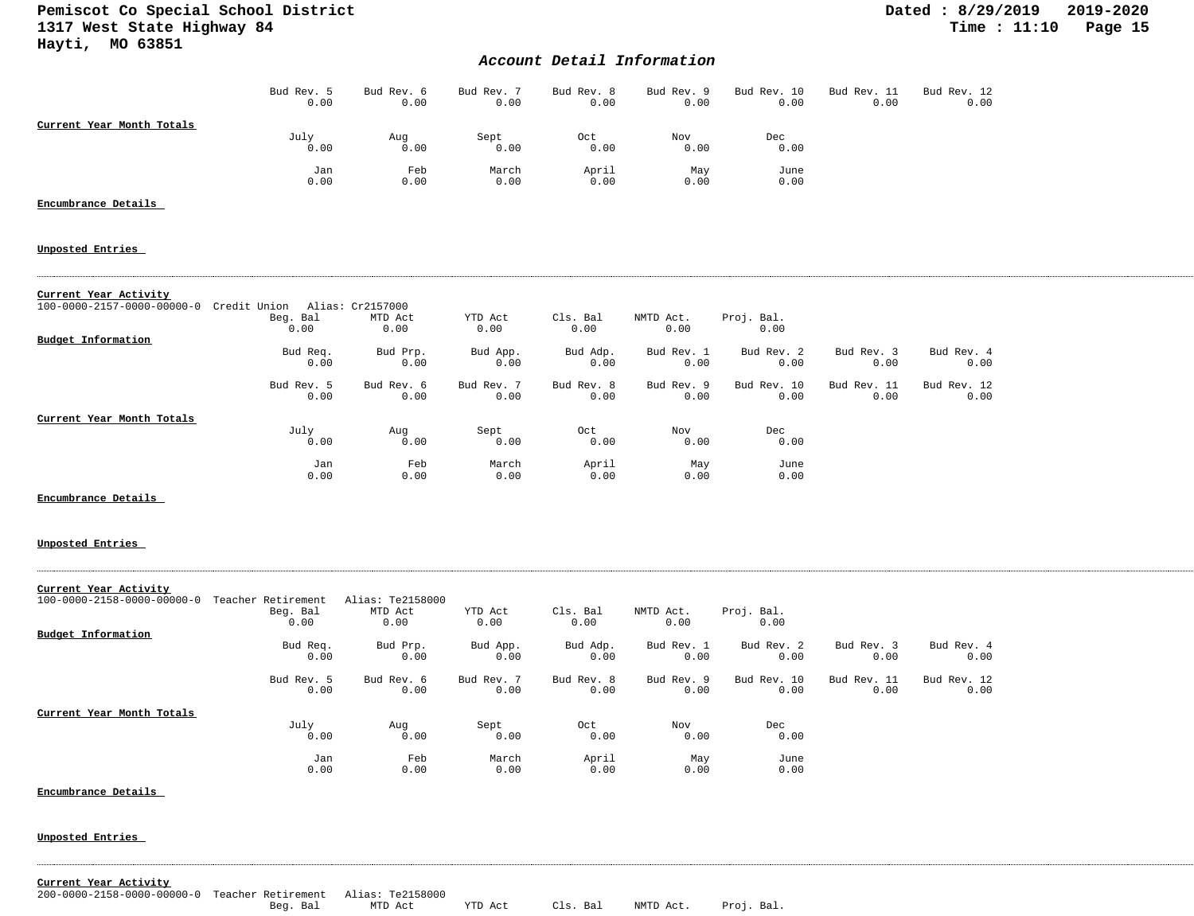## Account Detail Information

| Bud Rev. 5 | Bud Rev. 6 | Bud Rev. 7 | Bud Rev. 8 | Bud Rev. 9 | Bud Rev. 10 | Bud Rev. 11 | Bud Rev. 12 |
|---|---|---|---|---|---|---|---|
| 0.00 | 0.00 | 0.00 | 0.00 | 0.00 | 0.00 | 0.00 | 0.00 |

**Current Year Month Totals**

| July | Aug | Sept | Oct | Nov | Dec |
|---|---|---|---|---|---|
| 0.00 | 0.00 | 0.00 | 0.00 | 0.00 | 0.00 |
| **Jan** | **Feb** | **March** | **April** | **May** | **June** |
| 0.00 | 0.00 | 0.00 | 0.00 | 0.00 | 0.00 |

**Encumbrance Details**

**Unposted Entries**

---

**Current Year Activity**

100-0000-2157-0000-00000-0 Credit Union Alias: Cr2157000

| Beg. Bal | MTD Act | YTD Act | Cls. Bal | NMTD Act. | Proj. Bal. |
|---|---|---|---|---|---|
| 0.00 | 0.00 | 0.00 | 0.00 | 0.00 | 0.00 |

**Budget Information**

| Bud Req. | Bud Prp. | Bud App. | Bud Adp. | Bud Rev. 1 | Bud Rev. 2 | Bud Rev. 3 | Bud Rev. 4 |
|---|---|---|---|---|---|---|---|
| 0.00 | 0.00 | 0.00 | 0.00 | 0.00 | 0.00 | 0.00 | 0.00 |
| **Bud Rev. 5** | **Bud Rev. 6** | **Bud Rev. 7** | **Bud Rev. 8** | **Bud Rev. 9** | **Bud Rev. 10** | **Bud Rev. 11** | **Bud Rev. 12** |
| 0.00 | 0.00 | 0.00 | 0.00 | 0.00 | 0.00 | 0.00 | 0.00 |

**Current Year Month Totals**

| July | Aug | Sept | Oct | Nov | Dec |
|---|---|---|---|---|---|
| 0.00 | 0.00 | 0.00 | 0.00 | 0.00 | 0.00 |
| **Jan** | **Feb** | **March** | **April** | **May** | **June** |
| 0.00 | 0.00 | 0.00 | 0.00 | 0.00 | 0.00 |

**Encumbrance Details**

**Unposted Entries**

---

**Current Year Activity**

100-0000-2158-0000-00000-0 Teacher Retirement Alias: Te2158000

| Beg. Bal | MTD Act | YTD Act | Cls. Bal | NMTD Act. | Proj. Bal. |
|---|---|---|---|---|---|
| 0.00 | 0.00 | 0.00 | 0.00 | 0.00 | 0.00 |

**Budget Information**

| Bud Req. | Bud Prp. | Bud App. | Bud Adp. | Bud Rev. 1 | Bud Rev. 2 | Bud Rev. 3 | Bud Rev. 4 |
|---|---|---|---|---|---|---|---|
| 0.00 | 0.00 | 0.00 | 0.00 | 0.00 | 0.00 | 0.00 | 0.00 |
| **Bud Rev. 5** | **Bud Rev. 6** | **Bud Rev. 7** | **Bud Rev. 8** | **Bud Rev. 9** | **Bud Rev. 10** | **Bud Rev. 11** | **Bud Rev. 12** |
| 0.00 | 0.00 | 0.00 | 0.00 | 0.00 | 0.00 | 0.00 | 0.00 |

**Current Year Month Totals**

| July | Aug | Sept | Oct | Nov | Dec |
|---|---|---|---|---|---|
| 0.00 | 0.00 | 0.00 | 0.00 | 0.00 | 0.00 |
| **Jan** | **Feb** | **March** | **April** | **May** | **June** |
| 0.00 | 0.00 | 0.00 | 0.00 | 0.00 | 0.00 |

**Encumbrance Details**

**Unposted Entries**

---

**Current Year Activity**

200-0000-2158-0000-00000-0 Teacher Retirement Alias: Te2158000

| Beg. Bal | MTD Act | YTD Act | Cls. Bal | NMTD Act. | Proj. Bal. |
|---|---|---|---|---|---|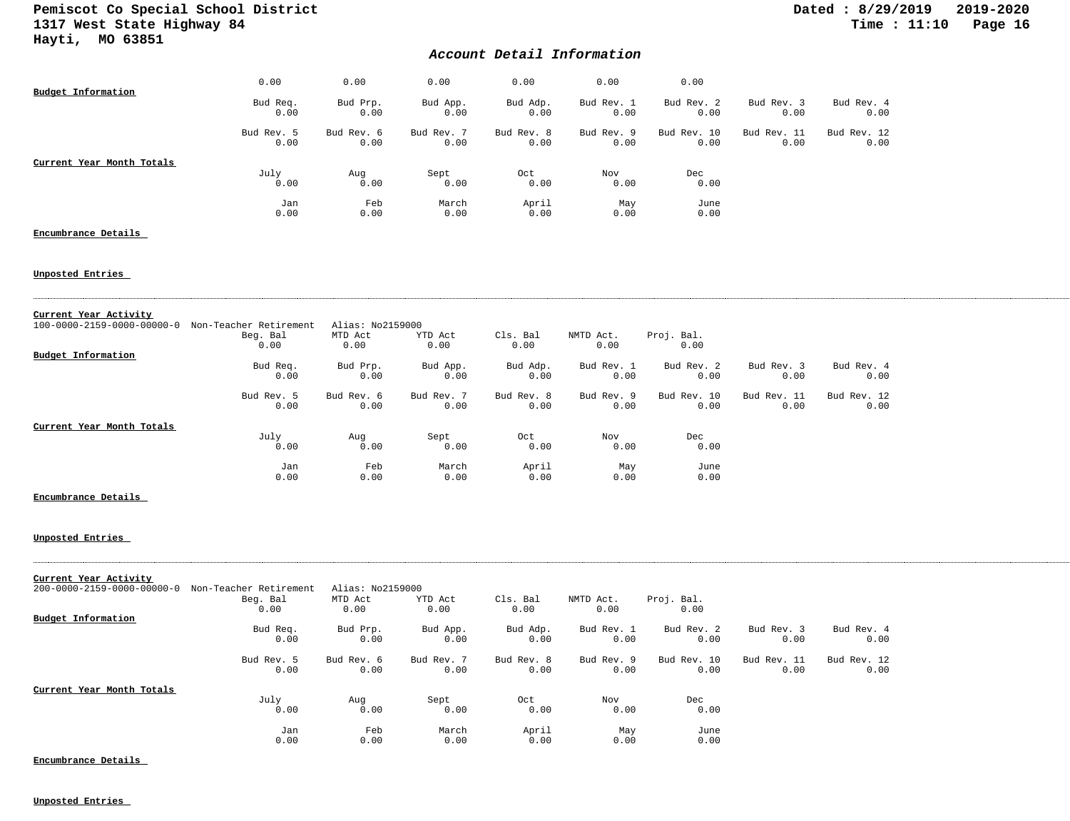## Account Detail Information

| | | | | | |
|---|---|---|---|---|---|
| 0.00 | 0.00 | 0.00 | 0.00 | 0.00 | 0.00 |

**Budget Information**

| Bud Req. | Bud Prp. | Bud App. | Bud Adp. | Bud Rev. 1 | Bud Rev. 2 | Bud Rev. 3 | Bud Rev. 4 |
|---|---|---|---|---|---|---|---|
| 0.00 | 0.00 | 0.00 | 0.00 | 0.00 | 0.00 | 0.00 | 0.00 |

| Bud Rev. 5 | Bud Rev. 6 | Bud Rev. 7 | Bud Rev. 8 | Bud Rev. 9 | Bud Rev. 10 | Bud Rev. 11 | Bud Rev. 12 |
|---|---|---|---|---|---|---|---|
| 0.00 | 0.00 | 0.00 | 0.00 | 0.00 | 0.00 | 0.00 | 0.00 |

**Current Year Month Totals**

| July | Aug | Sept | Oct | Nov | Dec |
|---|---|---|---|---|---|
| 0.00 | 0.00 | 0.00 | 0.00 | 0.00 | 0.00 |

| Jan | Feb | March | April | May | June |
|---|---|---|---|---|---|
| 0.00 | 0.00 | 0.00 | 0.00 | 0.00 | 0.00 |

**Encumbrance Details**

**Unposted Entries**

---

**Current Year Activity**

100-0000-2159-0000-00000-0 Non-Teacher Retirement Alias: No2159000

| Beg. Bal | MTD Act | YTD Act | Cls. Bal | NMTD Act. | Proj. Bal. |
|---|---|---|---|---|---|
| 0.00 | 0.00 | 0.00 | 0.00 | 0.00 | 0.00 |

**Budget Information**

| Bud Req. | Bud Prp. | Bud App. | Bud Adp. | Bud Rev. 1 | Bud Rev. 2 | Bud Rev. 3 | Bud Rev. 4 |
|---|---|---|---|---|---|---|---|
| 0.00 | 0.00 | 0.00 | 0.00 | 0.00 | 0.00 | 0.00 | 0.00 |

| Bud Rev. 5 | Bud Rev. 6 | Bud Rev. 7 | Bud Rev. 8 | Bud Rev. 9 | Bud Rev. 10 | Bud Rev. 11 | Bud Rev. 12 |
|---|---|---|---|---|---|---|---|
| 0.00 | 0.00 | 0.00 | 0.00 | 0.00 | 0.00 | 0.00 | 0.00 |

**Current Year Month Totals**

| July | Aug | Sept | Oct | Nov | Dec |
|---|---|---|---|---|---|
| 0.00 | 0.00 | 0.00 | 0.00 | 0.00 | 0.00 |

| Jan | Feb | March | April | May | June |
|---|---|---|---|---|---|
| 0.00 | 0.00 | 0.00 | 0.00 | 0.00 | 0.00 |

**Encumbrance Details**

**Unposted Entries**

---

**Current Year Activity**

200-0000-2159-0000-00000-0 Non-Teacher Retirement Alias: No2159000

| Beg. Bal | MTD Act | YTD Act | Cls. Bal | NMTD Act. | Proj. Bal. |
|---|---|---|---|---|---|
| 0.00 | 0.00 | 0.00 | 0.00 | 0.00 | 0.00 |

**Budget Information**

| Bud Req. | Bud Prp. | Bud App. | Bud Adp. | Bud Rev. 1 | Bud Rev. 2 | Bud Rev. 3 | Bud Rev. 4 |
|---|---|---|---|---|---|---|---|
| 0.00 | 0.00 | 0.00 | 0.00 | 0.00 | 0.00 | 0.00 | 0.00 |

| Bud Rev. 5 | Bud Rev. 6 | Bud Rev. 7 | Bud Rev. 8 | Bud Rev. 9 | Bud Rev. 10 | Bud Rev. 11 | Bud Rev. 12 |
|---|---|---|---|---|---|---|---|
| 0.00 | 0.00 | 0.00 | 0.00 | 0.00 | 0.00 | 0.00 | 0.00 |

**Current Year Month Totals**

| July | Aug | Sept | Oct | Nov | Dec |
|---|---|---|---|---|---|
| 0.00 | 0.00 | 0.00 | 0.00 | 0.00 | 0.00 |

| Jan | Feb | March | April | May | June |
|---|---|---|---|---|---|
| 0.00 | 0.00 | 0.00 | 0.00 | 0.00 | 0.00 |

**Encumbrance Details**

**Unposted Entries**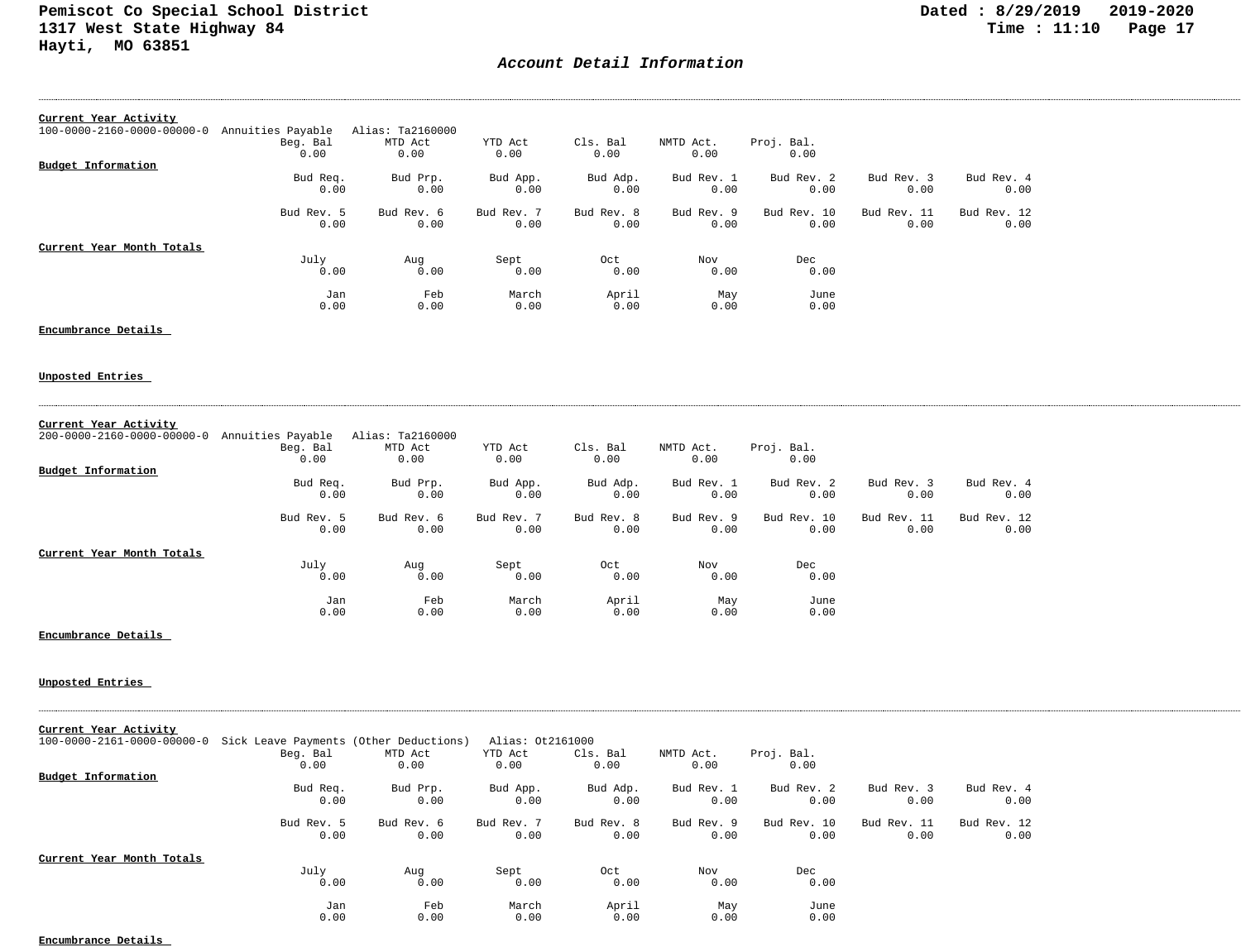## Account Detail Information

---

**Current Year Activity**

100-0000-2160-0000-00000-0 Annuities Payable Alias: Ta2160000

| Beg. Bal | MTD Act | YTD Act | Cls. Bal | NMTD Act. | Proj. Bal. |
|---|---|---|---|---|---|
| 0.00 | 0.00 | 0.00 | 0.00 | 0.00 | 0.00 |

**Budget Information**

| Bud Req. | Bud Prp. | Bud App. | Bud Adp. | Bud Rev. 1 | Bud Rev. 2 | Bud Rev. 3 | Bud Rev. 4 |
|---|---|---|---|---|---|---|---|
| 0.00 | 0.00 | 0.00 | 0.00 | 0.00 | 0.00 | 0.00 | 0.00 |

| Bud Rev. 5 | Bud Rev. 6 | Bud Rev. 7 | Bud Rev. 8 | Bud Rev. 9 | Bud Rev. 10 | Bud Rev. 11 | Bud Rev. 12 |
|---|---|---|---|---|---|---|---|
| 0.00 | 0.00 | 0.00 | 0.00 | 0.00 | 0.00 | 0.00 | 0.00 |

**Current Year Month Totals**

| July | Aug | Sept | Oct | Nov | Dec |
|---|---|---|---|---|---|
| 0.00 | 0.00 | 0.00 | 0.00 | 0.00 | 0.00 |

| Jan | Feb | March | April | May | June |
|---|---|---|---|---|---|
| 0.00 | 0.00 | 0.00 | 0.00 | 0.00 | 0.00 |

**Encumbrance Details**

**Unposted Entries**

---

**Current Year Activity**

200-0000-2160-0000-00000-0 Annuities Payable Alias: Ta2160000

| Beg. Bal | MTD Act | YTD Act | Cls. Bal | NMTD Act. | Proj. Bal. |
|---|---|---|---|---|---|
| 0.00 | 0.00 | 0.00 | 0.00 | 0.00 | 0.00 |

**Budget Information**

| Bud Req. | Bud Prp. | Bud App. | Bud Adp. | Bud Rev. 1 | Bud Rev. 2 | Bud Rev. 3 | Bud Rev. 4 |
|---|---|---|---|---|---|---|---|
| 0.00 | 0.00 | 0.00 | 0.00 | 0.00 | 0.00 | 0.00 | 0.00 |

| Bud Rev. 5 | Bud Rev. 6 | Bud Rev. 7 | Bud Rev. 8 | Bud Rev. 9 | Bud Rev. 10 | Bud Rev. 11 | Bud Rev. 12 |
|---|---|---|---|---|---|---|---|
| 0.00 | 0.00 | 0.00 | 0.00 | 0.00 | 0.00 | 0.00 | 0.00 |

**Current Year Month Totals**

| July | Aug | Sept | Oct | Nov | Dec |
|---|---|---|---|---|---|
| 0.00 | 0.00 | 0.00 | 0.00 | 0.00 | 0.00 |

| Jan | Feb | March | April | May | June |
|---|---|---|---|---|---|
| 0.00 | 0.00 | 0.00 | 0.00 | 0.00 | 0.00 |

**Encumbrance Details**

**Unposted Entries**

---

**Current Year Activity**

100-0000-2161-0000-00000-0 Sick Leave Payments (Other Deductions) Alias: Ot2161000

| Beg. Bal | MTD Act | YTD Act | Cls. Bal | NMTD Act. | Proj. Bal. |
|---|---|---|---|---|---|
| 0.00 | 0.00 | 0.00 | 0.00 | 0.00 | 0.00 |

**Budget Information**

| Bud Req. | Bud Prp. | Bud App. | Bud Adp. | Bud Rev. 1 | Bud Rev. 2 | Bud Rev. 3 | Bud Rev. 4 |
|---|---|---|---|---|---|---|---|
| 0.00 | 0.00 | 0.00 | 0.00 | 0.00 | 0.00 | 0.00 | 0.00 |

| Bud Rev. 5 | Bud Rev. 6 | Bud Rev. 7 | Bud Rev. 8 | Bud Rev. 9 | Bud Rev. 10 | Bud Rev. 11 | Bud Rev. 12 |
|---|---|---|---|---|---|---|---|
| 0.00 | 0.00 | 0.00 | 0.00 | 0.00 | 0.00 | 0.00 | 0.00 |

**Current Year Month Totals**

| July | Aug | Sept | Oct | Nov | Dec |
|---|---|---|---|---|---|
| 0.00 | 0.00 | 0.00 | 0.00 | 0.00 | 0.00 |

| Jan | Feb | March | April | May | June |
|---|---|---|---|---|---|
| 0.00 | 0.00 | 0.00 | 0.00 | 0.00 | 0.00 |

**Encumbrance Details**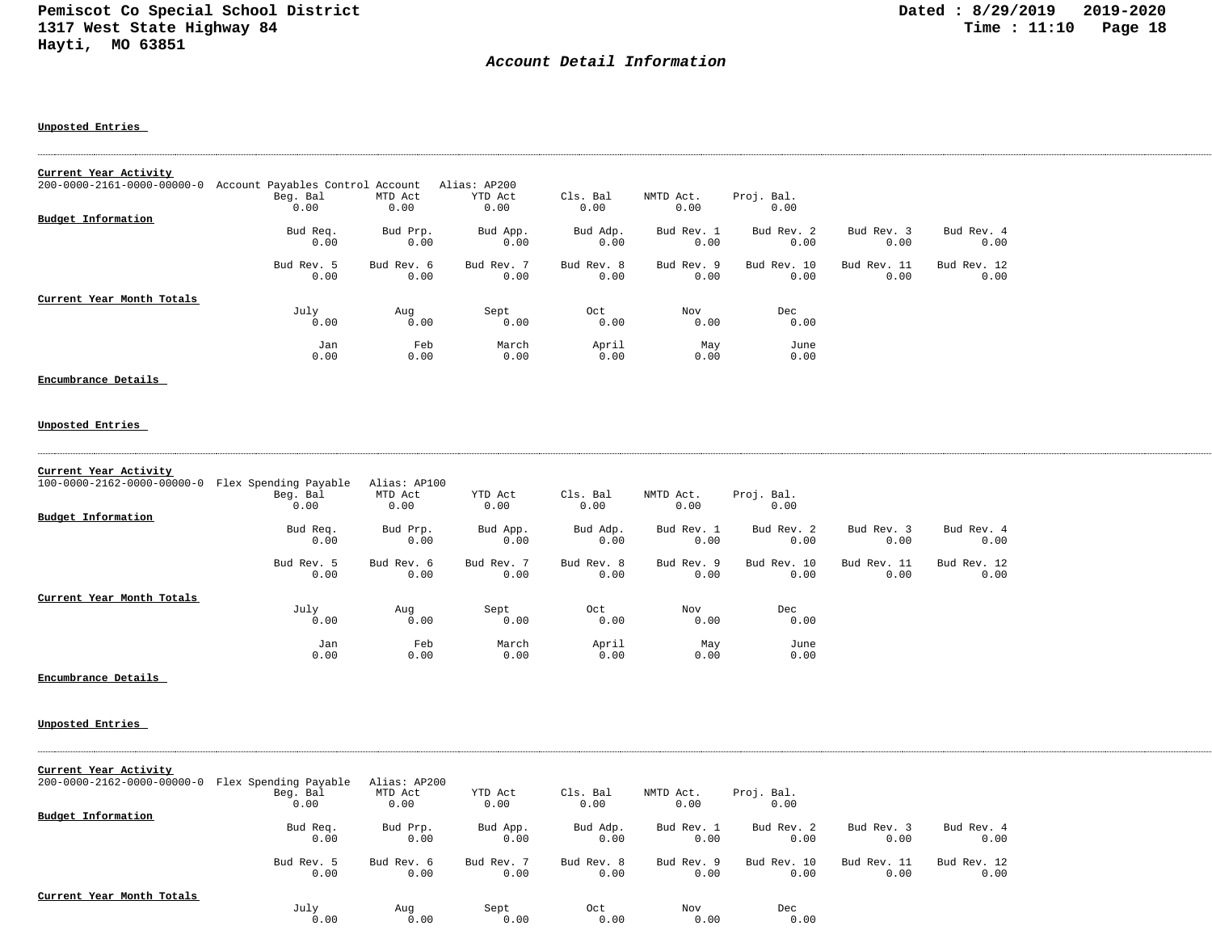## Account Detail Information

**Unposted Entries**

---

**Current Year Activity**

200-0000-2161-0000-00000-0 Account Payables Control Account Alias: AP200

| Beg. Bal | MTD Act | YTD Act | Cls. Bal | NMTD Act. | Proj. Bal. |
|---|---|---|---|---|---|
| 0.00 | 0.00 | 0.00 | 0.00 | 0.00 | 0.00 |

**Budget Information**

| Bud Req. | Bud Prp. | Bud App. | Bud Adp. | Bud Rev. 1 | Bud Rev. 2 | Bud Rev. 3 | Bud Rev. 4 |
|---|---|---|---|---|---|---|---|
| 0.00 | 0.00 | 0.00 | 0.00 | 0.00 | 0.00 | 0.00 | 0.00 |

| Bud Rev. 5 | Bud Rev. 6 | Bud Rev. 7 | Bud Rev. 8 | Bud Rev. 9 | Bud Rev. 10 | Bud Rev. 11 | Bud Rev. 12 |
|---|---|---|---|---|---|---|---|
| 0.00 | 0.00 | 0.00 | 0.00 | 0.00 | 0.00 | 0.00 | 0.00 |

**Current Year Month Totals**

| July | Aug | Sept | Oct | Nov | Dec |
|---|---|---|---|---|---|
| 0.00 | 0.00 | 0.00 | 0.00 | 0.00 | 0.00 |

| Jan | Feb | March | April | May | June |
|---|---|---|---|---|---|
| 0.00 | 0.00 | 0.00 | 0.00 | 0.00 | 0.00 |

**Encumbrance Details**

**Unposted Entries**

---

**Current Year Activity**

100-0000-2162-0000-00000-0 Flex Spending Payable Alias: AP100

| Beg. Bal | MTD Act | YTD Act | Cls. Bal | NMTD Act. | Proj. Bal. |
|---|---|---|---|---|---|
| 0.00 | 0.00 | 0.00 | 0.00 | 0.00 | 0.00 |

**Budget Information**

| Bud Req. | Bud Prp. | Bud App. | Bud Adp. | Bud Rev. 1 | Bud Rev. 2 | Bud Rev. 3 | Bud Rev. 4 |
|---|---|---|---|---|---|---|---|
| 0.00 | 0.00 | 0.00 | 0.00 | 0.00 | 0.00 | 0.00 | 0.00 |

| Bud Rev. 5 | Bud Rev. 6 | Bud Rev. 7 | Bud Rev. 8 | Bud Rev. 9 | Bud Rev. 10 | Bud Rev. 11 | Bud Rev. 12 |
|---|---|---|---|---|---|---|---|
| 0.00 | 0.00 | 0.00 | 0.00 | 0.00 | 0.00 | 0.00 | 0.00 |

**Current Year Month Totals**

| July | Aug | Sept | Oct | Nov | Dec |
|---|---|---|---|---|---|
| 0.00 | 0.00 | 0.00 | 0.00 | 0.00 | 0.00 |

| Jan | Feb | March | April | May | June |
|---|---|---|---|---|---|
| 0.00 | 0.00 | 0.00 | 0.00 | 0.00 | 0.00 |

**Encumbrance Details**

**Unposted Entries**

---

**Current Year Activity**

200-0000-2162-0000-00000-0 Flex Spending Payable Alias: AP200

| Beg. Bal | MTD Act | YTD Act | Cls. Bal | NMTD Act. | Proj. Bal. |
|---|---|---|---|---|---|
| 0.00 | 0.00 | 0.00 | 0.00 | 0.00 | 0.00 |

**Budget Information**

| Bud Req. | Bud Prp. | Bud App. | Bud Adp. | Bud Rev. 1 | Bud Rev. 2 | Bud Rev. 3 | Bud Rev. 4 |
|---|---|---|---|---|---|---|---|
| 0.00 | 0.00 | 0.00 | 0.00 | 0.00 | 0.00 | 0.00 | 0.00 |

| Bud Rev. 5 | Bud Rev. 6 | Bud Rev. 7 | Bud Rev. 8 | Bud Rev. 9 | Bud Rev. 10 | Bud Rev. 11 | Bud Rev. 12 |
|---|---|---|---|---|---|---|---|
| 0.00 | 0.00 | 0.00 | 0.00 | 0.00 | 0.00 | 0.00 | 0.00 |

**Current Year Month Totals**

| July | Aug | Sept | Oct | Nov | Dec |
|---|---|---|---|---|---|
| 0.00 | 0.00 | 0.00 | 0.00 | 0.00 | 0.00 |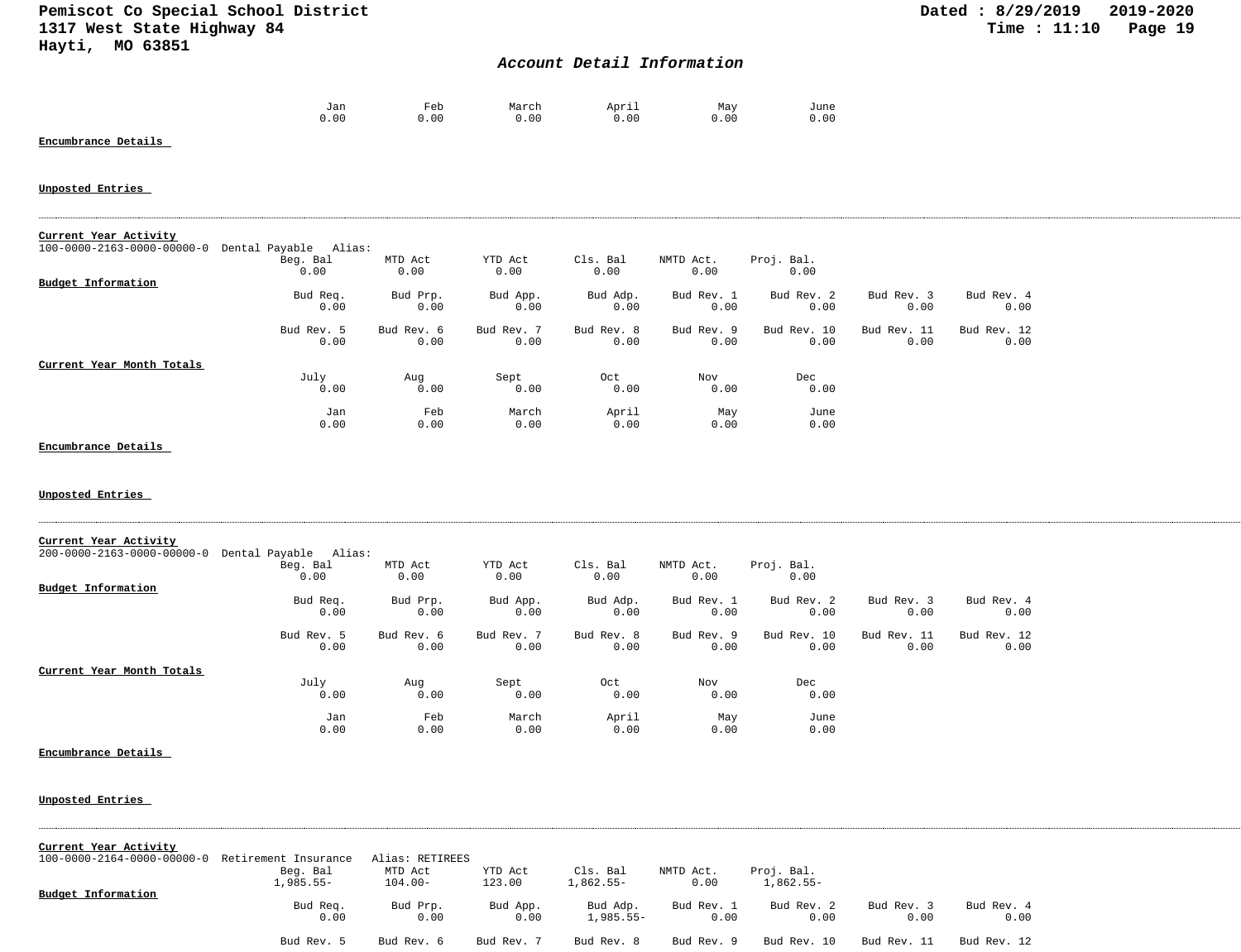## Account Detail Information

| Jan | Feb | March | April | May | June |
|---|---|---|---|---|---|
| 0.00 | 0.00 | 0.00 | 0.00 | 0.00 | 0.00 |

**Encumbrance Details**

**Unposted Entries**

---

**Current Year Activity**

100-0000-2163-0000-00000-0 Dental Payable Alias:

| Beg. Bal | MTD Act | YTD Act | Cls. Bal | NMTD Act. | Proj. Bal. |
|---|---|---|---|---|---|
| 0.00 | 0.00 | 0.00 | 0.00 | 0.00 | 0.00 |

**Budget Information**

| Bud Req. | Bud Prp. | Bud App. | Bud Adp. | Bud Rev. 1 | Bud Rev. 2 | Bud Rev. 3 | Bud Rev. 4 |
|---|---|---|---|---|---|---|---|
| 0.00 | 0.00 | 0.00 | 0.00 | 0.00 | 0.00 | 0.00 | 0.00 |

| Bud Rev. 5 | Bud Rev. 6 | Bud Rev. 7 | Bud Rev. 8 | Bud Rev. 9 | Bud Rev. 10 | Bud Rev. 11 | Bud Rev. 12 |
|---|---|---|---|---|---|---|---|
| 0.00 | 0.00 | 0.00 | 0.00 | 0.00 | 0.00 | 0.00 | 0.00 |

**Current Year Month Totals**

| July | Aug | Sept | Oct | Nov | Dec |
|---|---|---|---|---|---|
| 0.00 | 0.00 | 0.00 | 0.00 | 0.00 | 0.00 |

| Jan | Feb | March | April | May | June |
|---|---|---|---|---|---|
| 0.00 | 0.00 | 0.00 | 0.00 | 0.00 | 0.00 |

**Encumbrance Details**

**Unposted Entries**

---

**Current Year Activity**

200-0000-2163-0000-00000-0 Dental Payable Alias:

| Beg. Bal | MTD Act | YTD Act | Cls. Bal | NMTD Act. | Proj. Bal. |
|---|---|---|---|---|---|
| 0.00 | 0.00 | 0.00 | 0.00 | 0.00 | 0.00 |

**Budget Information**

| Bud Req. | Bud Prp. | Bud App. | Bud Adp. | Bud Rev. 1 | Bud Rev. 2 | Bud Rev. 3 | Bud Rev. 4 |
|---|---|---|---|---|---|---|---|
| 0.00 | 0.00 | 0.00 | 0.00 | 0.00 | 0.00 | 0.00 | 0.00 |

| Bud Rev. 5 | Bud Rev. 6 | Bud Rev. 7 | Bud Rev. 8 | Bud Rev. 9 | Bud Rev. 10 | Bud Rev. 11 | Bud Rev. 12 |
|---|---|---|---|---|---|---|---|
| 0.00 | 0.00 | 0.00 | 0.00 | 0.00 | 0.00 | 0.00 | 0.00 |

**Current Year Month Totals**

| July | Aug | Sept | Oct | Nov | Dec |
|---|---|---|---|---|---|
| 0.00 | 0.00 | 0.00 | 0.00 | 0.00 | 0.00 |

| Jan | Feb | March | April | May | June |
|---|---|---|---|---|---|
| 0.00 | 0.00 | 0.00 | 0.00 | 0.00 | 0.00 |

**Encumbrance Details**

**Unposted Entries**

---

**Current Year Activity**

100-0000-2164-0000-00000-0 Retirement Insurance Alias: RETIREES

| Beg. Bal | MTD Act | YTD Act | Cls. Bal | NMTD Act. | Proj. Bal. |
|---|---|---|---|---|---|
| 1,985.55- | 104.00- | 123.00 | 1,862.55- | 0.00 | 1,862.55- |

**Budget Information**

| Bud Req. | Bud Prp. | Bud App. | Bud Adp. | Bud Rev. 1 | Bud Rev. 2 | Bud Rev. 3 | Bud Rev. 4 |
|---|---|---|---|---|---|---|---|
| 0.00 | 0.00 | 0.00 | 1,985.55- | 0.00 | 0.00 | 0.00 | 0.00 |

| Bud Rev. 5 | Bud Rev. 6 | Bud Rev. 7 | Bud Rev. 8 | Bud Rev. 9 | Bud Rev. 10 | Bud Rev. 11 | Bud Rev. 12 |
|---|---|---|---|---|---|---|---|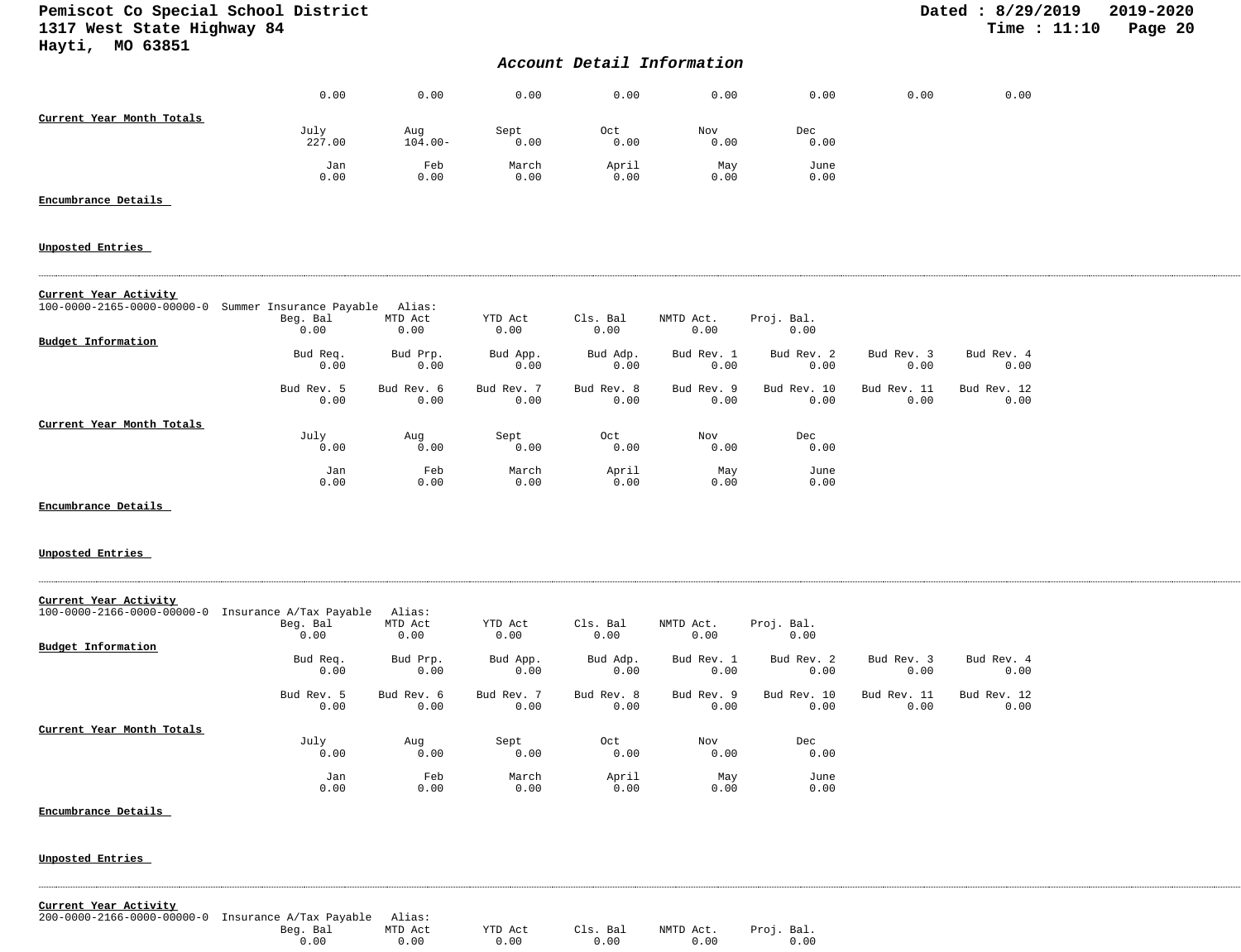## Account Detail Information

| 0.00 | 0.00 | 0.00 | 0.00 | 0.00 | 0.00 | 0.00 | 0.00 |
|---|---|---|---|---|---|---|---|

**Current Year Month Totals**

| July | Aug | Sept | Oct | Nov | Dec |
|---|---|---|---|---|---|
| 227.00 | 104.00- | 0.00 | 0.00 | 0.00 | 0.00 |
| **Jan** | **Feb** | **March** | **April** | **May** | **June** |
| 0.00 | 0.00 | 0.00 | 0.00 | 0.00 | 0.00 |

**Encumbrance Details**

**Unposted Entries**

---

**Current Year Activity**

100-0000-2165-0000-00000-0 Summer Insurance Payable Alias:

| Beg. Bal | MTD Act | YTD Act | Cls. Bal | NMTD Act. | Proj. Bal. |
|---|---|---|---|---|---|
| 0.00 | 0.00 | 0.00 | 0.00 | 0.00 | 0.00 |

**Budget Information**

| Bud Req. | Bud Prp. | Bud App. | Bud Adp. | Bud Rev. 1 | Bud Rev. 2 | Bud Rev. 3 | Bud Rev. 4 |
|---|---|---|---|---|---|---|---|
| 0.00 | 0.00 | 0.00 | 0.00 | 0.00 | 0.00 | 0.00 | 0.00 |
| **Bud Rev. 5** | **Bud Rev. 6** | **Bud Rev. 7** | **Bud Rev. 8** | **Bud Rev. 9** | **Bud Rev. 10** | **Bud Rev. 11** | **Bud Rev. 12** |
| 0.00 | 0.00 | 0.00 | 0.00 | 0.00 | 0.00 | 0.00 | 0.00 |

**Current Year Month Totals**

| July | Aug | Sept | Oct | Nov | Dec |
|---|---|---|---|---|---|
| 0.00 | 0.00 | 0.00 | 0.00 | 0.00 | 0.00 |
| **Jan** | **Feb** | **March** | **April** | **May** | **June** |
| 0.00 | 0.00 | 0.00 | 0.00 | 0.00 | 0.00 |

**Encumbrance Details**

**Unposted Entries**

---

**Current Year Activity**

100-0000-2166-0000-00000-0 Insurance A/Tax Payable Alias:

| Beg. Bal | MTD Act | YTD Act | Cls. Bal | NMTD Act. | Proj. Bal. |
|---|---|---|---|---|---|
| 0.00 | 0.00 | 0.00 | 0.00 | 0.00 | 0.00 |

**Budget Information**

| Bud Req. | Bud Prp. | Bud App. | Bud Adp. | Bud Rev. 1 | Bud Rev. 2 | Bud Rev. 3 | Bud Rev. 4 |
|---|---|---|---|---|---|---|---|
| 0.00 | 0.00 | 0.00 | 0.00 | 0.00 | 0.00 | 0.00 | 0.00 |
| **Bud Rev. 5** | **Bud Rev. 6** | **Bud Rev. 7** | **Bud Rev. 8** | **Bud Rev. 9** | **Bud Rev. 10** | **Bud Rev. 11** | **Bud Rev. 12** |
| 0.00 | 0.00 | 0.00 | 0.00 | 0.00 | 0.00 | 0.00 | 0.00 |

**Current Year Month Totals**

| July | Aug | Sept | Oct | Nov | Dec |
|---|---|---|---|---|---|
| 0.00 | 0.00 | 0.00 | 0.00 | 0.00 | 0.00 |
| **Jan** | **Feb** | **March** | **April** | **May** | **June** |
| 0.00 | 0.00 | 0.00 | 0.00 | 0.00 | 0.00 |

**Encumbrance Details**

**Unposted Entries**

---

**Current Year Activity**

200-0000-2166-0000-00000-0 Insurance A/Tax Payable Alias:

| Beg. Bal | MTD Act | YTD Act | Cls. Bal | NMTD Act. | Proj. Bal. |
|---|---|---|---|---|---|
| 0.00 | 0.00 | 0.00 | 0.00 | 0.00 | 0.00 |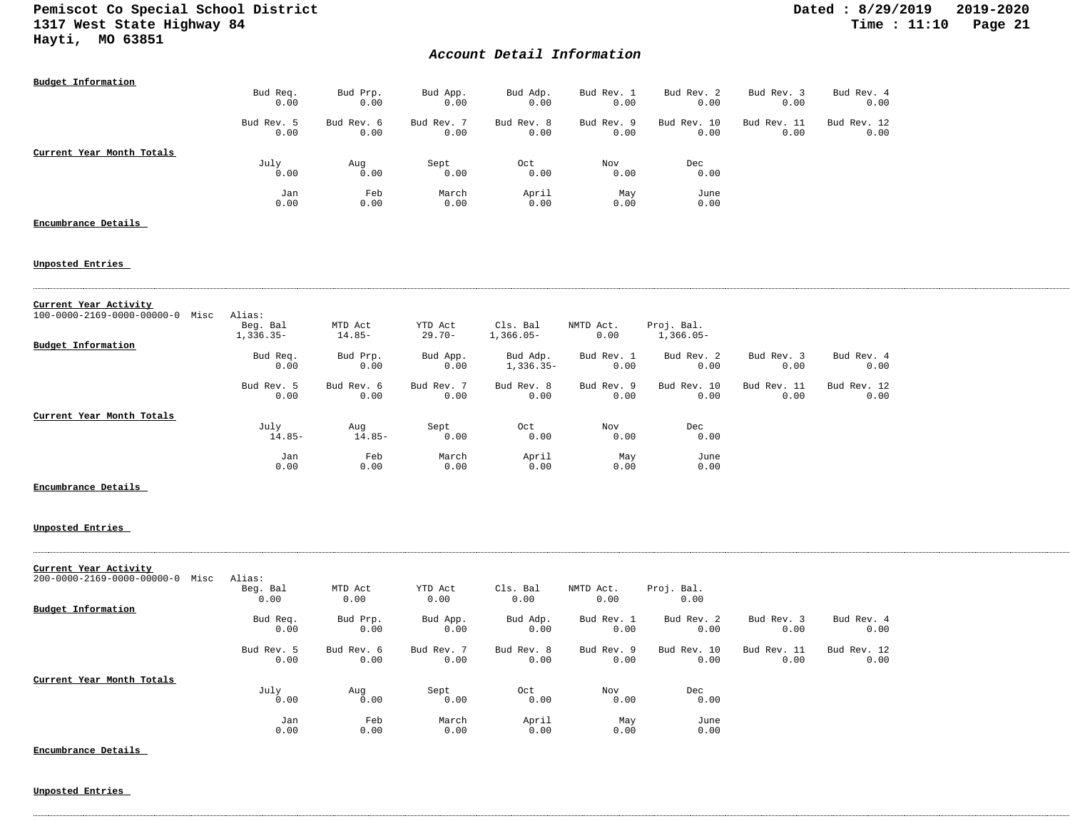Pemiscot Co Special School District
1317 West State Highway 84
Hayti, MO 63851

Dated : 8/29/2019 2019-2020
Time : 11:10

## *Account Detail Information*

**Budget Information**

| Bud Req. | Bud Prp. | Bud App. | Bud Adp. | Bud Rev. 1 | Bud Rev. 2 | Bud Rev. 3 | Bud Rev. 4 |
|---|---|---|---|---|---|---|---|
| 0.00 | 0.00 | 0.00 | 0.00 | 0.00 | 0.00 | 0.00 | 0.00 |

| Bud Rev. 5 | Bud Rev. 6 | Bud Rev. 7 | Bud Rev. 8 | Bud Rev. 9 | Bud Rev. 10 | Bud Rev. 11 | Bud Rev. 12 |
|---|---|---|---|---|---|---|---|
| 0.00 | 0.00 | 0.00 | 0.00 | 0.00 | 0.00 | 0.00 | 0.00 |

**Current Year Month Totals**

| July | Aug | Sept | Oct | Nov | Dec |
|---|---|---|---|---|---|
| 0.00 | 0.00 | 0.00 | 0.00 | 0.00 | 0.00 |

| Jan | Feb | March | April | May | June |
|---|---|---|---|---|---|
| 0.00 | 0.00 | 0.00 | 0.00 | 0.00 | 0.00 |

**Encumbrance Details**

**Unposted Entries**

---

**Current Year Activity**

100-0000-2169-0000-00000-0 Misc Alias:

| Beg. Bal | MTD Act | YTD Act | Cls. Bal | NMTD Act. | Proj. Bal. |
|---|---|---|---|---|---|
| 1,336.35- | 14.85- | 29.70- | 1,366.05- | 0.00 | 1,366.05- |

**Budget Information**

| Bud Req. | Bud Prp. | Bud App. | Bud Adp. | Bud Rev. 1 | Bud Rev. 2 | Bud Rev. 3 | Bud Rev. 4 |
|---|---|---|---|---|---|---|---|
| 0.00 | 0.00 | 0.00 | 1,336.35- | 0.00 | 0.00 | 0.00 | 0.00 |

| Bud Rev. 5 | Bud Rev. 6 | Bud Rev. 7 | Bud Rev. 8 | Bud Rev. 9 | Bud Rev. 10 | Bud Rev. 11 | Bud Rev. 12 |
|---|---|---|---|---|---|---|---|
| 0.00 | 0.00 | 0.00 | 0.00 | 0.00 | 0.00 | 0.00 | 0.00 |

**Current Year Month Totals**

| July | Aug | Sept | Oct | Nov | Dec |
|---|---|---|---|---|---|
| 14.85- | 14.85- | 0.00 | 0.00 | 0.00 | 0.00 |

| Jan | Feb | March | April | May | June |
|---|---|---|---|---|---|
| 0.00 | 0.00 | 0.00 | 0.00 | 0.00 | 0.00 |

**Encumbrance Details**

**Unposted Entries**

---

**Current Year Activity**

200-0000-2169-0000-00000-0 Misc Alias:

| Beg. Bal | MTD Act | YTD Act | Cls. Bal | NMTD Act. | Proj. Bal. |
|---|---|---|---|---|---|
| 0.00 | 0.00 | 0.00 | 0.00 | 0.00 | 0.00 |

**Budget Information**

| Bud Req. | Bud Prp. | Bud App. | Bud Adp. | Bud Rev. 1 | Bud Rev. 2 | Bud Rev. 3 | Bud Rev. 4 |
|---|---|---|---|---|---|---|---|
| 0.00 | 0.00 | 0.00 | 0.00 | 0.00 | 0.00 | 0.00 | 0.00 |

| Bud Rev. 5 | Bud Rev. 6 | Bud Rev. 7 | Bud Rev. 8 | Bud Rev. 9 | Bud Rev. 10 | Bud Rev. 11 | Bud Rev. 12 |
|---|---|---|---|---|---|---|---|
| 0.00 | 0.00 | 0.00 | 0.00 | 0.00 | 0.00 | 0.00 | 0.00 |

**Current Year Month Totals**

| July | Aug | Sept | Oct | Nov | Dec |
|---|---|---|---|---|---|
| 0.00 | 0.00 | 0.00 | 0.00 | 0.00 | 0.00 |

| Jan | Feb | March | April | May | June |
|---|---|---|---|---|---|
| 0.00 | 0.00 | 0.00 | 0.00 | 0.00 | 0.00 |

**Encumbrance Details**

**Unposted Entries**

---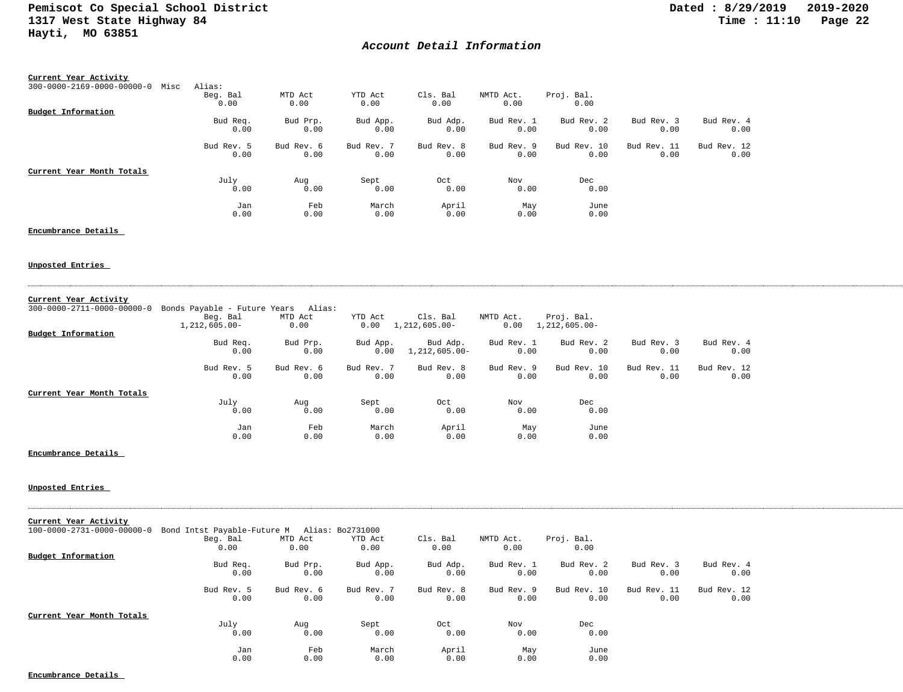## Account Detail Information

**Current Year Activity**

300-0000-2169-0000-00000-0 Misc Alias:

| Beg. Bal | MTD Act | YTD Act | Cls. Bal | NMTD Act. | Proj. Bal. |
|---|---|---|---|---|---|
| 0.00 | 0.00 | 0.00 | 0.00 | 0.00 | 0.00 |

**Budget Information**

| Bud Req. | Bud Prp. | Bud App. | Bud Adp. | Bud Rev. 1 | Bud Rev. 2 | Bud Rev. 3 | Bud Rev. 4 |
|---|---|---|---|---|---|---|---|
| 0.00 | 0.00 | 0.00 | 0.00 | 0.00 | 0.00 | 0.00 | 0.00 |

| Bud Rev. 5 | Bud Rev. 6 | Bud Rev. 7 | Bud Rev. 8 | Bud Rev. 9 | Bud Rev. 10 | Bud Rev. 11 | Bud Rev. 12 |
|---|---|---|---|---|---|---|---|
| 0.00 | 0.00 | 0.00 | 0.00 | 0.00 | 0.00 | 0.00 | 0.00 |

**Current Year Month Totals**

| July | Aug | Sept | Oct | Nov | Dec |
|---|---|---|---|---|---|
| 0.00 | 0.00 | 0.00 | 0.00 | 0.00 | 0.00 |

| Jan | Feb | March | April | May | June |
|---|---|---|---|---|---|
| 0.00 | 0.00 | 0.00 | 0.00 | 0.00 | 0.00 |

**Encumbrance Details**

**Unposted Entries**

---

**Current Year Activity**

300-0000-2711-0000-00000-0 Bonds Payable - Future Years Alias:

| Beg. Bal | MTD Act | YTD Act | Cls. Bal | NMTD Act. | Proj. Bal. |
|---|---|---|---|---|---|
| 1,212,605.00- | 0.00 | 0.00 | 1,212,605.00- | 0.00 | 1,212,605.00- |

**Budget Information**

| Bud Req. | Bud Prp. | Bud App. | Bud Adp. | Bud Rev. 1 | Bud Rev. 2 | Bud Rev. 3 | Bud Rev. 4 |
|---|---|---|---|---|---|---|---|
| 0.00 | 0.00 | 0.00 | 1,212,605.00- | 0.00 | 0.00 | 0.00 | 0.00 |

| Bud Rev. 5 | Bud Rev. 6 | Bud Rev. 7 | Bud Rev. 8 | Bud Rev. 9 | Bud Rev. 10 | Bud Rev. 11 | Bud Rev. 12 |
|---|---|---|---|---|---|---|---|
| 0.00 | 0.00 | 0.00 | 0.00 | 0.00 | 0.00 | 0.00 | 0.00 |

**Current Year Month Totals**

| July | Aug | Sept | Oct | Nov | Dec |
|---|---|---|---|---|---|
| 0.00 | 0.00 | 0.00 | 0.00 | 0.00 | 0.00 |

| Jan | Feb | March | April | May | June |
|---|---|---|---|---|---|
| 0.00 | 0.00 | 0.00 | 0.00 | 0.00 | 0.00 |

**Encumbrance Details**

**Unposted Entries**

---

**Current Year Activity**

100-0000-2731-0000-00000-0 Bond Intst Payable-Future M Alias: Bo2731000

| Beg. Bal | MTD Act | YTD Act | Cls. Bal | NMTD Act. | Proj. Bal. |
|---|---|---|---|---|---|
| 0.00 | 0.00 | 0.00 | 0.00 | 0.00 | 0.00 |

**Budget Information**

| Bud Req. | Bud Prp. | Bud App. | Bud Adp. | Bud Rev. 1 | Bud Rev. 2 | Bud Rev. 3 | Bud Rev. 4 |
|---|---|---|---|---|---|---|---|
| 0.00 | 0.00 | 0.00 | 0.00 | 0.00 | 0.00 | 0.00 | 0.00 |

| Bud Rev. 5 | Bud Rev. 6 | Bud Rev. 7 | Bud Rev. 8 | Bud Rev. 9 | Bud Rev. 10 | Bud Rev. 11 | Bud Rev. 12 |
|---|---|---|---|---|---|---|---|
| 0.00 | 0.00 | 0.00 | 0.00 | 0.00 | 0.00 | 0.00 | 0.00 |

**Current Year Month Totals**

| July | Aug | Sept | Oct | Nov | Dec |
|---|---|---|---|---|---|
| 0.00 | 0.00 | 0.00 | 0.00 | 0.00 | 0.00 |

| Jan | Feb | March | April | May | June |
|---|---|---|---|---|---|
| 0.00 | 0.00 | 0.00 | 0.00 | 0.00 | 0.00 |

**Encumbrance Details**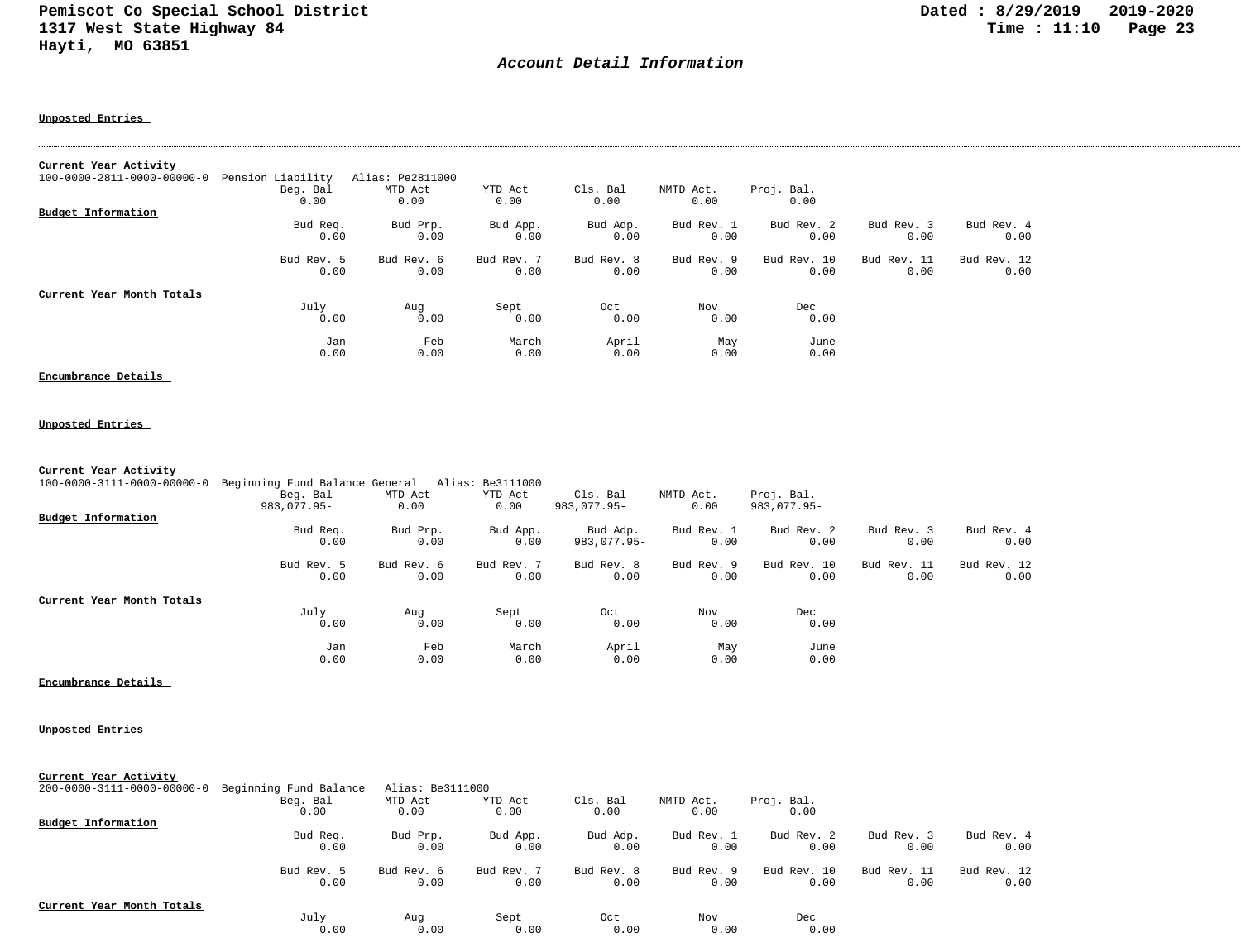Pemiscot Co Special School District
1317 West State Highway 84
Hayti, MO 63851

Dated : 8/29/2019 2019-2020
Time : 11:10

## *Account Detail Information*

**Unposted Entries**

---

**Current Year Activity**

100-0000-2811-0000-00000-0 Pension Liability Alias: Pe2811000

| Beg. Bal | MTD Act | YTD Act | Cls. Bal | NMTD Act. | Proj. Bal. |
|---|---|---|---|---|---|
| 0.00 | 0.00 | 0.00 | 0.00 | 0.00 | 0.00 |

**Budget Information**

| Bud Req. | Bud Prp. | Bud App. | Bud Adp. | Bud Rev. 1 | Bud Rev. 2 | Bud Rev. 3 | Bud Rev. 4 |
|---|---|---|---|---|---|---|---|
| 0.00 | 0.00 | 0.00 | 0.00 | 0.00 | 0.00 | 0.00 | 0.00 |

| Bud Rev. 5 | Bud Rev. 6 | Bud Rev. 7 | Bud Rev. 8 | Bud Rev. 9 | Bud Rev. 10 | Bud Rev. 11 | Bud Rev. 12 |
|---|---|---|---|---|---|---|---|
| 0.00 | 0.00 | 0.00 | 0.00 | 0.00 | 0.00 | 0.00 | 0.00 |

**Current Year Month Totals**

| July | Aug | Sept | Oct | Nov | Dec |
|---|---|---|---|---|---|
| 0.00 | 0.00 | 0.00 | 0.00 | 0.00 | 0.00 |

| Jan | Feb | March | April | May | June |
|---|---|---|---|---|---|
| 0.00 | 0.00 | 0.00 | 0.00 | 0.00 | 0.00 |

**Encumbrance Details**

**Unposted Entries**

---

**Current Year Activity**

100-0000-3111-0000-00000-0 Beginning Fund Balance General Alias: Be3111000

| Beg. Bal | MTD Act | YTD Act | Cls. Bal | NMTD Act. | Proj. Bal. |
|---|---|---|---|---|---|
| 983,077.95- | 0.00 | 0.00 | 983,077.95- | 0.00 | 983,077.95- |

**Budget Information**

| Bud Req. | Bud Prp. | Bud App. | Bud Adp. | Bud Rev. 1 | Bud Rev. 2 | Bud Rev. 3 | Bud Rev. 4 |
|---|---|---|---|---|---|---|---|
| 0.00 | 0.00 | 0.00 | 983,077.95- | 0.00 | 0.00 | 0.00 | 0.00 |

| Bud Rev. 5 | Bud Rev. 6 | Bud Rev. 7 | Bud Rev. 8 | Bud Rev. 9 | Bud Rev. 10 | Bud Rev. 11 | Bud Rev. 12 |
|---|---|---|---|---|---|---|---|
| 0.00 | 0.00 | 0.00 | 0.00 | 0.00 | 0.00 | 0.00 | 0.00 |

**Current Year Month Totals**

| July | Aug | Sept | Oct | Nov | Dec |
|---|---|---|---|---|---|
| 0.00 | 0.00 | 0.00 | 0.00 | 0.00 | 0.00 |

| Jan | Feb | March | April | May | June |
|---|---|---|---|---|---|
| 0.00 | 0.00 | 0.00 | 0.00 | 0.00 | 0.00 |

**Encumbrance Details**

**Unposted Entries**

---

**Current Year Activity**

200-0000-3111-0000-00000-0 Beginning Fund Balance Alias: Be3111000

| Beg. Bal | MTD Act | YTD Act | Cls. Bal | NMTD Act. | Proj. Bal. |
|---|---|---|---|---|---|
| 0.00 | 0.00 | 0.00 | 0.00 | 0.00 | 0.00 |

**Budget Information**

| Bud Req. | Bud Prp. | Bud App. | Bud Adp. | Bud Rev. 1 | Bud Rev. 2 | Bud Rev. 3 | Bud Rev. 4 |
|---|---|---|---|---|---|---|---|
| 0.00 | 0.00 | 0.00 | 0.00 | 0.00 | 0.00 | 0.00 | 0.00 |

| Bud Rev. 5 | Bud Rev. 6 | Bud Rev. 7 | Bud Rev. 8 | Bud Rev. 9 | Bud Rev. 10 | Bud Rev. 11 | Bud Rev. 12 |
|---|---|---|---|---|---|---|---|
| 0.00 | 0.00 | 0.00 | 0.00 | 0.00 | 0.00 | 0.00 | 0.00 |

**Current Year Month Totals**

| July | Aug | Sept | Oct | Nov | Dec |
|---|---|---|---|---|---|
| 0.00 | 0.00 | 0.00 | 0.00 | 0.00 | 0.00 |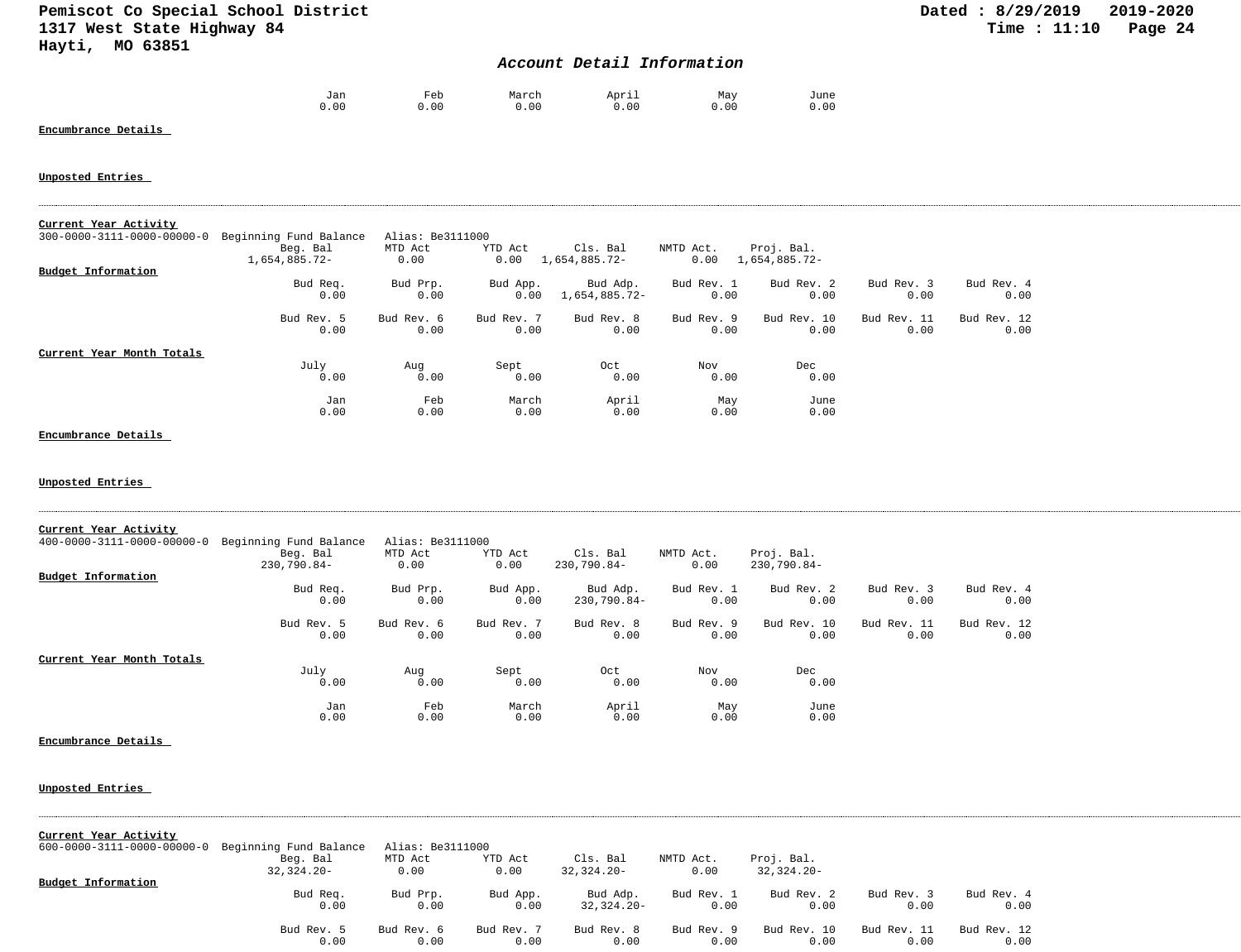| Jan | Feb | March | April | May | June |
|---|---|---|---|---|---|
| 0.00 | 0.00 | 0.00 | 0.00 | 0.00 | 0.00 |

**Encumbrance Details**

**Unposted Entries**

---

**Current Year Activity**

300-0000-3111-0000-00000-0 Beginning Fund Balance Alias: Be3111000

| Beg. Bal | MTD Act | YTD Act | Cls. Bal | NMTD Act. | Proj. Bal. |
|---|---|---|---|---|---|
| 1,654,885.72- | 0.00 | 0.00 | 1,654,885.72- | 0.00 | 1,654,885.72- |

**Budget Information**

| Bud Req. | Bud Prp. | Bud App. | Bud Adp. | Bud Rev. 1 | Bud Rev. 2 | Bud Rev. 3 | Bud Rev. 4 |
|---|---|---|---|---|---|---|---|
| 0.00 | 0.00 | 0.00 | 1,654,885.72- | 0.00 | 0.00 | 0.00 | 0.00 |

| Bud Rev. 5 | Bud Rev. 6 | Bud Rev. 7 | Bud Rev. 8 | Bud Rev. 9 | Bud Rev. 10 | Bud Rev. 11 | Bud Rev. 12 |
|---|---|---|---|---|---|---|---|
| 0.00 | 0.00 | 0.00 | 0.00 | 0.00 | 0.00 | 0.00 | 0.00 |

**Current Year Month Totals**

| July | Aug | Sept | Oct | Nov | Dec |
|---|---|---|---|---|---|
| 0.00 | 0.00 | 0.00 | 0.00 | 0.00 | 0.00 |

| Jan | Feb | March | April | May | June |
|---|---|---|---|---|---|
| 0.00 | 0.00 | 0.00 | 0.00 | 0.00 | 0.00 |

**Encumbrance Details**

**Unposted Entries**

---

**Current Year Activity**

400-0000-3111-0000-00000-0 Beginning Fund Balance Alias: Be3111000

| Beg. Bal | MTD Act | YTD Act | Cls. Bal | NMTD Act. | Proj. Bal. |
|---|---|---|---|---|---|
| 230,790.84- | 0.00 | 0.00 | 230,790.84- | 0.00 | 230,790.84- |

**Budget Information**

| Bud Req. | Bud Prp. | Bud App. | Bud Adp. | Bud Rev. 1 | Bud Rev. 2 | Bud Rev. 3 | Bud Rev. 4 |
|---|---|---|---|---|---|---|---|
| 0.00 | 0.00 | 0.00 | 230,790.84- | 0.00 | 0.00 | 0.00 | 0.00 |

| Bud Rev. 5 | Bud Rev. 6 | Bud Rev. 7 | Bud Rev. 8 | Bud Rev. 9 | Bud Rev. 10 | Bud Rev. 11 | Bud Rev. 12 |
|---|---|---|---|---|---|---|---|
| 0.00 | 0.00 | 0.00 | 0.00 | 0.00 | 0.00 | 0.00 | 0.00 |

**Current Year Month Totals**

| July | Aug | Sept | Oct | Nov | Dec |
|---|---|---|---|---|---|
| 0.00 | 0.00 | 0.00 | 0.00 | 0.00 | 0.00 |

| Jan | Feb | March | April | May | June |
|---|---|---|---|---|---|
| 0.00 | 0.00 | 0.00 | 0.00 | 0.00 | 0.00 |

**Encumbrance Details**

**Unposted Entries**

---

**Current Year Activity**

600-0000-3111-0000-00000-0 Beginning Fund Balance Alias: Be3111000

| Beg. Bal | MTD Act | YTD Act | Cls. Bal | NMTD Act. | Proj. Bal. |
|---|---|---|---|---|---|
| 32,324.20- | 0.00 | 0.00 | 32,324.20- | 0.00 | 32,324.20- |

**Budget Information**

| Bud Req. | Bud Prp. | Bud App. | Bud Adp. | Bud Rev. 1 | Bud Rev. 2 | Bud Rev. 3 | Bud Rev. 4 |
|---|---|---|---|---|---|---|---|
| 0.00 | 0.00 | 0.00 | 32,324.20- | 0.00 | 0.00 | 0.00 | 0.00 |

| Bud Rev. 5 | Bud Rev. 6 | Bud Rev. 7 | Bud Rev. 8 | Bud Rev. 9 | Bud Rev. 10 | Bud Rev. 11 | Bud Rev. 12 |
|---|---|---|---|---|---|---|---|
| 0.00 | 0.00 | 0.00 | 0.00 | 0.00 | 0.00 | 0.00 | 0.00 |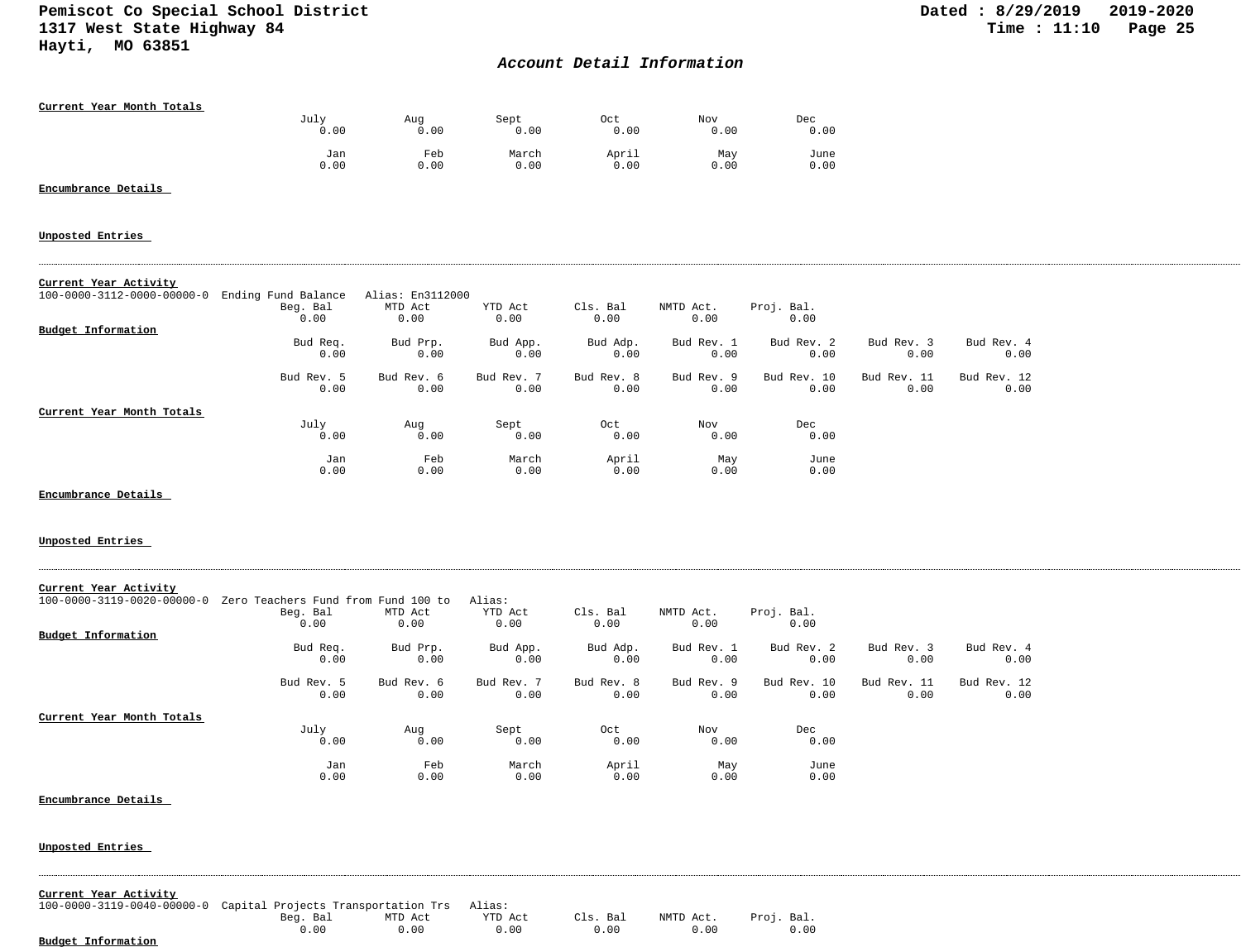# Account Detail Information

**Current Year Month Totals**

| July | Aug | Sept | Oct | Nov | Dec |
|---|---|---|---|---|---|
| 0.00 | 0.00 | 0.00 | 0.00 | 0.00 | 0.00 |
| **Jan** | **Feb** | **March** | **April** | **May** | **June** |
| 0.00 | 0.00 | 0.00 | 0.00 | 0.00 | 0.00 |

**Encumbrance Details**

**Unposted Entries**

---

**Current Year Activity**

100-0000-3112-0000-00000-0 Ending Fund Balance Alias: En3112000

| Beg. Bal | MTD Act | YTD Act | Cls. Bal | NMTD Act. | Proj. Bal. |
|---|---|---|---|---|---|
| 0.00 | 0.00 | 0.00 | 0.00 | 0.00 | 0.00 |

**Budget Information**

| Bud Req. | Bud Prp. | Bud App. | Bud Adp. | Bud Rev. 1 | Bud Rev. 2 | Bud Rev. 3 | Bud Rev. 4 |
|---|---|---|---|---|---|---|---|
| 0.00 | 0.00 | 0.00 | 0.00 | 0.00 | 0.00 | 0.00 | 0.00 |
| **Bud Rev. 5** | **Bud Rev. 6** | **Bud Rev. 7** | **Bud Rev. 8** | **Bud Rev. 9** | **Bud Rev. 10** | **Bud Rev. 11** | **Bud Rev. 12** |
| 0.00 | 0.00 | 0.00 | 0.00 | 0.00 | 0.00 | 0.00 | 0.00 |

**Current Year Month Totals**

| July | Aug | Sept | Oct | Nov | Dec |
|---|---|---|---|---|---|
| 0.00 | 0.00 | 0.00 | 0.00 | 0.00 | 0.00 |
| **Jan** | **Feb** | **March** | **April** | **May** | **June** |
| 0.00 | 0.00 | 0.00 | 0.00 | 0.00 | 0.00 |

**Encumbrance Details**

**Unposted Entries**

---

**Current Year Activity**

100-0000-3119-0020-00000-0 Zero Teachers Fund from Fund 100 to Alias:

| Beg. Bal | MTD Act | YTD Act | Cls. Bal | NMTD Act. | Proj. Bal. |
|---|---|---|---|---|---|
| 0.00 | 0.00 | 0.00 | 0.00 | 0.00 | 0.00 |

**Budget Information**

| Bud Req. | Bud Prp. | Bud App. | Bud Adp. | Bud Rev. 1 | Bud Rev. 2 | Bud Rev. 3 | Bud Rev. 4 |
|---|---|---|---|---|---|---|---|
| 0.00 | 0.00 | 0.00 | 0.00 | 0.00 | 0.00 | 0.00 | 0.00 |
| **Bud Rev. 5** | **Bud Rev. 6** | **Bud Rev. 7** | **Bud Rev. 8** | **Bud Rev. 9** | **Bud Rev. 10** | **Bud Rev. 11** | **Bud Rev. 12** |
| 0.00 | 0.00 | 0.00 | 0.00 | 0.00 | 0.00 | 0.00 | 0.00 |

**Current Year Month Totals**

| July | Aug | Sept | Oct | Nov | Dec |
|---|---|---|---|---|---|
| 0.00 | 0.00 | 0.00 | 0.00 | 0.00 | 0.00 |
| **Jan** | **Feb** | **March** | **April** | **May** | **June** |
| 0.00 | 0.00 | 0.00 | 0.00 | 0.00 | 0.00 |

**Encumbrance Details**

**Unposted Entries**

---

**Current Year Activity**

100-0000-3119-0040-00000-0 Capital Projects Transportation Trs Alias:

| Beg. Bal | MTD Act | YTD Act | Cls. Bal | NMTD Act. | Proj. Bal. |
|---|---|---|---|---|---|
| 0.00 | 0.00 | 0.00 | 0.00 | 0.00 | 0.00 |

**Budget Information**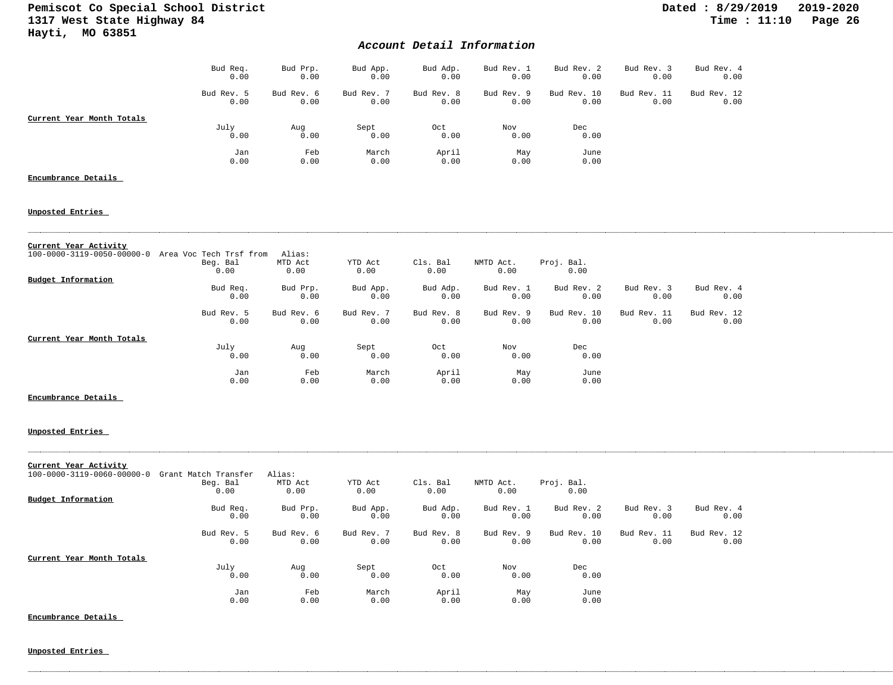## Account Detail Information

| Bud Req. | Bud Prp. | Bud App. | Bud Adp. | Bud Rev. 1 | Bud Rev. 2 | Bud Rev. 3 | Bud Rev. 4 |
|---|---|---|---|---|---|---|---|
| 0.00 | 0.00 | 0.00 | 0.00 | 0.00 | 0.00 | 0.00 | 0.00 |

| Bud Rev. 5 | Bud Rev. 6 | Bud Rev. 7 | Bud Rev. 8 | Bud Rev. 9 | Bud Rev. 10 | Bud Rev. 11 | Bud Rev. 12 |
|---|---|---|---|---|---|---|---|
| 0.00 | 0.00 | 0.00 | 0.00 | 0.00 | 0.00 | 0.00 | 0.00 |

**Current Year Month Totals**

| July | Aug | Sept | Oct | Nov | Dec |
|---|---|---|---|---|---|
| 0.00 | 0.00 | 0.00 | 0.00 | 0.00 | 0.00 |

| Jan | Feb | March | April | May | June |
|---|---|---|---|---|---|
| 0.00 | 0.00 | 0.00 | 0.00 | 0.00 | 0.00 |

**Encumbrance Details**

**Unposted Entries**

---

**Current Year Activity**

100-0000-3119-0050-00000-0 Area Voc Tech Trsf from Alias:

| Beg. Bal | MTD Act | YTD Act | Cls. Bal | NMTD Act. | Proj. Bal. |
|---|---|---|---|---|---|
| 0.00 | 0.00 | 0.00 | 0.00 | 0.00 | 0.00 |

**Budget Information**

| Bud Req. | Bud Prp. | Bud App. | Bud Adp. | Bud Rev. 1 | Bud Rev. 2 | Bud Rev. 3 | Bud Rev. 4 |
|---|---|---|---|---|---|---|---|
| 0.00 | 0.00 | 0.00 | 0.00 | 0.00 | 0.00 | 0.00 | 0.00 |

| Bud Rev. 5 | Bud Rev. 6 | Bud Rev. 7 | Bud Rev. 8 | Bud Rev. 9 | Bud Rev. 10 | Bud Rev. 11 | Bud Rev. 12 |
|---|---|---|---|---|---|---|---|
| 0.00 | 0.00 | 0.00 | 0.00 | 0.00 | 0.00 | 0.00 | 0.00 |

**Current Year Month Totals**

| July | Aug | Sept | Oct | Nov | Dec |
|---|---|---|---|---|---|
| 0.00 | 0.00 | 0.00 | 0.00 | 0.00 | 0.00 |

| Jan | Feb | March | April | May | June |
|---|---|---|---|---|---|
| 0.00 | 0.00 | 0.00 | 0.00 | 0.00 | 0.00 |

**Encumbrance Details**

**Unposted Entries**

---

**Current Year Activity**

100-0000-3119-0060-00000-0 Grant Match Transfer Alias:

| Beg. Bal | MTD Act | YTD Act | Cls. Bal | NMTD Act. | Proj. Bal. |
|---|---|---|---|---|---|
| 0.00 | 0.00 | 0.00 | 0.00 | 0.00 | 0.00 |

**Budget Information**

| Bud Req. | Bud Prp. | Bud App. | Bud Adp. | Bud Rev. 1 | Bud Rev. 2 | Bud Rev. 3 | Bud Rev. 4 |
|---|---|---|---|---|---|---|---|
| 0.00 | 0.00 | 0.00 | 0.00 | 0.00 | 0.00 | 0.00 | 0.00 |

| Bud Rev. 5 | Bud Rev. 6 | Bud Rev. 7 | Bud Rev. 8 | Bud Rev. 9 | Bud Rev. 10 | Bud Rev. 11 | Bud Rev. 12 |
|---|---|---|---|---|---|---|---|
| 0.00 | 0.00 | 0.00 | 0.00 | 0.00 | 0.00 | 0.00 | 0.00 |

**Current Year Month Totals**

| July | Aug | Sept | Oct | Nov | Dec |
|---|---|---|---|---|---|
| 0.00 | 0.00 | 0.00 | 0.00 | 0.00 | 0.00 |

| Jan | Feb | March | April | May | June |
|---|---|---|---|---|---|
| 0.00 | 0.00 | 0.00 | 0.00 | 0.00 | 0.00 |

**Encumbrance Details**

**Unposted Entries**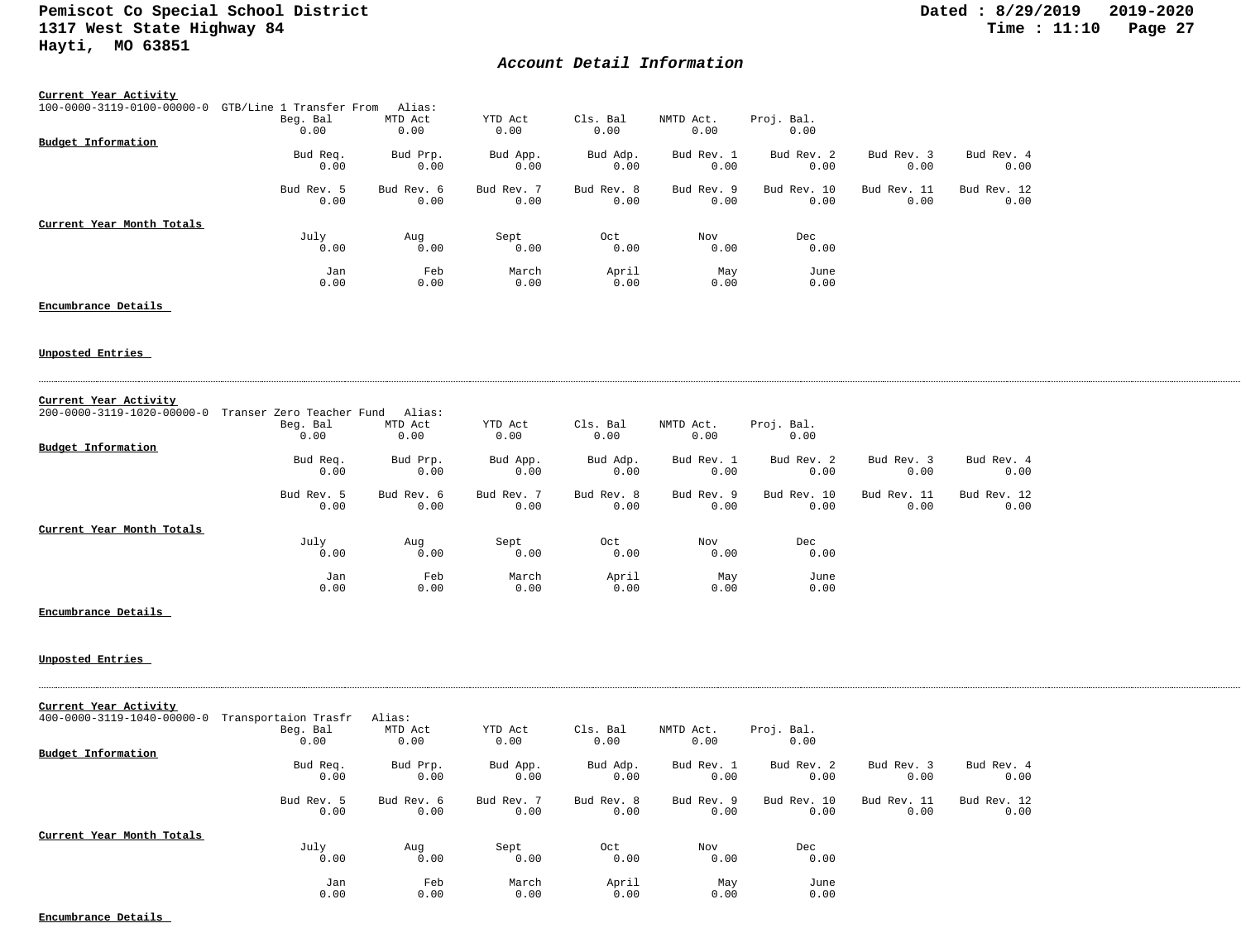## Account Detail Information

**Current Year Activity**

100-0000-3119-0100-00000-0 GTB/Line 1 Transfer From Alias:

| Beg. Bal | MTD Act | YTD Act | Cls. Bal | NMTD Act. | Proj. Bal. |
|---|---|---|---|---|---|
| 0.00 | 0.00 | 0.00 | 0.00 | 0.00 | 0.00 |

**Budget Information**

| Bud Req. | Bud Prp. | Bud App. | Bud Adp. | Bud Rev. 1 | Bud Rev. 2 | Bud Rev. 3 | Bud Rev. 4 |
|---|---|---|---|---|---|---|---|
| 0.00 | 0.00 | 0.00 | 0.00 | 0.00 | 0.00 | 0.00 | 0.00 |

| Bud Rev. 5 | Bud Rev. 6 | Bud Rev. 7 | Bud Rev. 8 | Bud Rev. 9 | Bud Rev. 10 | Bud Rev. 11 | Bud Rev. 12 |
|---|---|---|---|---|---|---|---|
| 0.00 | 0.00 | 0.00 | 0.00 | 0.00 | 0.00 | 0.00 | 0.00 |

**Current Year Month Totals**

| July | Aug | Sept | Oct | Nov | Dec |
|---|---|---|---|---|---|
| 0.00 | 0.00 | 0.00 | 0.00 | 0.00 | 0.00 |

| Jan | Feb | March | April | May | June |
|---|---|---|---|---|---|
| 0.00 | 0.00 | 0.00 | 0.00 | 0.00 | 0.00 |

**Encumbrance Details**

**Unposted Entries**

---

**Current Year Activity**

200-0000-3119-1020-00000-0 Transer Zero Teacher Fund Alias:

| Beg. Bal | MTD Act | YTD Act | Cls. Bal | NMTD Act. | Proj. Bal. |
|---|---|---|---|---|---|
| 0.00 | 0.00 | 0.00 | 0.00 | 0.00 | 0.00 |

**Budget Information**

| Bud Req. | Bud Prp. | Bud App. | Bud Adp. | Bud Rev. 1 | Bud Rev. 2 | Bud Rev. 3 | Bud Rev. 4 |
|---|---|---|---|---|---|---|---|
| 0.00 | 0.00 | 0.00 | 0.00 | 0.00 | 0.00 | 0.00 | 0.00 |

| Bud Rev. 5 | Bud Rev. 6 | Bud Rev. 7 | Bud Rev. 8 | Bud Rev. 9 | Bud Rev. 10 | Bud Rev. 11 | Bud Rev. 12 |
|---|---|---|---|---|---|---|---|
| 0.00 | 0.00 | 0.00 | 0.00 | 0.00 | 0.00 | 0.00 | 0.00 |

**Current Year Month Totals**

| July | Aug | Sept | Oct | Nov | Dec |
|---|---|---|---|---|---|
| 0.00 | 0.00 | 0.00 | 0.00 | 0.00 | 0.00 |

| Jan | Feb | March | April | May | June |
|---|---|---|---|---|---|
| 0.00 | 0.00 | 0.00 | 0.00 | 0.00 | 0.00 |

**Encumbrance Details**

**Unposted Entries**

---

**Current Year Activity**

400-0000-3119-1040-00000-0 Transportaion Trasfr Alias:

| Beg. Bal | MTD Act | YTD Act | Cls. Bal | NMTD Act. | Proj. Bal. |
|---|---|---|---|---|---|
| 0.00 | 0.00 | 0.00 | 0.00 | 0.00 | 0.00 |

**Budget Information**

| Bud Req. | Bud Prp. | Bud App. | Bud Adp. | Bud Rev. 1 | Bud Rev. 2 | Bud Rev. 3 | Bud Rev. 4 |
|---|---|---|---|---|---|---|---|
| 0.00 | 0.00 | 0.00 | 0.00 | 0.00 | 0.00 | 0.00 | 0.00 |

| Bud Rev. 5 | Bud Rev. 6 | Bud Rev. 7 | Bud Rev. 8 | Bud Rev. 9 | Bud Rev. 10 | Bud Rev. 11 | Bud Rev. 12 |
|---|---|---|---|---|---|---|---|
| 0.00 | 0.00 | 0.00 | 0.00 | 0.00 | 0.00 | 0.00 | 0.00 |

**Current Year Month Totals**

| July | Aug | Sept | Oct | Nov | Dec |
|---|---|---|---|---|---|
| 0.00 | 0.00 | 0.00 | 0.00 | 0.00 | 0.00 |

| Jan | Feb | March | April | May | June |
|---|---|---|---|---|---|
| 0.00 | 0.00 | 0.00 | 0.00 | 0.00 | 0.00 |

**Encumbrance Details**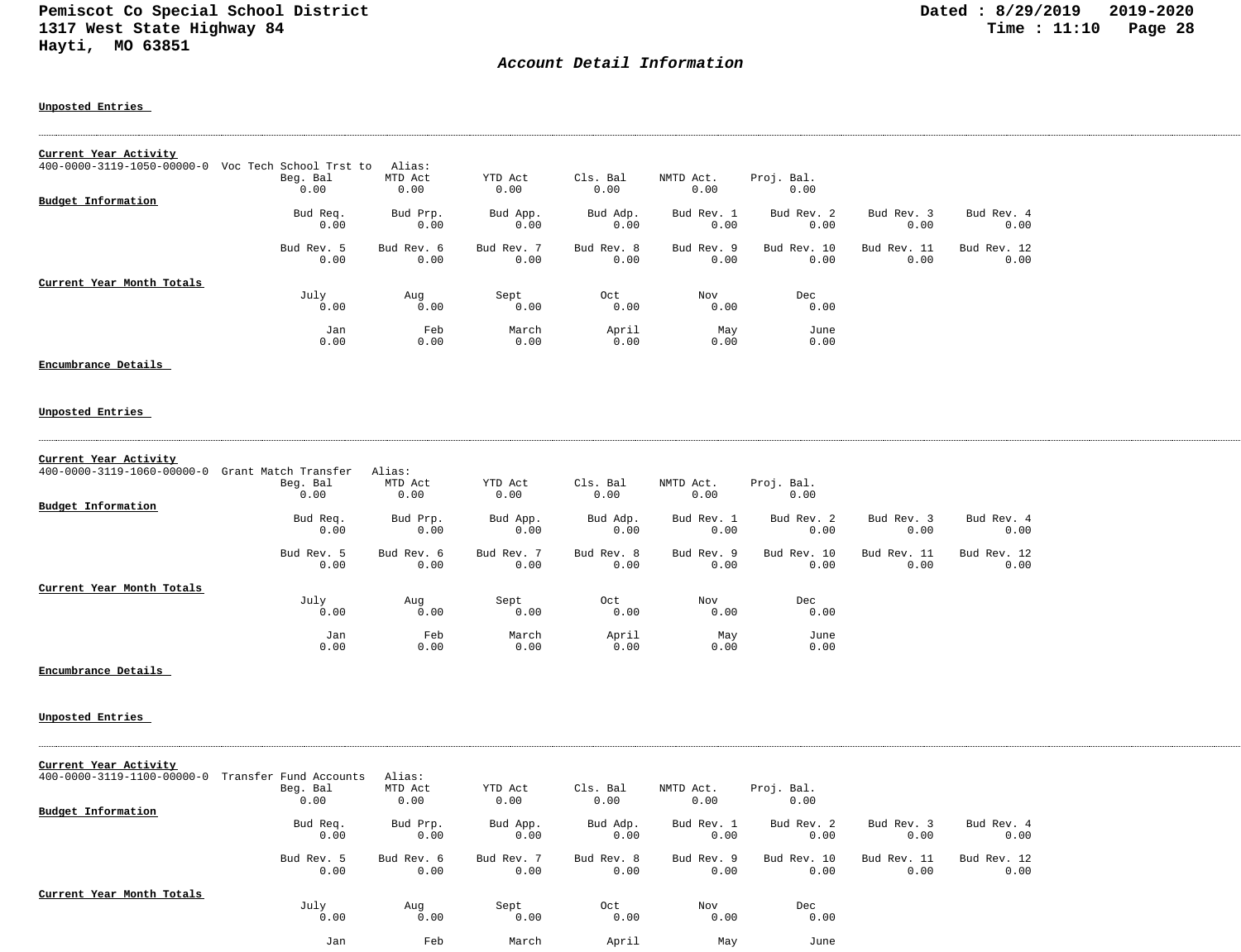## Account Detail Information

**Unposted Entries**

---

**Current Year Activity**

400-0000-3119-1050-00000-0 Voc Tech School Trst to Alias:

| Beg. Bal | MTD Act | YTD Act | Cls. Bal | NMTD Act. | Proj. Bal. |
|---|---|---|---|---|---|
| 0.00 | 0.00 | 0.00 | 0.00 | 0.00 | 0.00 |

**Budget Information**

| Bud Req. | Bud Prp. | Bud App. | Bud Adp. | Bud Rev. 1 | Bud Rev. 2 | Bud Rev. 3 | Bud Rev. 4 |
|---|---|---|---|---|---|---|---|
| 0.00 | 0.00 | 0.00 | 0.00 | 0.00 | 0.00 | 0.00 | 0.00 |

| Bud Rev. 5 | Bud Rev. 6 | Bud Rev. 7 | Bud Rev. 8 | Bud Rev. 9 | Bud Rev. 10 | Bud Rev. 11 | Bud Rev. 12 |
|---|---|---|---|---|---|---|---|
| 0.00 | 0.00 | 0.00 | 0.00 | 0.00 | 0.00 | 0.00 | 0.00 |

**Current Year Month Totals**

| July | Aug | Sept | Oct | Nov | Dec |
|---|---|---|---|---|---|
| 0.00 | 0.00 | 0.00 | 0.00 | 0.00 | 0.00 |

| Jan | Feb | March | April | May | June |
|---|---|---|---|---|---|
| 0.00 | 0.00 | 0.00 | 0.00 | 0.00 | 0.00 |

**Encumbrance Details**

**Unposted Entries**

---

**Current Year Activity**

400-0000-3119-1060-00000-0 Grant Match Transfer Alias:

| Beg. Bal | MTD Act | YTD Act | Cls. Bal | NMTD Act. | Proj. Bal. |
|---|---|---|---|---|---|
| 0.00 | 0.00 | 0.00 | 0.00 | 0.00 | 0.00 |

**Budget Information**

| Bud Req. | Bud Prp. | Bud App. | Bud Adp. | Bud Rev. 1 | Bud Rev. 2 | Bud Rev. 3 | Bud Rev. 4 |
|---|---|---|---|---|---|---|---|
| 0.00 | 0.00 | 0.00 | 0.00 | 0.00 | 0.00 | 0.00 | 0.00 |

| Bud Rev. 5 | Bud Rev. 6 | Bud Rev. 7 | Bud Rev. 8 | Bud Rev. 9 | Bud Rev. 10 | Bud Rev. 11 | Bud Rev. 12 |
|---|---|---|---|---|---|---|---|
| 0.00 | 0.00 | 0.00 | 0.00 | 0.00 | 0.00 | 0.00 | 0.00 |

**Current Year Month Totals**

| July | Aug | Sept | Oct | Nov | Dec |
|---|---|---|---|---|---|
| 0.00 | 0.00 | 0.00 | 0.00 | 0.00 | 0.00 |

| Jan | Feb | March | April | May | June |
|---|---|---|---|---|---|
| 0.00 | 0.00 | 0.00 | 0.00 | 0.00 | 0.00 |

**Encumbrance Details**

**Unposted Entries**

---

**Current Year Activity**

400-0000-3119-1100-00000-0 Transfer Fund Accounts Alias:

| Beg. Bal | MTD Act | YTD Act | Cls. Bal | NMTD Act. | Proj. Bal. |
|---|---|---|---|---|---|
| 0.00 | 0.00 | 0.00 | 0.00 | 0.00 | 0.00 |

**Budget Information**

| Bud Req. | Bud Prp. | Bud App. | Bud Adp. | Bud Rev. 1 | Bud Rev. 2 | Bud Rev. 3 | Bud Rev. 4 |
|---|---|---|---|---|---|---|---|
| 0.00 | 0.00 | 0.00 | 0.00 | 0.00 | 0.00 | 0.00 | 0.00 |

| Bud Rev. 5 | Bud Rev. 6 | Bud Rev. 7 | Bud Rev. 8 | Bud Rev. 9 | Bud Rev. 10 | Bud Rev. 11 | Bud Rev. 12 |
|---|---|---|---|---|---|---|---|
| 0.00 | 0.00 | 0.00 | 0.00 | 0.00 | 0.00 | 0.00 | 0.00 |

**Current Year Month Totals**

| July | Aug | Sept | Oct | Nov | Dec |
|---|---|---|---|---|---|
| 0.00 | 0.00 | 0.00 | 0.00 | 0.00 | 0.00 |

| Jan | Feb | March | April | May | June |
|---|---|---|---|---|---|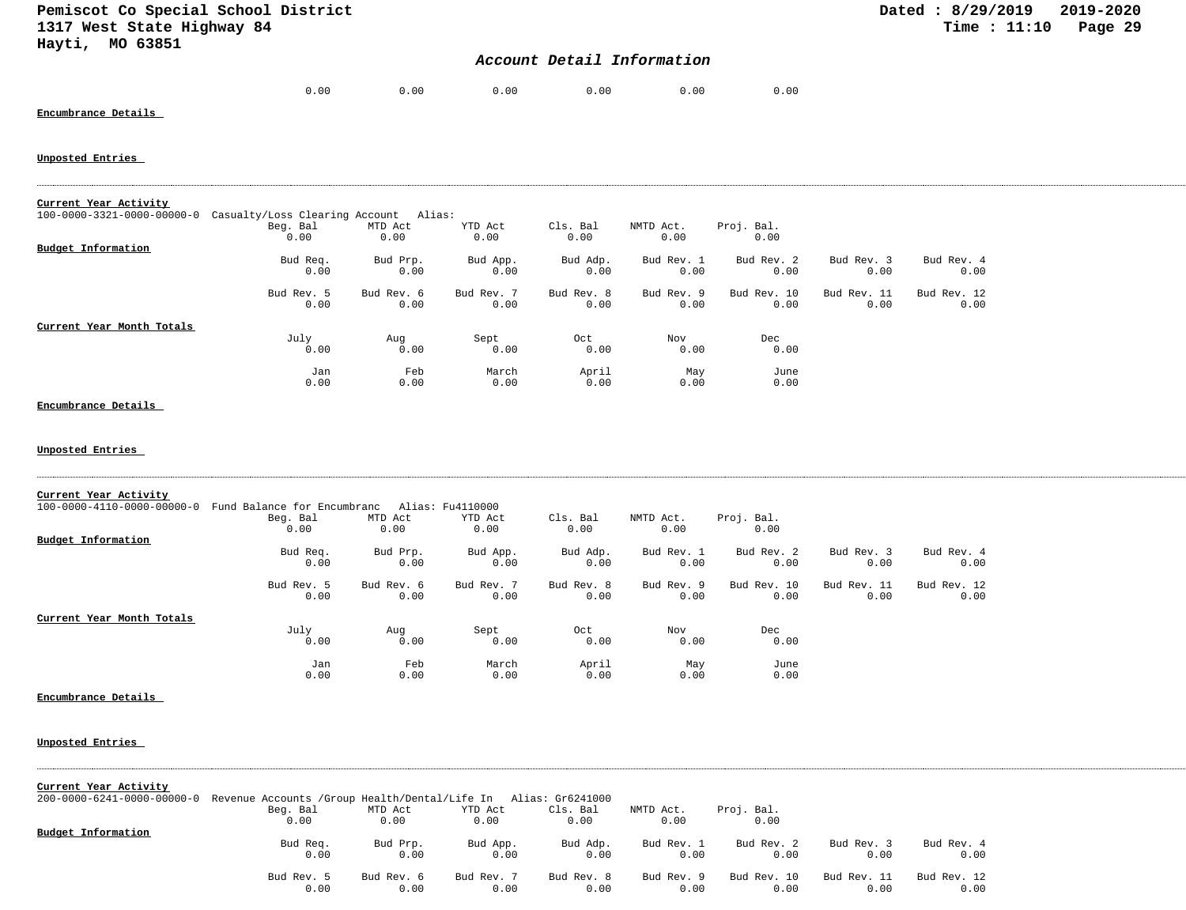Pemiscot Co Special School District
1317 West State Highway 84
Hayti, MO 63851

Dated : 8/29/2019 2019-2020
Time : 11:10

*Account Detail Information*

| | | | | | |
|---|---|---|---|---|---|
| 0.00 | 0.00 | 0.00 | 0.00 | 0.00 | 0.00 |

**Encumbrance Details**

**Unposted Entries**

---

**Current Year Activity**

100-0000-3321-0000-00000-0 Casualty/Loss Clearing Account Alias:

| Beg. Bal | MTD Act | YTD Act | Cls. Bal | NMTD Act. | Proj. Bal. |
|---|---|---|---|---|---|
| 0.00 | 0.00 | 0.00 | 0.00 | 0.00 | 0.00 |

**Budget Information**

| Bud Req. | Bud Prp. | Bud App. | Bud Adp. | Bud Rev. 1 | Bud Rev. 2 | Bud Rev. 3 | Bud Rev. 4 |
|---|---|---|---|---|---|---|---|
| 0.00 | 0.00 | 0.00 | 0.00 | 0.00 | 0.00 | 0.00 | 0.00 |

| Bud Rev. 5 | Bud Rev. 6 | Bud Rev. 7 | Bud Rev. 8 | Bud Rev. 9 | Bud Rev. 10 | Bud Rev. 11 | Bud Rev. 12 |
|---|---|---|---|---|---|---|---|
| 0.00 | 0.00 | 0.00 | 0.00 | 0.00 | 0.00 | 0.00 | 0.00 |

**Current Year Month Totals**

| July | Aug | Sept | Oct | Nov | Dec |
|---|---|---|---|---|---|
| 0.00 | 0.00 | 0.00 | 0.00 | 0.00 | 0.00 |

| Jan | Feb | March | April | May | June |
|---|---|---|---|---|---|
| 0.00 | 0.00 | 0.00 | 0.00 | 0.00 | 0.00 |

**Encumbrance Details**

**Unposted Entries**

---

**Current Year Activity**

100-0000-4110-0000-00000-0 Fund Balance for Encumbranc Alias: Fu4110000

| Beg. Bal | MTD Act | YTD Act | Cls. Bal | NMTD Act. | Proj. Bal. |
|---|---|---|---|---|---|
| 0.00 | 0.00 | 0.00 | 0.00 | 0.00 | 0.00 |

**Budget Information**

| Bud Req. | Bud Prp. | Bud App. | Bud Adp. | Bud Rev. 1 | Bud Rev. 2 | Bud Rev. 3 | Bud Rev. 4 |
|---|---|---|---|---|---|---|---|
| 0.00 | 0.00 | 0.00 | 0.00 | 0.00 | 0.00 | 0.00 | 0.00 |

| Bud Rev. 5 | Bud Rev. 6 | Bud Rev. 7 | Bud Rev. 8 | Bud Rev. 9 | Bud Rev. 10 | Bud Rev. 11 | Bud Rev. 12 |
|---|---|---|---|---|---|---|---|
| 0.00 | 0.00 | 0.00 | 0.00 | 0.00 | 0.00 | 0.00 | 0.00 |

**Current Year Month Totals**

| July | Aug | Sept | Oct | Nov | Dec |
|---|---|---|---|---|---|
| 0.00 | 0.00 | 0.00 | 0.00 | 0.00 | 0.00 |

| Jan | Feb | March | April | May | June |
|---|---|---|---|---|---|
| 0.00 | 0.00 | 0.00 | 0.00 | 0.00 | 0.00 |

**Encumbrance Details**

**Unposted Entries**

---

**Current Year Activity**

200-0000-6241-0000-00000-0 Revenue Accounts /Group Health/Dental/Life In Alias: Gr6241000

| Beg. Bal | MTD Act | YTD Act | Cls. Bal | NMTD Act. | Proj. Bal. |
|---|---|---|---|---|---|
| 0.00 | 0.00 | 0.00 | 0.00 | 0.00 | 0.00 |

**Budget Information**

| Bud Req. | Bud Prp. | Bud App. | Bud Adp. | Bud Rev. 1 | Bud Rev. 2 | Bud Rev. 3 | Bud Rev. 4 |
|---|---|---|---|---|---|---|---|
| 0.00 | 0.00 | 0.00 | 0.00 | 0.00 | 0.00 | 0.00 | 0.00 |

| Bud Rev. 5 | Bud Rev. 6 | Bud Rev. 7 | Bud Rev. 8 | Bud Rev. 9 | Bud Rev. 10 | Bud Rev. 11 | Bud Rev. 12 |
|---|---|---|---|---|---|---|---|
| 0.00 | 0.00 | 0.00 | 0.00 | 0.00 | 0.00 | 0.00 | 0.00 |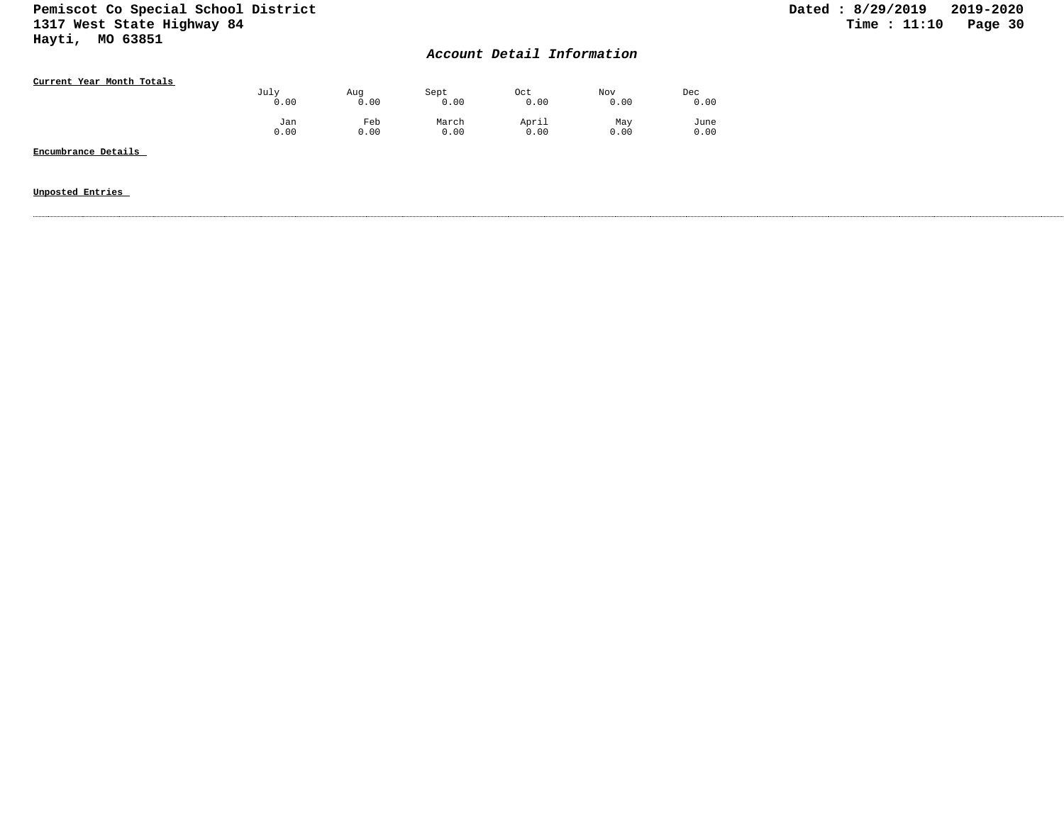Pemiscot Co Special School District
1317 West State Highway 84
Hayti, MO 63851

Dated : 8/29/2019 2019-2020
Time : 11:10

## *Account Detail Information*

**Current Year Month Totals**

| July | Aug | Sept | Oct | Nov | Dec |
|---|---|---|---|---|---|
| 0.00 | 0.00 | 0.00 | 0.00 | 0.00 | 0.00 |
| **Jan** | **Feb** | **March** | **April** | **May** | **June** |
| 0.00 | 0.00 | 0.00 | 0.00 | 0.00 | 0.00 |

**Encumbrance Details**

**Unposted Entries**